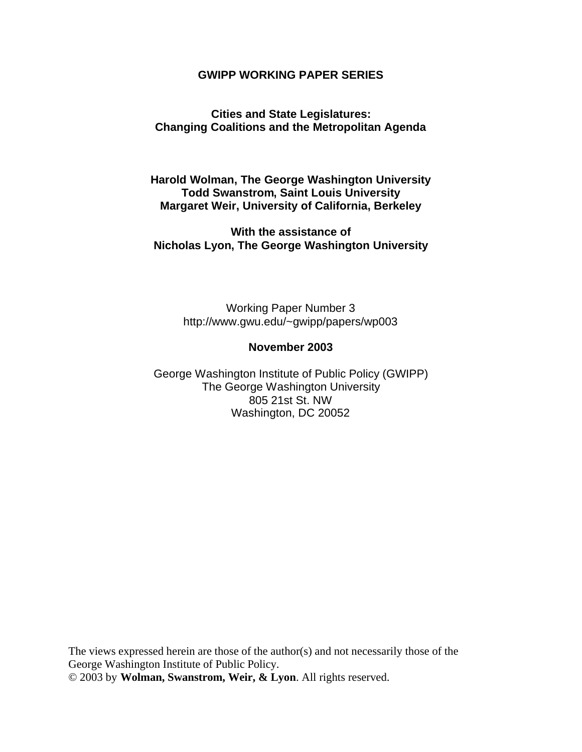**GWIPP WORKING PAPER SERIES**

# Cities and State Legislatures: Changing Coalitions and the Metropolitan Agenda

**Harold Wolman, The George Washington University**
**Todd Swanstrom, Saint Louis University**
**Margaret Weir, University of California, Berkeley**

**With the assistance of**
**Nicholas Lyon, The George Washington University**

Working Paper Number 3
http://www.gwu.edu/~gwipp/papers/wp003

**November 2003**

George Washington Institute of Public Policy (GWIPP)
The George Washington University
805 21st St. NW
Washington, DC 20052

The views expressed herein are those of the author(s) and not necessarily those of the George Washington Institute of Public Policy.
© 2003 by **Wolman, Swanstrom, Weir, & Lyon**. All rights reserved.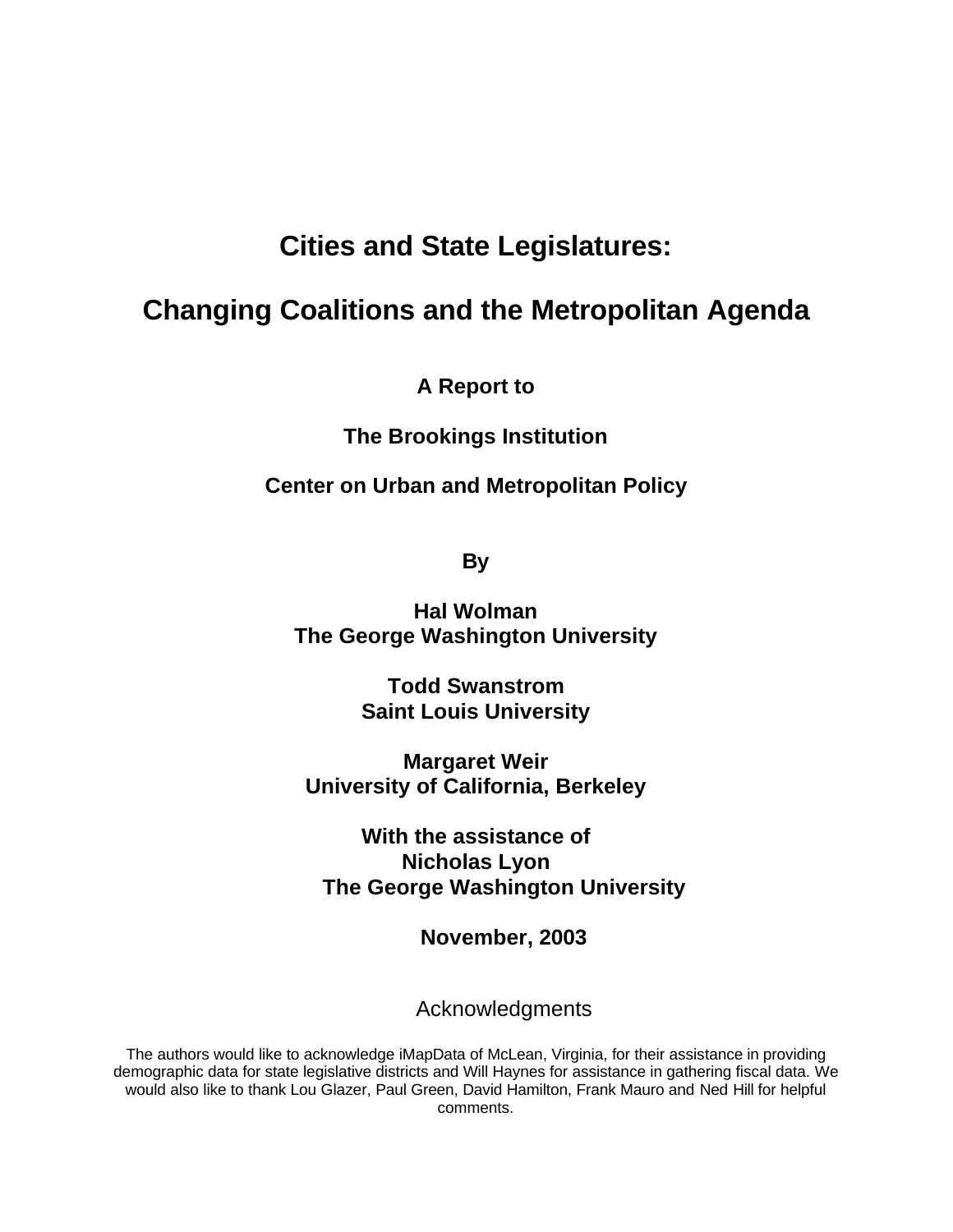# Cities and State Legislatures:

# Changing Coalitions and the Metropolitan Agenda

**A Report to**

**The Brookings Institution**

**Center on Urban and Metropolitan Policy**

**By**

**Hal Wolman**
**The George Washington University**

**Todd Swanstrom**
**Saint Louis University**

**Margaret Weir**
**University of California, Berkeley**

**With the assistance of**
**Nicholas Lyon**
**The George Washington University**

**November, 2003**

## Acknowledgments

The authors would like to acknowledge iMapData of McLean, Virginia, for their assistance in providing demographic data for state legislative districts and Will Haynes for assistance in gathering fiscal data. We would also like to thank Lou Glazer, Paul Green, David Hamilton, Frank Mauro and Ned Hill for helpful comments.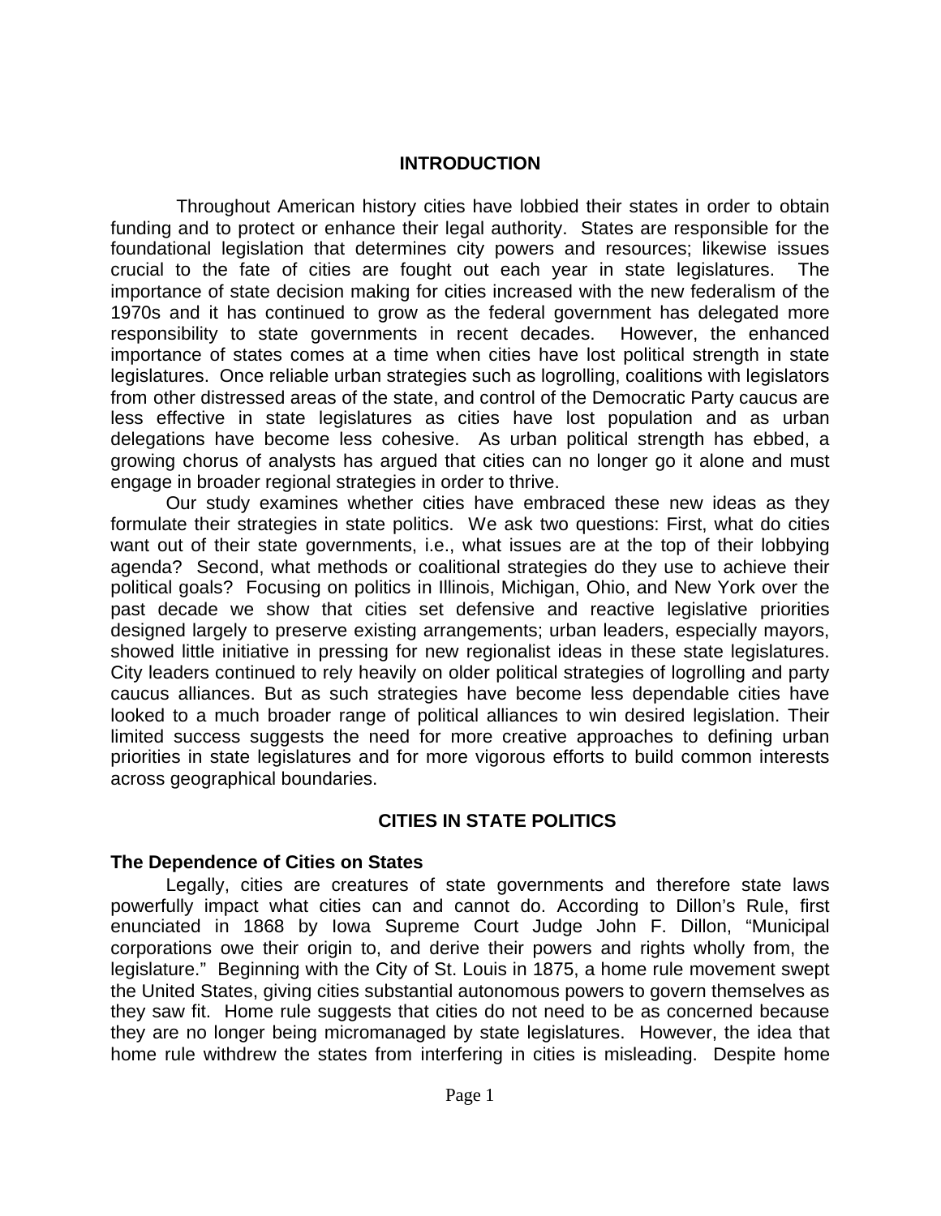## INTRODUCTION

Throughout American history cities have lobbied their states in order to obtain funding and to protect or enhance their legal authority. States are responsible for the foundational legislation that determines city powers and resources; likewise issues crucial to the fate of cities are fought out each year in state legislatures. The importance of state decision making for cities increased with the new federalism of the 1970s and it has continued to grow as the federal government has delegated more responsibility to state governments in recent decades. However, the enhanced importance of states comes at a time when cities have lost political strength in state legislatures. Once reliable urban strategies such as logrolling, coalitions with legislators from other distressed areas of the state, and control of the Democratic Party caucus are less effective in state legislatures as cities have lost population and as urban delegations have become less cohesive. As urban political strength has ebbed, a growing chorus of analysts has argued that cities can no longer go it alone and must engage in broader regional strategies in order to thrive.

Our study examines whether cities have embraced these new ideas as they formulate their strategies in state politics. We ask two questions: First, what do cities want out of their state governments, i.e., what issues are at the top of their lobbying agenda? Second, what methods or coalitional strategies do they use to achieve their political goals? Focusing on politics in Illinois, Michigan, Ohio, and New York over the past decade we show that cities set defensive and reactive legislative priorities designed largely to preserve existing arrangements; urban leaders, especially mayors, showed little initiative in pressing for new regionalist ideas in these state legislatures. City leaders continued to rely heavily on older political strategies of logrolling and party caucus alliances. But as such strategies have become less dependable cities have looked to a much broader range of political alliances to win desired legislation. Their limited success suggests the need for more creative approaches to defining urban priorities in state legislatures and for more vigorous efforts to build common interests across geographical boundaries.

## CITIES IN STATE POLITICS

### The Dependence of Cities on States

Legally, cities are creatures of state governments and therefore state laws powerfully impact what cities can and cannot do. According to Dillon's Rule, first enunciated in 1868 by Iowa Supreme Court Judge John F. Dillon, "Municipal corporations owe their origin to, and derive their powers and rights wholly from, the legislature." Beginning with the City of St. Louis in 1875, a home rule movement swept the United States, giving cities substantial autonomous powers to govern themselves as they saw fit. Home rule suggests that cities do not need to be as concerned because they are no longer being micromanaged by state legislatures. However, the idea that home rule withdrew the states from interfering in cities is misleading. Despite home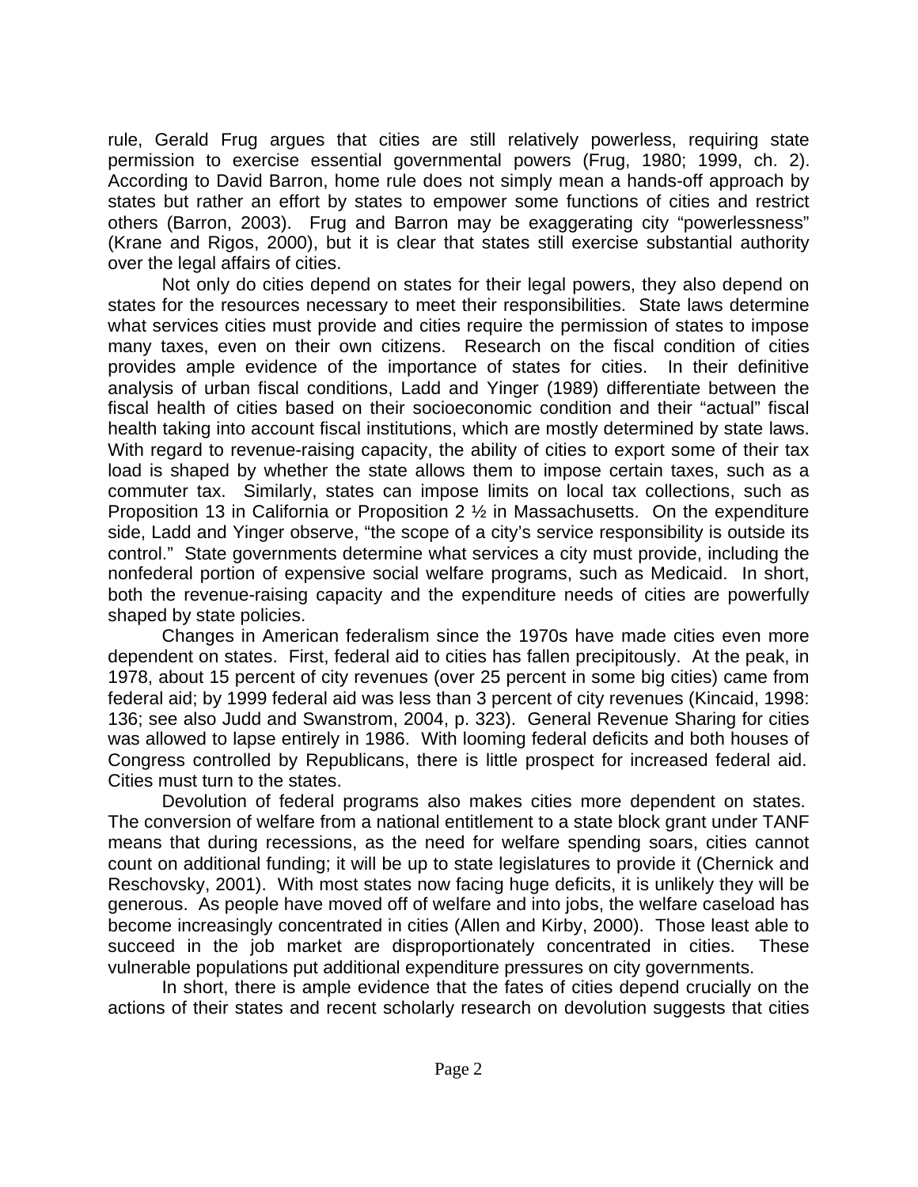rule, Gerald Frug argues that cities are still relatively powerless, requiring state permission to exercise essential governmental powers (Frug, 1980; 1999, ch. 2). According to David Barron, home rule does not simply mean a hands-off approach by states but rather an effort by states to empower some functions of cities and restrict others (Barron, 2003). Frug and Barron may be exaggerating city "powerlessness" (Krane and Rigos, 2000), but it is clear that states still exercise substantial authority over the legal affairs of cities.

Not only do cities depend on states for their legal powers, they also depend on states for the resources necessary to meet their responsibilities. State laws determine what services cities must provide and cities require the permission of states to impose many taxes, even on their own citizens. Research on the fiscal condition of cities provides ample evidence of the importance of states for cities. In their definitive analysis of urban fiscal conditions, Ladd and Yinger (1989) differentiate between the fiscal health of cities based on their socioeconomic condition and their "actual" fiscal health taking into account fiscal institutions, which are mostly determined by state laws. With regard to revenue-raising capacity, the ability of cities to export some of their tax load is shaped by whether the state allows them to impose certain taxes, such as a commuter tax. Similarly, states can impose limits on local tax collections, such as Proposition 13 in California or Proposition 2 ½ in Massachusetts. On the expenditure side, Ladd and Yinger observe, "the scope of a city's service responsibility is outside its control." State governments determine what services a city must provide, including the nonfederal portion of expensive social welfare programs, such as Medicaid. In short, both the revenue-raising capacity and the expenditure needs of cities are powerfully shaped by state policies.

Changes in American federalism since the 1970s have made cities even more dependent on states. First, federal aid to cities has fallen precipitously. At the peak, in 1978, about 15 percent of city revenues (over 25 percent in some big cities) came from federal aid; by 1999 federal aid was less than 3 percent of city revenues (Kincaid, 1998: 136; see also Judd and Swanstrom, 2004, p. 323). General Revenue Sharing for cities was allowed to lapse entirely in 1986. With looming federal deficits and both houses of Congress controlled by Republicans, there is little prospect for increased federal aid. Cities must turn to the states.

Devolution of federal programs also makes cities more dependent on states. The conversion of welfare from a national entitlement to a state block grant under TANF means that during recessions, as the need for welfare spending soars, cities cannot count on additional funding; it will be up to state legislatures to provide it (Chernick and Reschovsky, 2001). With most states now facing huge deficits, it is unlikely they will be generous. As people have moved off of welfare and into jobs, the welfare caseload has become increasingly concentrated in cities (Allen and Kirby, 2000). Those least able to succeed in the job market are disproportionately concentrated in cities. These vulnerable populations put additional expenditure pressures on city governments.

In short, there is ample evidence that the fates of cities depend crucially on the actions of their states and recent scholarly research on devolution suggests that cities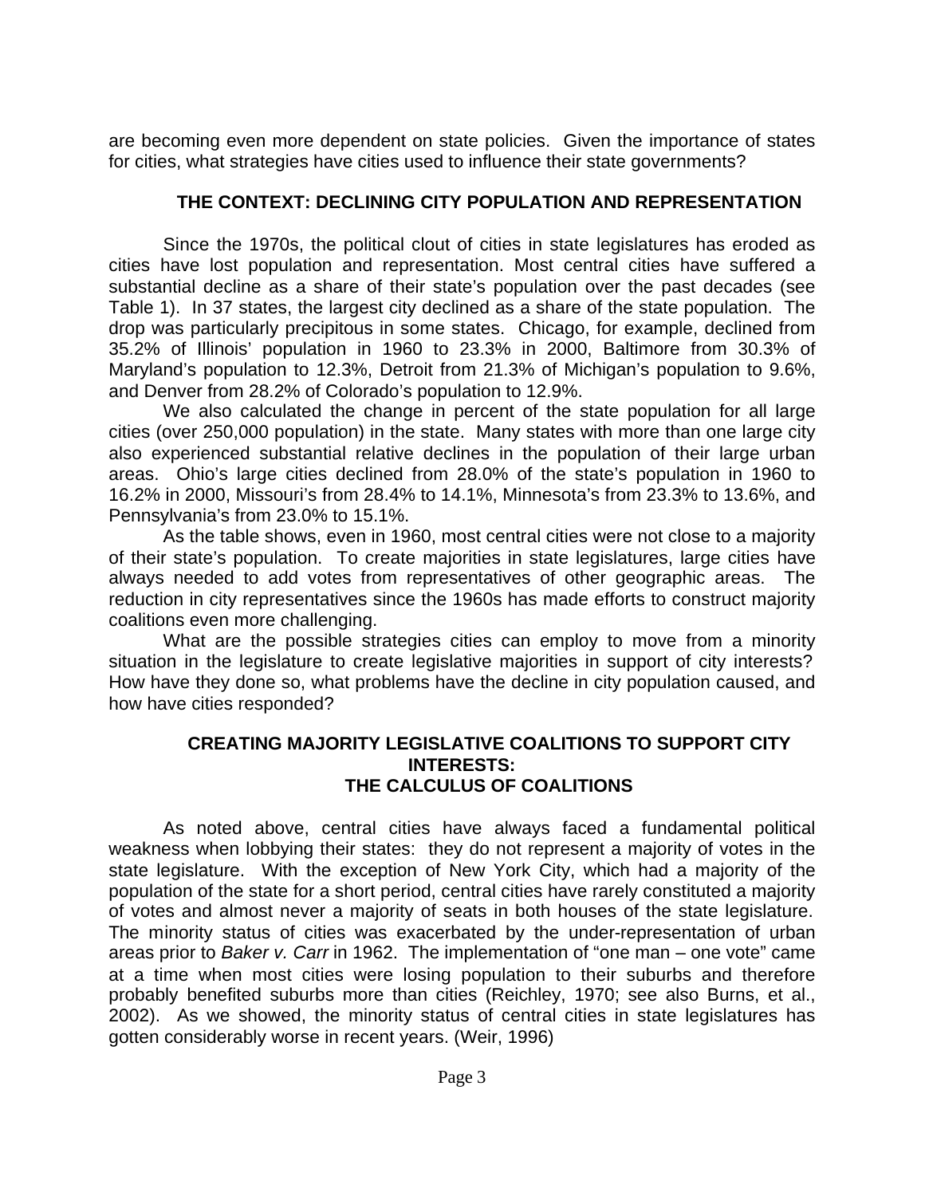are becoming even more dependent on state policies. Given the importance of states for cities, what strategies have cities used to influence their state governments?

## THE CONTEXT: DECLINING CITY POPULATION AND REPRESENTATION

Since the 1970s, the political clout of cities in state legislatures has eroded as cities have lost population and representation. Most central cities have suffered a substantial decline as a share of their state's population over the past decades (see Table 1). In 37 states, the largest city declined as a share of the state population. The drop was particularly precipitous in some states. Chicago, for example, declined from 35.2% of Illinois' population in 1960 to 23.3% in 2000, Baltimore from 30.3% of Maryland's population to 12.3%, Detroit from 21.3% of Michigan's population to 9.6%, and Denver from 28.2% of Colorado's population to 12.9%.

We also calculated the change in percent of the state population for all large cities (over 250,000 population) in the state. Many states with more than one large city also experienced substantial relative declines in the population of their large urban areas. Ohio's large cities declined from 28.0% of the state's population in 1960 to 16.2% in 2000, Missouri's from 28.4% to 14.1%, Minnesota's from 23.3% to 13.6%, and Pennsylvania's from 23.0% to 15.1%.

As the table shows, even in 1960, most central cities were not close to a majority of their state's population. To create majorities in state legislatures, large cities have always needed to add votes from representatives of other geographic areas. The reduction in city representatives since the 1960s has made efforts to construct majority coalitions even more challenging.

What are the possible strategies cities can employ to move from a minority situation in the legislature to create legislative majorities in support of city interests? How have they done so, what problems have the decline in city population caused, and how have cities responded?

## CREATING MAJORITY LEGISLATIVE COALITIONS TO SUPPORT CITY INTERESTS: THE CALCULUS OF COALITIONS

As noted above, central cities have always faced a fundamental political weakness when lobbying their states: they do not represent a majority of votes in the state legislature. With the exception of New York City, which had a majority of the population of the state for a short period, central cities have rarely constituted a majority of votes and almost never a majority of seats in both houses of the state legislature. The minority status of cities was exacerbated by the under-representation of urban areas prior to *Baker v. Carr* in 1962. The implementation of "one man – one vote" came at a time when most cities were losing population to their suburbs and therefore probably benefited suburbs more than cities (Reichley, 1970; see also Burns, et al., 2002). As we showed, the minority status of central cities in state legislatures has gotten considerably worse in recent years. (Weir, 1996)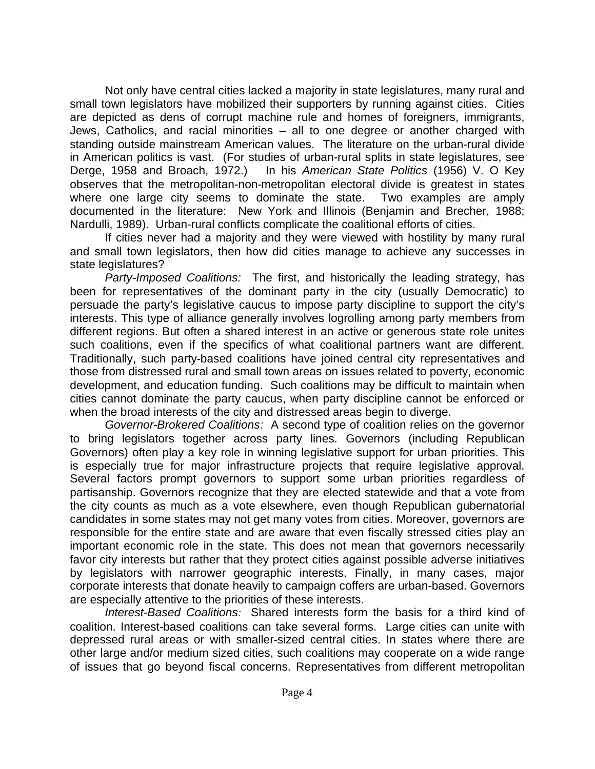Not only have central cities lacked a majority in state legislatures, many rural and small town legislators have mobilized their supporters by running against cities. Cities are depicted as dens of corrupt machine rule and homes of foreigners, immigrants, Jews, Catholics, and racial minorities – all to one degree or another charged with standing outside mainstream American values. The literature on the urban-rural divide in American politics is vast. (For studies of urban-rural splits in state legislatures, see Derge, 1958 and Broach, 1972.) In his *American State Politics* (1956) V. O Key observes that the metropolitan-non-metropolitan electoral divide is greatest in states where one large city seems to dominate the state. Two examples are amply documented in the literature: New York and Illinois (Benjamin and Brecher, 1988; Nardulli, 1989). Urban-rural conflicts complicate the coalitional efforts of cities.

If cities never had a majority and they were viewed with hostility by many rural and small town legislators, then how did cities manage to achieve any successes in state legislatures?

*Party-Imposed Coalitions:* The first, and historically the leading strategy, has been for representatives of the dominant party in the city (usually Democratic) to persuade the party's legislative caucus to impose party discipline to support the city's interests. This type of alliance generally involves logrolling among party members from different regions. But often a shared interest in an active or generous state role unites such coalitions, even if the specifics of what coalitional partners want are different. Traditionally, such party-based coalitions have joined central city representatives and those from distressed rural and small town areas on issues related to poverty, economic development, and education funding. Such coalitions may be difficult to maintain when cities cannot dominate the party caucus, when party discipline cannot be enforced or when the broad interests of the city and distressed areas begin to diverge.

*Governor-Brokered Coalitions:* A second type of coalition relies on the governor to bring legislators together across party lines. Governors (including Republican Governors) often play a key role in winning legislative support for urban priorities. This is especially true for major infrastructure projects that require legislative approval. Several factors prompt governors to support some urban priorities regardless of partisanship. Governors recognize that they are elected statewide and that a vote from the city counts as much as a vote elsewhere, even though Republican gubernatorial candidates in some states may not get many votes from cities. Moreover, governors are responsible for the entire state and are aware that even fiscally stressed cities play an important economic role in the state. This does not mean that governors necessarily favor city interests but rather that they protect cities against possible adverse initiatives by legislators with narrower geographic interests. Finally, in many cases, major corporate interests that donate heavily to campaign coffers are urban-based. Governors are especially attentive to the priorities of these interests.

*Interest-Based Coalitions:* Shared interests form the basis for a third kind of coalition. Interest-based coalitions can take several forms. Large cities can unite with depressed rural areas or with smaller-sized central cities. In states where there are other large and/or medium sized cities, such coalitions may cooperate on a wide range of issues that go beyond fiscal concerns. Representatives from different metropolitan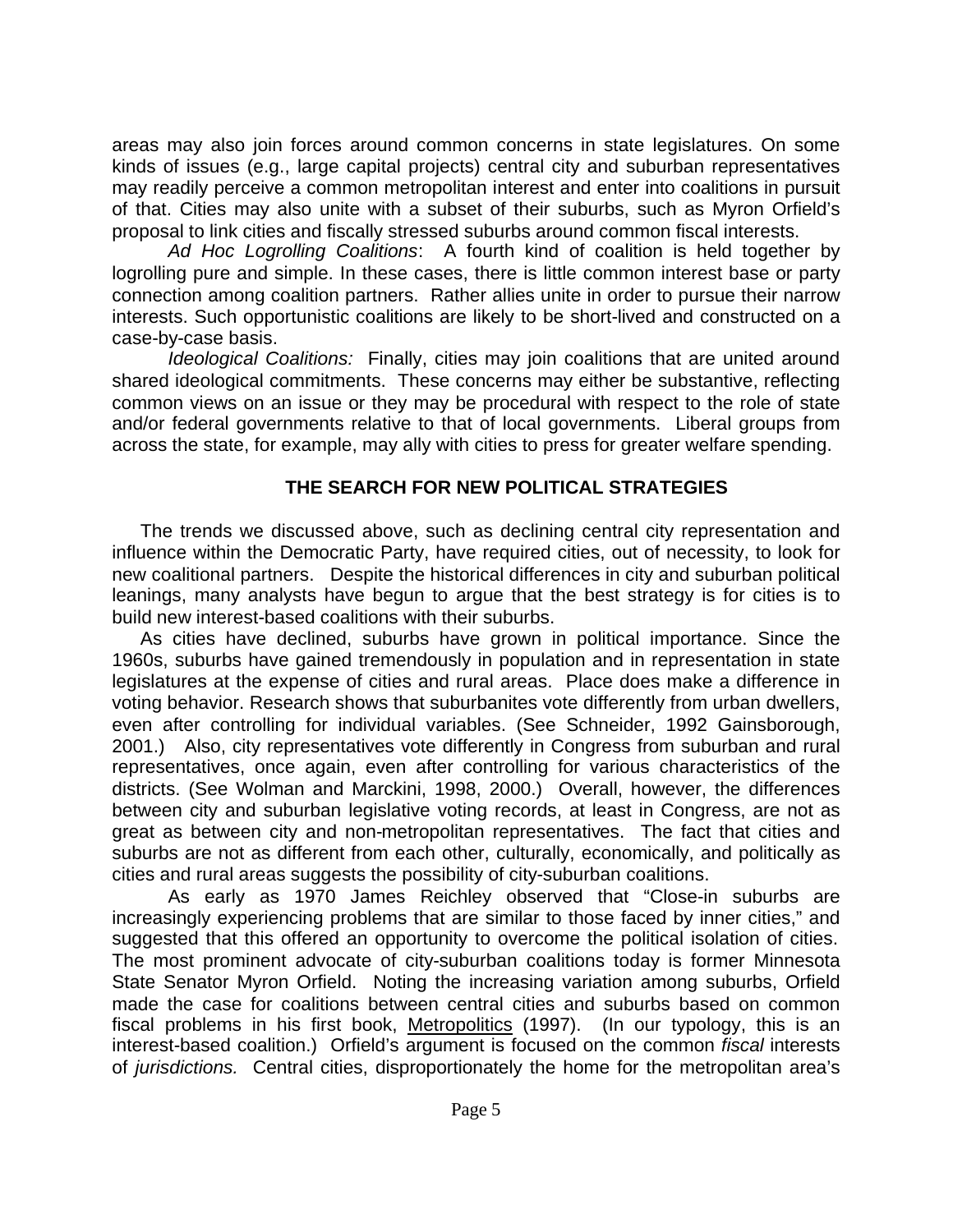areas may also join forces around common concerns in state legislatures. On some kinds of issues (e.g., large capital projects) central city and suburban representatives may readily perceive a common metropolitan interest and enter into coalitions in pursuit of that. Cities may also unite with a subset of their suburbs, such as Myron Orfield's proposal to link cities and fiscally stressed suburbs around common fiscal interests.

*Ad Hoc Logrolling Coalitions*: A fourth kind of coalition is held together by logrolling pure and simple. In these cases, there is little common interest base or party connection among coalition partners. Rather allies unite in order to pursue their narrow interests. Such opportunistic coalitions are likely to be short-lived and constructed on a case-by-case basis.

*Ideological Coalitions:* Finally, cities may join coalitions that are united around shared ideological commitments. These concerns may either be substantive, reflecting common views on an issue or they may be procedural with respect to the role of state and/or federal governments relative to that of local governments. Liberal groups from across the state, for example, may ally with cities to press for greater welfare spending.

## THE SEARCH FOR NEW POLITICAL STRATEGIES

The trends we discussed above, such as declining central city representation and influence within the Democratic Party, have required cities, out of necessity, to look for new coalitional partners. Despite the historical differences in city and suburban political leanings, many analysts have begun to argue that the best strategy is for cities is to build new interest-based coalitions with their suburbs.

As cities have declined, suburbs have grown in political importance. Since the 1960s, suburbs have gained tremendously in population and in representation in state legislatures at the expense of cities and rural areas. Place does make a difference in voting behavior. Research shows that suburbanites vote differently from urban dwellers, even after controlling for individual variables. (See Schneider, 1992 Gainsborough, 2001.) Also, city representatives vote differently in Congress from suburban and rural representatives, once again, even after controlling for various characteristics of the districts. (See Wolman and Marckini, 1998, 2000.) Overall, however, the differences between city and suburban legislative voting records, at least in Congress, are not as great as between city and non-metropolitan representatives. The fact that cities and suburbs are not as different from each other, culturally, economically, and politically as cities and rural areas suggests the possibility of city-suburban coalitions.

As early as 1970 James Reichley observed that "Close-in suburbs are increasingly experiencing problems that are similar to those faced by inner cities," and suggested that this offered an opportunity to overcome the political isolation of cities. The most prominent advocate of city-suburban coalitions today is former Minnesota State Senator Myron Orfield. Noting the increasing variation among suburbs, Orfield made the case for coalitions between central cities and suburbs based on common fiscal problems in his first book, Metropolitics (1997). (In our typology, this is an interest-based coalition.) Orfield's argument is focused on the common *fiscal* interests of *jurisdictions.* Central cities, disproportionately the home for the metropolitan area's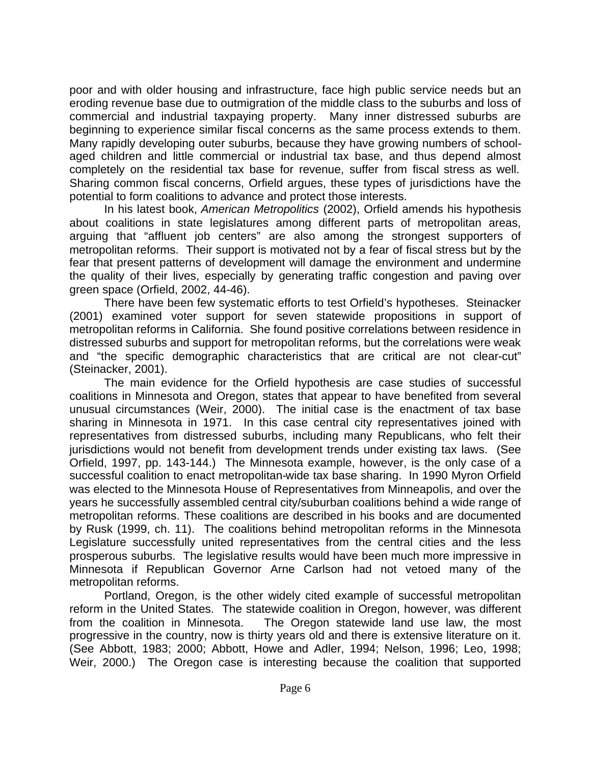poor and with older housing and infrastructure, face high public service needs but an eroding revenue base due to outmigration of the middle class to the suburbs and loss of commercial and industrial taxpaying property. Many inner distressed suburbs are beginning to experience similar fiscal concerns as the same process extends to them. Many rapidly developing outer suburbs, because they have growing numbers of school-aged children and little commercial or industrial tax base, and thus depend almost completely on the residential tax base for revenue, suffer from fiscal stress as well. Sharing common fiscal concerns, Orfield argues, these types of jurisdictions have the potential to form coalitions to advance and protect those interests.

In his latest book, *American Metropolitics* (2002), Orfield amends his hypothesis about coalitions in state legislatures among different parts of metropolitan areas, arguing that "affluent job centers" are also among the strongest supporters of metropolitan reforms. Their support is motivated not by a fear of fiscal stress but by the fear that present patterns of development will damage the environment and undermine the quality of their lives, especially by generating traffic congestion and paving over green space (Orfield, 2002, 44-46).

There have been few systematic efforts to test Orfield's hypotheses. Steinacker (2001) examined voter support for seven statewide propositions in support of metropolitan reforms in California. She found positive correlations between residence in distressed suburbs and support for metropolitan reforms, but the correlations were weak and "the specific demographic characteristics that are critical are not clear-cut" (Steinacker, 2001).

The main evidence for the Orfield hypothesis are case studies of successful coalitions in Minnesota and Oregon, states that appear to have benefited from several unusual circumstances (Weir, 2000). The initial case is the enactment of tax base sharing in Minnesota in 1971. In this case central city representatives joined with representatives from distressed suburbs, including many Republicans, who felt their jurisdictions would not benefit from development trends under existing tax laws. (See Orfield, 1997, pp. 143-144.) The Minnesota example, however, is the only case of a successful coalition to enact metropolitan-wide tax base sharing. In 1990 Myron Orfield was elected to the Minnesota House of Representatives from Minneapolis, and over the years he successfully assembled central city/suburban coalitions behind a wide range of metropolitan reforms. These coalitions are described in his books and are documented by Rusk (1999, ch. 11). The coalitions behind metropolitan reforms in the Minnesota Legislature successfully united representatives from the central cities and the less prosperous suburbs. The legislative results would have been much more impressive in Minnesota if Republican Governor Arne Carlson had not vetoed many of the metropolitan reforms.

Portland, Oregon, is the other widely cited example of successful metropolitan reform in the United States. The statewide coalition in Oregon, however, was different from the coalition in Minnesota. The Oregon statewide land use law, the most progressive in the country, now is thirty years old and there is extensive literature on it. (See Abbott, 1983; 2000; Abbott, Howe and Adler, 1994; Nelson, 1996; Leo, 1998; Weir, 2000.) The Oregon case is interesting because the coalition that supported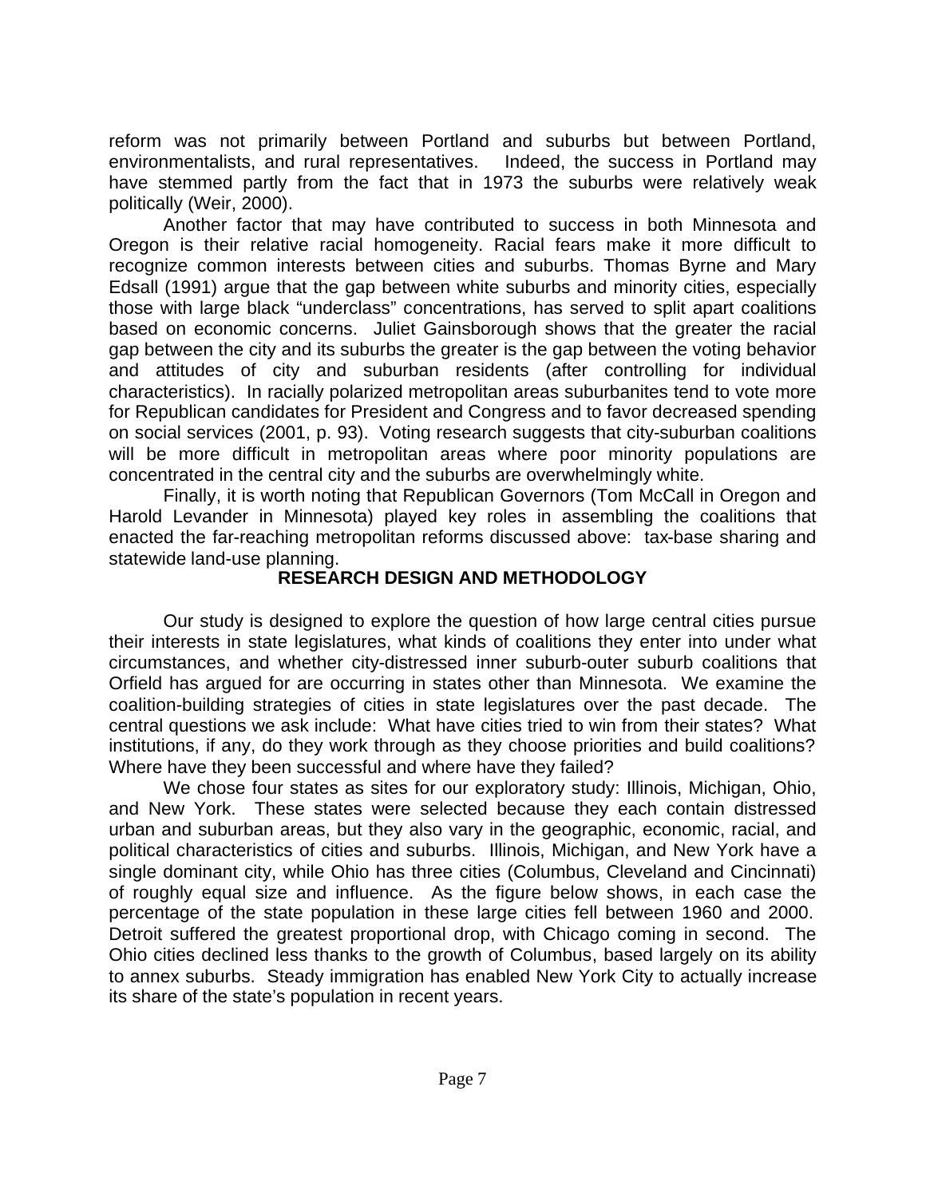reform was not primarily between Portland and suburbs but between Portland, environmentalists, and rural representatives. Indeed, the success in Portland may have stemmed partly from the fact that in 1973 the suburbs were relatively weak politically (Weir, 2000).

Another factor that may have contributed to success in both Minnesota and Oregon is their relative racial homogeneity. Racial fears make it more difficult to recognize common interests between cities and suburbs. Thomas Byrne and Mary Edsall (1991) argue that the gap between white suburbs and minority cities, especially those with large black "underclass" concentrations, has served to split apart coalitions based on economic concerns. Juliet Gainsborough shows that the greater the racial gap between the city and its suburbs the greater is the gap between the voting behavior and attitudes of city and suburban residents (after controlling for individual characteristics). In racially polarized metropolitan areas suburbanites tend to vote more for Republican candidates for President and Congress and to favor decreased spending on social services (2001, p. 93). Voting research suggests that city-suburban coalitions will be more difficult in metropolitan areas where poor minority populations are concentrated in the central city and the suburbs are overwhelmingly white.

Finally, it is worth noting that Republican Governors (Tom McCall in Oregon and Harold Levander in Minnesota) played key roles in assembling the coalitions that enacted the far-reaching metropolitan reforms discussed above: tax-base sharing and statewide land-use planning.

## RESEARCH DESIGN AND METHODOLOGY

Our study is designed to explore the question of how large central cities pursue their interests in state legislatures, what kinds of coalitions they enter into under what circumstances, and whether city-distressed inner suburb-outer suburb coalitions that Orfield has argued for are occurring in states other than Minnesota. We examine the coalition-building strategies of cities in state legislatures over the past decade. The central questions we ask include: What have cities tried to win from their states? What institutions, if any, do they work through as they choose priorities and build coalitions? Where have they been successful and where have they failed?

We chose four states as sites for our exploratory study: Illinois, Michigan, Ohio, and New York. These states were selected because they each contain distressed urban and suburban areas, but they also vary in the geographic, economic, racial, and political characteristics of cities and suburbs. Illinois, Michigan, and New York have a single dominant city, while Ohio has three cities (Columbus, Cleveland and Cincinnati) of roughly equal size and influence. As the figure below shows, in each case the percentage of the state population in these large cities fell between 1960 and 2000. Detroit suffered the greatest proportional drop, with Chicago coming in second. The Ohio cities declined less thanks to the growth of Columbus, based largely on its ability to annex suburbs. Steady immigration has enabled New York City to actually increase its share of the state's population in recent years.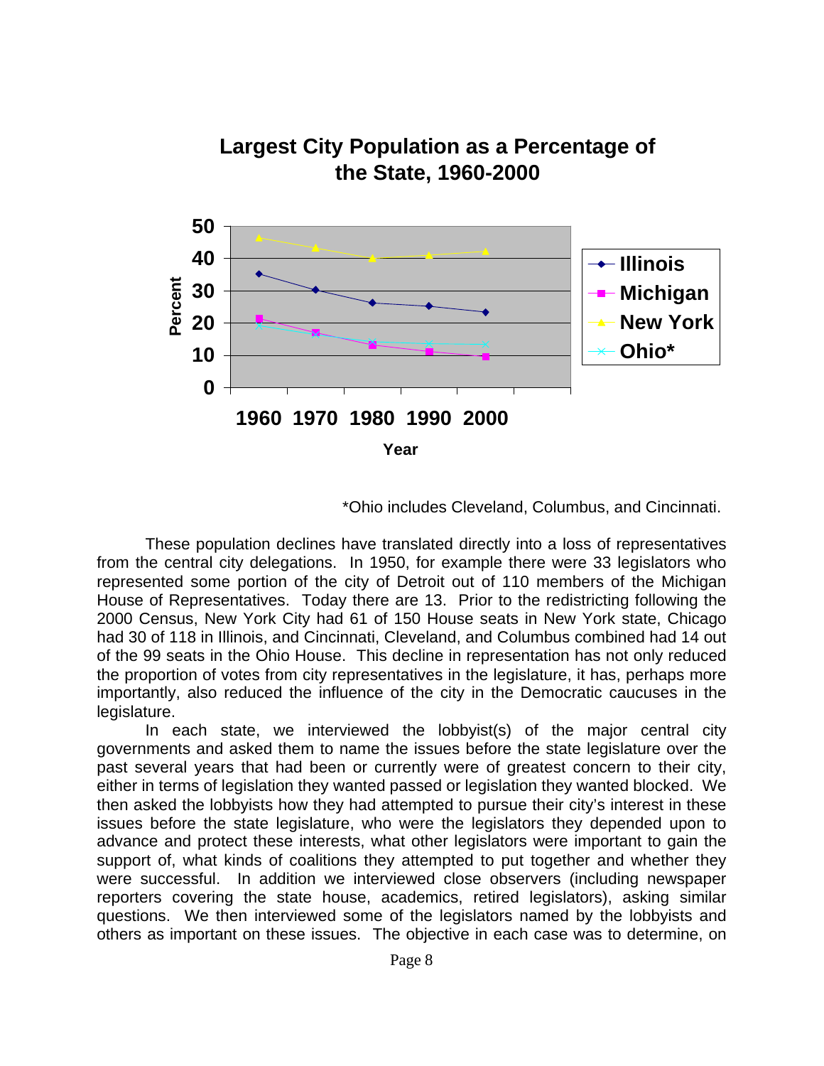**Largest City Population as a Percentage of the State, 1960-2000**

*Ohio includes Cleveland, Columbus, and Cincinnati.

These population declines have translated directly into a loss of representatives from the central city delegations. In 1950, for example there were 33 legislators who represented some portion of the city of Detroit out of 110 members of the Michigan House of Representatives. Today there are 13. Prior to the redistricting following the 2000 Census, New York City had 61 of 150 House seats in New York state, Chicago had 30 of 118 in Illinois, and Cincinnati, Cleveland, and Columbus combined had 14 out of the 99 seats in the Ohio House. This decline in representation has not only reduced the proportion of votes from city representatives in the legislature, it has, perhaps more importantly, also reduced the influence of the city in the Democratic caucuses in the legislature.

In each state, we interviewed the lobbyist(s) of the major central city governments and asked them to name the issues before the state legislature over the past several years that had been or currently were of greatest concern to their city, either in terms of legislation they wanted passed or legislation they wanted blocked. We then asked the lobbyists how they had attempted to pursue their city's interest in these issues before the state legislature, who were the legislators they depended upon to advance and protect these interests, what other legislators were important to gain the support of, what kinds of coalitions they attempted to put together and whether they were successful. In addition we interviewed close observers (including newspaper reporters covering the state house, academics, retired legislators), asking similar questions. We then interviewed some of the legislators named by the lobbyists and others as important on these issues. The objective in each case was to determine, on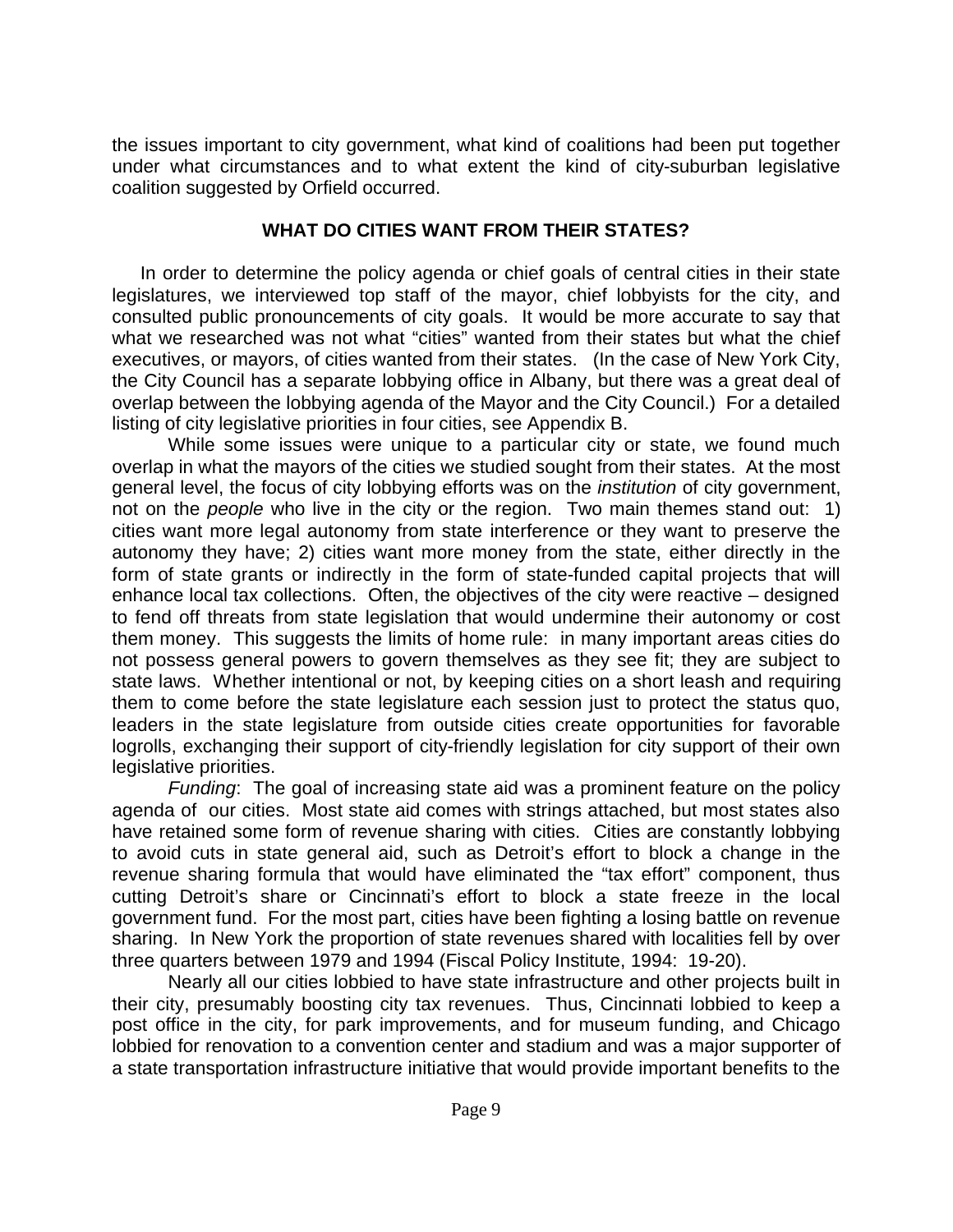the issues important to city government, what kind of coalitions had been put together under what circumstances and to what extent the kind of city-suburban legislative coalition suggested by Orfield occurred.

## WHAT DO CITIES WANT FROM THEIR STATES?

In order to determine the policy agenda or chief goals of central cities in their state legislatures, we interviewed top staff of the mayor, chief lobbyists for the city, and consulted public pronouncements of city goals. It would be more accurate to say that what we researched was not what "cities" wanted from their states but what the chief executives, or mayors, of cities wanted from their states. (In the case of New York City, the City Council has a separate lobbying office in Albany, but there was a great deal of overlap between the lobbying agenda of the Mayor and the City Council.) For a detailed listing of city legislative priorities in four cities, see Appendix B.

While some issues were unique to a particular city or state, we found much overlap in what the mayors of the cities we studied sought from their states. At the most general level, the focus of city lobbying efforts was on the *institution* of city government, not on the *people* who live in the city or the region. Two main themes stand out: 1) cities want more legal autonomy from state interference or they want to preserve the autonomy they have; 2) cities want more money from the state, either directly in the form of state grants or indirectly in the form of state-funded capital projects that will enhance local tax collections. Often, the objectives of the city were reactive – designed to fend off threats from state legislation that would undermine their autonomy or cost them money. This suggests the limits of home rule: in many important areas cities do not possess general powers to govern themselves as they see fit; they are subject to state laws. Whether intentional or not, by keeping cities on a short leash and requiring them to come before the state legislature each session just to protect the status quo, leaders in the state legislature from outside cities create opportunities for favorable logrolls, exchanging their support of city-friendly legislation for city support of their own legislative priorities.

*Funding*: The goal of increasing state aid was a prominent feature on the policy agenda of our cities. Most state aid comes with strings attached, but most states also have retained some form of revenue sharing with cities. Cities are constantly lobbying to avoid cuts in state general aid, such as Detroit's effort to block a change in the revenue sharing formula that would have eliminated the "tax effort" component, thus cutting Detroit's share or Cincinnati's effort to block a state freeze in the local government fund. For the most part, cities have been fighting a losing battle on revenue sharing. In New York the proportion of state revenues shared with localities fell by over three quarters between 1979 and 1994 (Fiscal Policy Institute, 1994: 19-20).

Nearly all our cities lobbied to have state infrastructure and other projects built in their city, presumably boosting city tax revenues. Thus, Cincinnati lobbied to keep a post office in the city, for park improvements, and for museum funding, and Chicago lobbied for renovation to a convention center and stadium and was a major supporter of a state transportation infrastructure initiative that would provide important benefits to the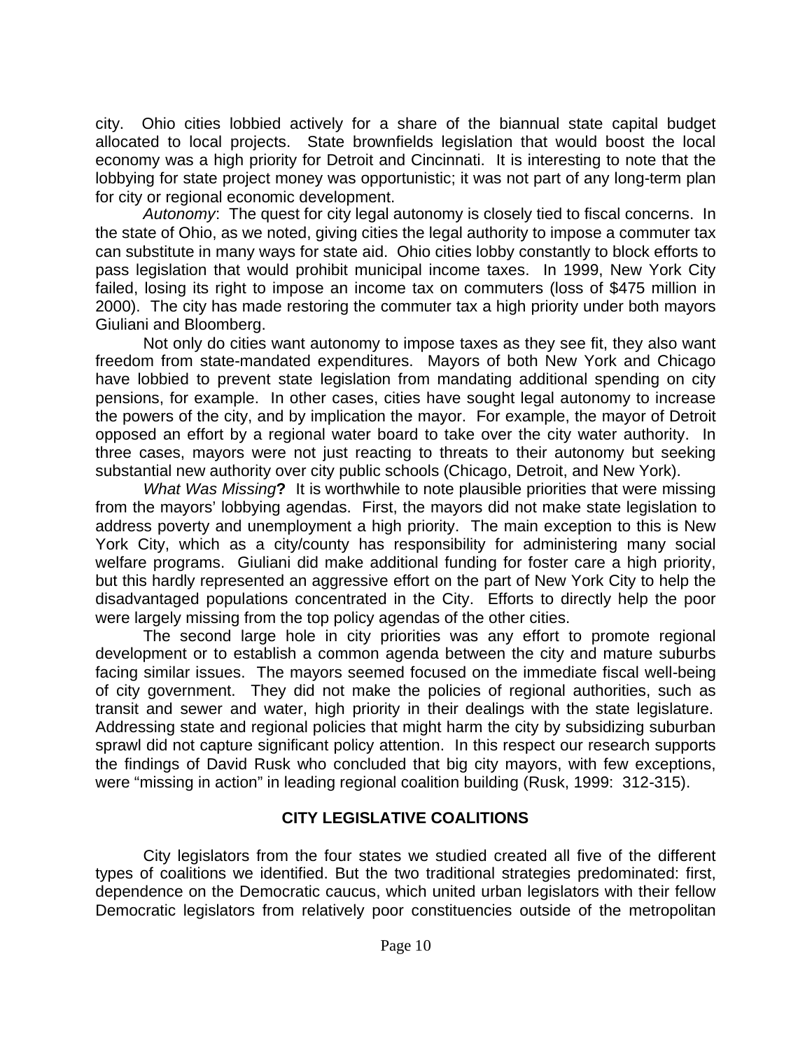city. Ohio cities lobbied actively for a share of the biannual state capital budget allocated to local projects. State brownfields legislation that would boost the local economy was a high priority for Detroit and Cincinnati. It is interesting to note that the lobbying for state project money was opportunistic; it was not part of any long-term plan for city or regional economic development.

*Autonomy*: The quest for city legal autonomy is closely tied to fiscal concerns. In the state of Ohio, as we noted, giving cities the legal authority to impose a commuter tax can substitute in many ways for state aid. Ohio cities lobby constantly to block efforts to pass legislation that would prohibit municipal income taxes. In 1999, New York City failed, losing its right to impose an income tax on commuters (loss of $475 million in 2000). The city has made restoring the commuter tax a high priority under both mayors Giuliani and Bloomberg.

Not only do cities want autonomy to impose taxes as they see fit, they also want freedom from state-mandated expenditures. Mayors of both New York and Chicago have lobbied to prevent state legislation from mandating additional spending on city pensions, for example. In other cases, cities have sought legal autonomy to increase the powers of the city, and by implication the mayor. For example, the mayor of Detroit opposed an effort by a regional water board to take over the city water authority. In three cases, mayors were not just reacting to threats to their autonomy but seeking substantial new authority over city public schools (Chicago, Detroit, and New York).

*What Was Missing***?** It is worthwhile to note plausible priorities that were missing from the mayors' lobbying agendas. First, the mayors did not make state legislation to address poverty and unemployment a high priority. The main exception to this is New York City, which as a city/county has responsibility for administering many social welfare programs. Giuliani did make additional funding for foster care a high priority, but this hardly represented an aggressive effort on the part of New York City to help the disadvantaged populations concentrated in the City. Efforts to directly help the poor were largely missing from the top policy agendas of the other cities.

The second large hole in city priorities was any effort to promote regional development or to establish a common agenda between the city and mature suburbs facing similar issues. The mayors seemed focused on the immediate fiscal well-being of city government. They did not make the policies of regional authorities, such as transit and sewer and water, high priority in their dealings with the state legislature. Addressing state and regional policies that might harm the city by subsidizing suburban sprawl did not capture significant policy attention. In this respect our research supports the findings of David Rusk who concluded that big city mayors, with few exceptions, were "missing in action" in leading regional coalition building (Rusk, 1999: 312-315).

## CITY LEGISLATIVE COALITIONS

City legislators from the four states we studied created all five of the different types of coalitions we identified. But the two traditional strategies predominated: first, dependence on the Democratic caucus, which united urban legislators with their fellow Democratic legislators from relatively poor constituencies outside of the metropolitan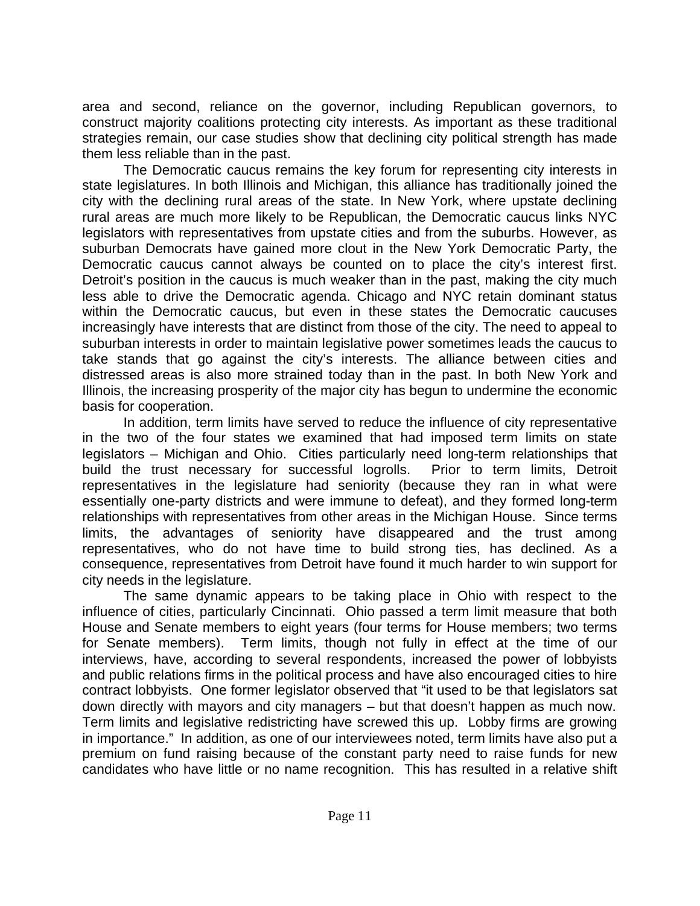area and second, reliance on the governor, including Republican governors, to construct majority coalitions protecting city interests. As important as these traditional strategies remain, our case studies show that declining city political strength has made them less reliable than in the past.

The Democratic caucus remains the key forum for representing city interests in state legislatures. In both Illinois and Michigan, this alliance has traditionally joined the city with the declining rural areas of the state. In New York, where upstate declining rural areas are much more likely to be Republican, the Democratic caucus links NYC legislators with representatives from upstate cities and from the suburbs. However, as suburban Democrats have gained more clout in the New York Democratic Party, the Democratic caucus cannot always be counted on to place the city's interest first. Detroit's position in the caucus is much weaker than in the past, making the city much less able to drive the Democratic agenda. Chicago and NYC retain dominant status within the Democratic caucus, but even in these states the Democratic caucuses increasingly have interests that are distinct from those of the city. The need to appeal to suburban interests in order to maintain legislative power sometimes leads the caucus to take stands that go against the city's interests. The alliance between cities and distressed areas is also more strained today than in the past. In both New York and Illinois, the increasing prosperity of the major city has begun to undermine the economic basis for cooperation.

In addition, term limits have served to reduce the influence of city representative in the two of the four states we examined that had imposed term limits on state legislators – Michigan and Ohio. Cities particularly need long-term relationships that build the trust necessary for successful logrolls. Prior to term limits, Detroit representatives in the legislature had seniority (because they ran in what were essentially one-party districts and were immune to defeat), and they formed long-term relationships with representatives from other areas in the Michigan House. Since terms limits, the advantages of seniority have disappeared and the trust among representatives, who do not have time to build strong ties, has declined. As a consequence, representatives from Detroit have found it much harder to win support for city needs in the legislature.

The same dynamic appears to be taking place in Ohio with respect to the influence of cities, particularly Cincinnati. Ohio passed a term limit measure that both House and Senate members to eight years (four terms for House members; two terms for Senate members). Term limits, though not fully in effect at the time of our interviews, have, according to several respondents, increased the power of lobbyists and public relations firms in the political process and have also encouraged cities to hire contract lobbyists. One former legislator observed that "it used to be that legislators sat down directly with mayors and city managers – but that doesn't happen as much now. Term limits and legislative redistricting have screwed this up. Lobby firms are growing in importance." In addition, as one of our interviewees noted, term limits have also put a premium on fund raising because of the constant party need to raise funds for new candidates who have little or no name recognition. This has resulted in a relative shift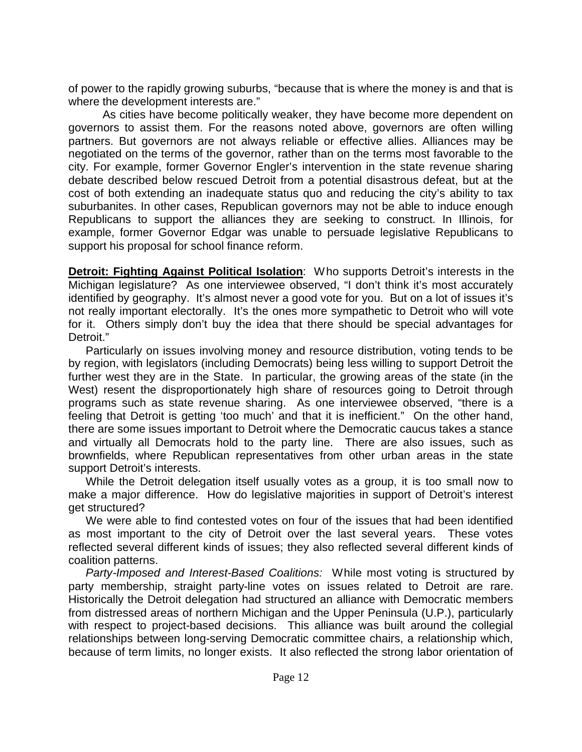of power to the rapidly growing suburbs, "because that is where the money is and that is where the development interests are."

As cities have become politically weaker, they have become more dependent on governors to assist them. For the reasons noted above, governors are often willing partners. But governors are not always reliable or effective allies. Alliances may be negotiated on the terms of the governor, rather than on the terms most favorable to the city. For example, former Governor Engler's intervention in the state revenue sharing debate described below rescued Detroit from a potential disastrous defeat, but at the cost of both extending an inadequate status quo and reducing the city's ability to tax suburbanites. In other cases, Republican governors may not be able to induce enough Republicans to support the alliances they are seeking to construct. In Illinois, for example, former Governor Edgar was unable to persuade legislative Republicans to support his proposal for school finance reform.

**Detroit: Fighting Against Political Isolation**: Who supports Detroit's interests in the Michigan legislature? As one interviewee observed, "I don't think it's most accurately identified by geography. It's almost never a good vote for you. But on a lot of issues it's not really important electorally. It's the ones more sympathetic to Detroit who will vote for it. Others simply don't buy the idea that there should be special advantages for Detroit."

Particularly on issues involving money and resource distribution, voting tends to be by region, with legislators (including Democrats) being less willing to support Detroit the further west they are in the State. In particular, the growing areas of the state (in the West) resent the disproportionately high share of resources going to Detroit through programs such as state revenue sharing. As one interviewee observed, "there is a feeling that Detroit is getting 'too much' and that it is inefficient." On the other hand, there are some issues important to Detroit where the Democratic caucus takes a stance and virtually all Democrats hold to the party line. There are also issues, such as brownfields, where Republican representatives from other urban areas in the state support Detroit's interests.

While the Detroit delegation itself usually votes as a group, it is too small now to make a major difference. How do legislative majorities in support of Detroit's interest get structured?

We were able to find contested votes on four of the issues that had been identified as most important to the city of Detroit over the last several years. These votes reflected several different kinds of issues; they also reflected several different kinds of coalition patterns.

*Party-Imposed and Interest-Based Coalitions:* While most voting is structured by party membership, straight party-line votes on issues related to Detroit are rare. Historically the Detroit delegation had structured an alliance with Democratic members from distressed areas of northern Michigan and the Upper Peninsula (U.P.), particularly with respect to project-based decisions. This alliance was built around the collegial relationships between long-serving Democratic committee chairs, a relationship which, because of term limits, no longer exists. It also reflected the strong labor orientation of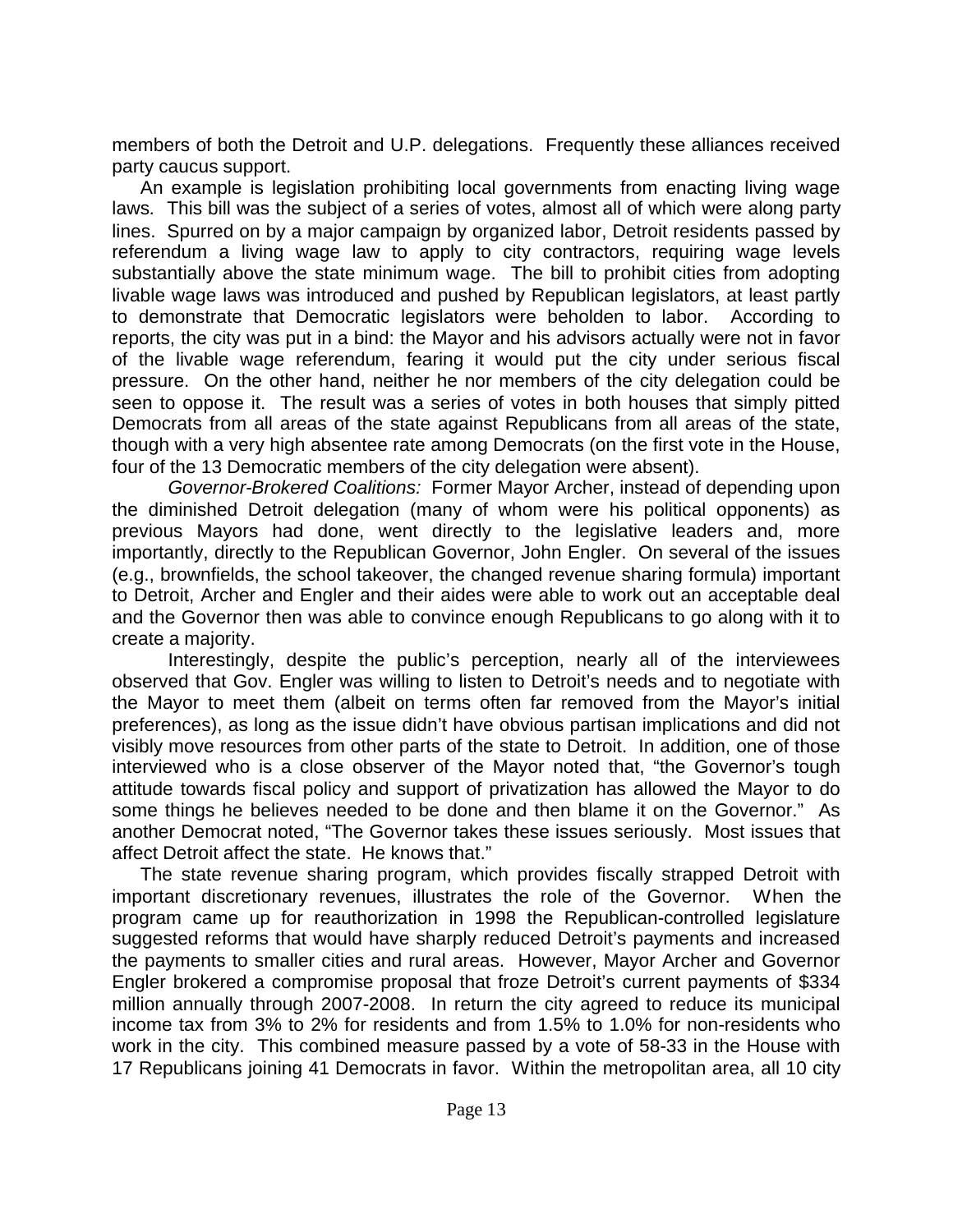members of both the Detroit and U.P. delegations. Frequently these alliances received party caucus support.

An example is legislation prohibiting local governments from enacting living wage laws. This bill was the subject of a series of votes, almost all of which were along party lines. Spurred on by a major campaign by organized labor, Detroit residents passed by referendum a living wage law to apply to city contractors, requiring wage levels substantially above the state minimum wage. The bill to prohibit cities from adopting livable wage laws was introduced and pushed by Republican legislators, at least partly to demonstrate that Democratic legislators were beholden to labor. According to reports, the city was put in a bind: the Mayor and his advisors actually were not in favor of the livable wage referendum, fearing it would put the city under serious fiscal pressure. On the other hand, neither he nor members of the city delegation could be seen to oppose it. The result was a series of votes in both houses that simply pitted Democrats from all areas of the state against Republicans from all areas of the state, though with a very high absentee rate among Democrats (on the first vote in the House, four of the 13 Democratic members of the city delegation were absent).

*Governor-Brokered Coalitions:* Former Mayor Archer, instead of depending upon the diminished Detroit delegation (many of whom were his political opponents) as previous Mayors had done, went directly to the legislative leaders and, more importantly, directly to the Republican Governor, John Engler. On several of the issues (e.g., brownfields, the school takeover, the changed revenue sharing formula) important to Detroit, Archer and Engler and their aides were able to work out an acceptable deal and the Governor then was able to convince enough Republicans to go along with it to create a majority.

Interestingly, despite the public's perception, nearly all of the interviewees observed that Gov. Engler was willing to listen to Detroit's needs and to negotiate with the Mayor to meet them (albeit on terms often far removed from the Mayor's initial preferences), as long as the issue didn't have obvious partisan implications and did not visibly move resources from other parts of the state to Detroit. In addition, one of those interviewed who is a close observer of the Mayor noted that, "the Governor's tough attitude towards fiscal policy and support of privatization has allowed the Mayor to do some things he believes needed to be done and then blame it on the Governor." As another Democrat noted, "The Governor takes these issues seriously. Most issues that affect Detroit affect the state. He knows that."

The state revenue sharing program, which provides fiscally strapped Detroit with important discretionary revenues, illustrates the role of the Governor. When the program came up for reauthorization in 1998 the Republican-controlled legislature suggested reforms that would have sharply reduced Detroit's payments and increased the payments to smaller cities and rural areas. However, Mayor Archer and Governor Engler brokered a compromise proposal that froze Detroit's current payments of $334 million annually through 2007-2008. In return the city agreed to reduce its municipal income tax from 3% to 2% for residents and from 1.5% to 1.0% for non-residents who work in the city. This combined measure passed by a vote of 58-33 in the House with 17 Republicans joining 41 Democrats in favor. Within the metropolitan area, all 10 city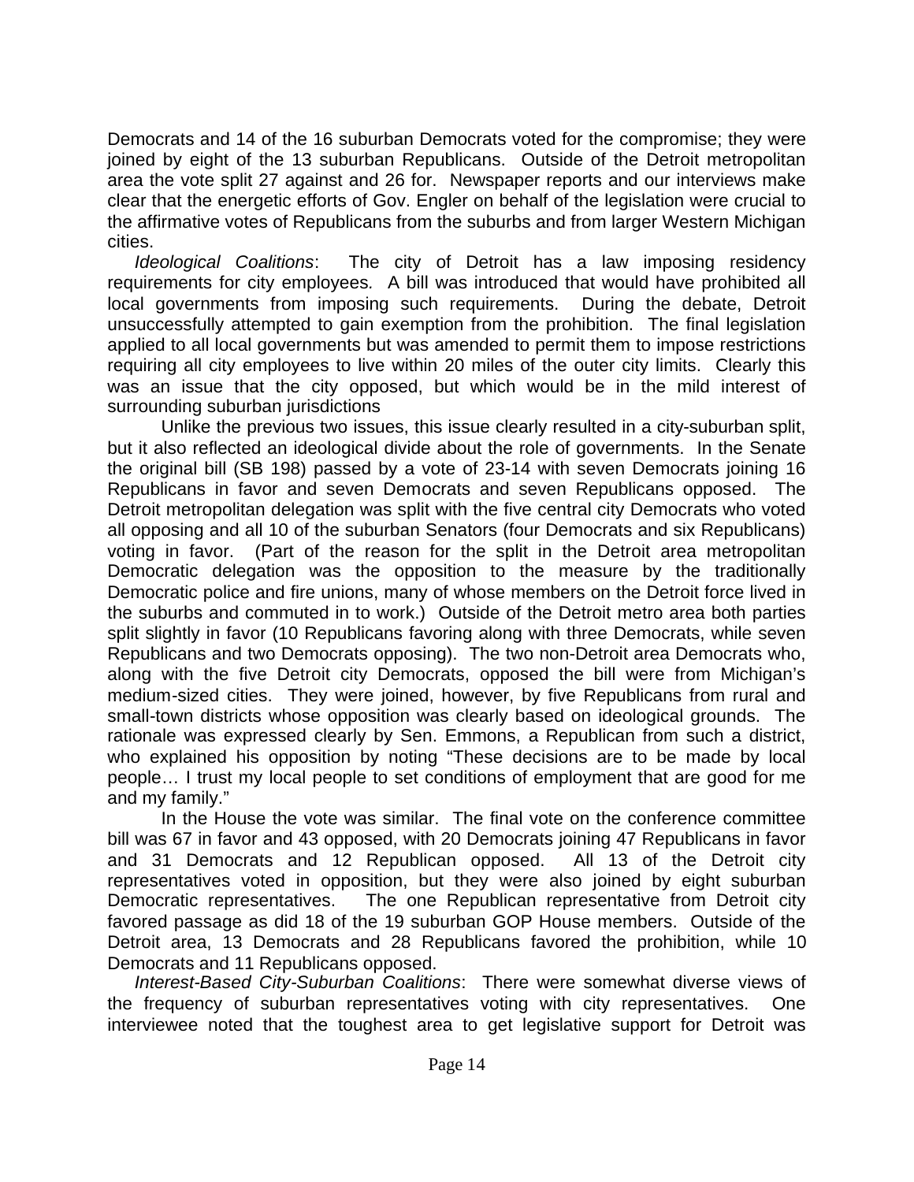Democrats and 14 of the 16 suburban Democrats voted for the compromise; they were joined by eight of the 13 suburban Republicans. Outside of the Detroit metropolitan area the vote split 27 against and 26 for. Newspaper reports and our interviews make clear that the energetic efforts of Gov. Engler on behalf of the legislation were crucial to the affirmative votes of Republicans from the suburbs and from larger Western Michigan cities.

*Ideological Coalitions*: The city of Detroit has a law imposing residency requirements for city employees. A bill was introduced that would have prohibited all local governments from imposing such requirements. During the debate, Detroit unsuccessfully attempted to gain exemption from the prohibition. The final legislation applied to all local governments but was amended to permit them to impose restrictions requiring all city employees to live within 20 miles of the outer city limits. Clearly this was an issue that the city opposed, but which would be in the mild interest of surrounding suburban jurisdictions

Unlike the previous two issues, this issue clearly resulted in a city-suburban split, but it also reflected an ideological divide about the role of governments. In the Senate the original bill (SB 198) passed by a vote of 23-14 with seven Democrats joining 16 Republicans in favor and seven Democrats and seven Republicans opposed. The Detroit metropolitan delegation was split with the five central city Democrats who voted all opposing and all 10 of the suburban Senators (four Democrats and six Republicans) voting in favor. (Part of the reason for the split in the Detroit area metropolitan Democratic delegation was the opposition to the measure by the traditionally Democratic police and fire unions, many of whose members on the Detroit force lived in the suburbs and commuted in to work.) Outside of the Detroit metro area both parties split slightly in favor (10 Republicans favoring along with three Democrats, while seven Republicans and two Democrats opposing). The two non-Detroit area Democrats who, along with the five Detroit city Democrats, opposed the bill were from Michigan's medium-sized cities. They were joined, however, by five Republicans from rural and small-town districts whose opposition was clearly based on ideological grounds. The rationale was expressed clearly by Sen. Emmons, a Republican from such a district, who explained his opposition by noting "These decisions are to be made by local people… I trust my local people to set conditions of employment that are good for me and my family."

In the House the vote was similar. The final vote on the conference committee bill was 67 in favor and 43 opposed, with 20 Democrats joining 47 Republicans in favor and 31 Democrats and 12 Republican opposed. All 13 of the Detroit city representatives voted in opposition, but they were also joined by eight suburban Democratic representatives. The one Republican representative from Detroit city favored passage as did 18 of the 19 suburban GOP House members. Outside of the Detroit area, 13 Democrats and 28 Republicans favored the prohibition, while 10 Democrats and 11 Republicans opposed.

*Interest-Based City-Suburban Coalitions*: There were somewhat diverse views of the frequency of suburban representatives voting with city representatives. One interviewee noted that the toughest area to get legislative support for Detroit was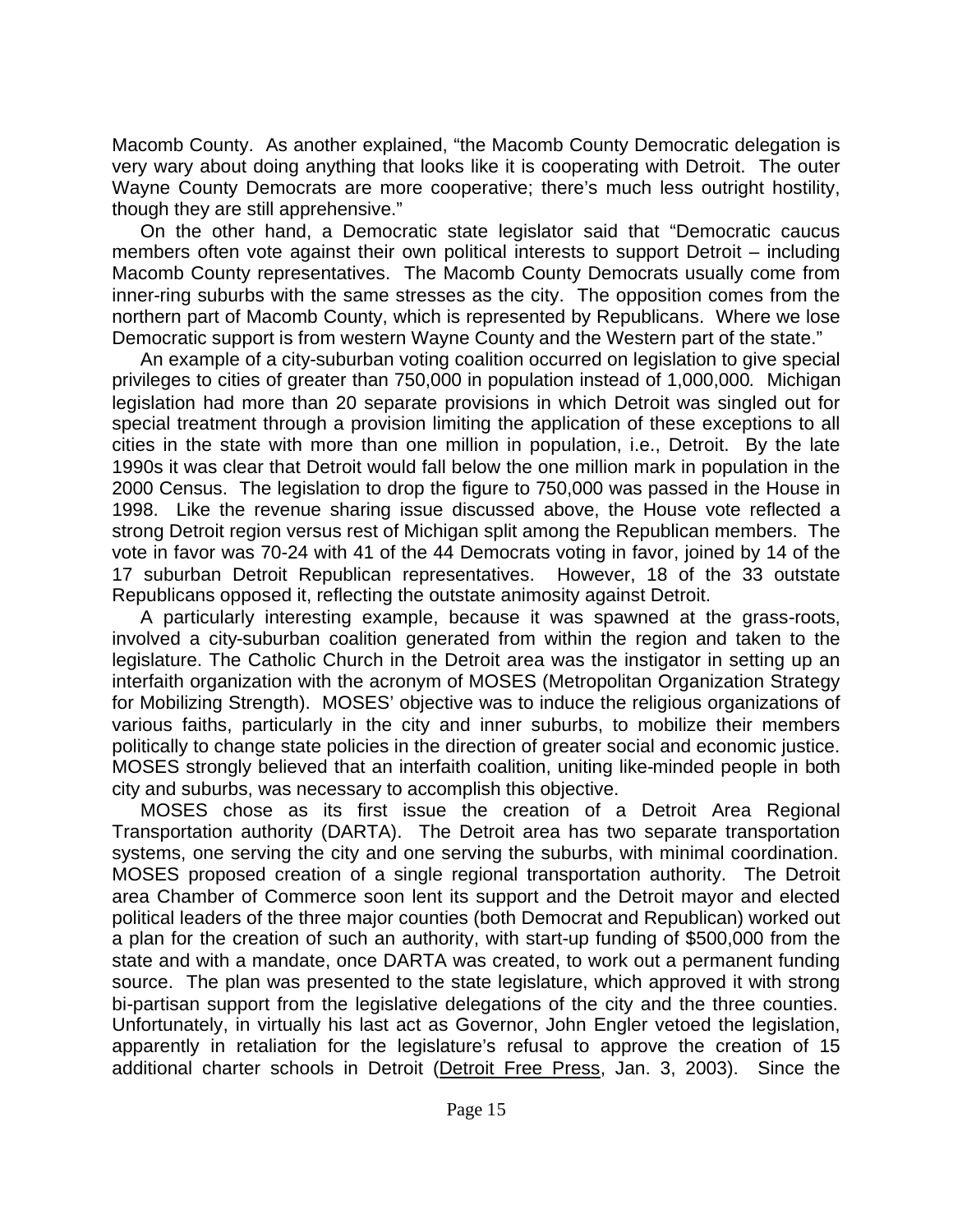Macomb County. As another explained, "the Macomb County Democratic delegation is very wary about doing anything that looks like it is cooperating with Detroit. The outer Wayne County Democrats are more cooperative; there's much less outright hostility, though they are still apprehensive."

On the other hand, a Democratic state legislator said that "Democratic caucus members often vote against their own political interests to support Detroit – including Macomb County representatives. The Macomb County Democrats usually come from inner-ring suburbs with the same stresses as the city. The opposition comes from the northern part of Macomb County, which is represented by Republicans. Where we lose Democratic support is from western Wayne County and the Western part of the state."

An example of a city-suburban voting coalition occurred on legislation to give special privileges to cities of greater than 750,000 in population instead of 1,000,000*.* Michigan legislation had more than 20 separate provisions in which Detroit was singled out for special treatment through a provision limiting the application of these exceptions to all cities in the state with more than one million in population, i.e., Detroit. By the late 1990s it was clear that Detroit would fall below the one million mark in population in the 2000 Census. The legislation to drop the figure to 750,000 was passed in the House in 1998. Like the revenue sharing issue discussed above, the House vote reflected a strong Detroit region versus rest of Michigan split among the Republican members. The vote in favor was 70-24 with 41 of the 44 Democrats voting in favor, joined by 14 of the 17 suburban Detroit Republican representatives. However, 18 of the 33 outstate Republicans opposed it, reflecting the outstate animosity against Detroit.

A particularly interesting example, because it was spawned at the grass-roots, involved a city-suburban coalition generated from within the region and taken to the legislature. The Catholic Church in the Detroit area was the instigator in setting up an interfaith organization with the acronym of MOSES (Metropolitan Organization Strategy for Mobilizing Strength). MOSES' objective was to induce the religious organizations of various faiths, particularly in the city and inner suburbs, to mobilize their members politically to change state policies in the direction of greater social and economic justice. MOSES strongly believed that an interfaith coalition, uniting like-minded people in both city and suburbs, was necessary to accomplish this objective.

MOSES chose as its first issue the creation of a Detroit Area Regional Transportation authority (DARTA). The Detroit area has two separate transportation systems, one serving the city and one serving the suburbs, with minimal coordination. MOSES proposed creation of a single regional transportation authority. The Detroit area Chamber of Commerce soon lent its support and the Detroit mayor and elected political leaders of the three major counties (both Democrat and Republican) worked out a plan for the creation of such an authority, with start-up funding of $500,000 from the state and with a mandate, once DARTA was created, to work out a permanent funding source. The plan was presented to the state legislature, which approved it with strong bi-partisan support from the legislative delegations of the city and the three counties. Unfortunately, in virtually his last act as Governor, John Engler vetoed the legislation, apparently in retaliation for the legislature's refusal to approve the creation of 15 additional charter schools in Detroit (Detroit Free Press, Jan. 3, 2003). Since the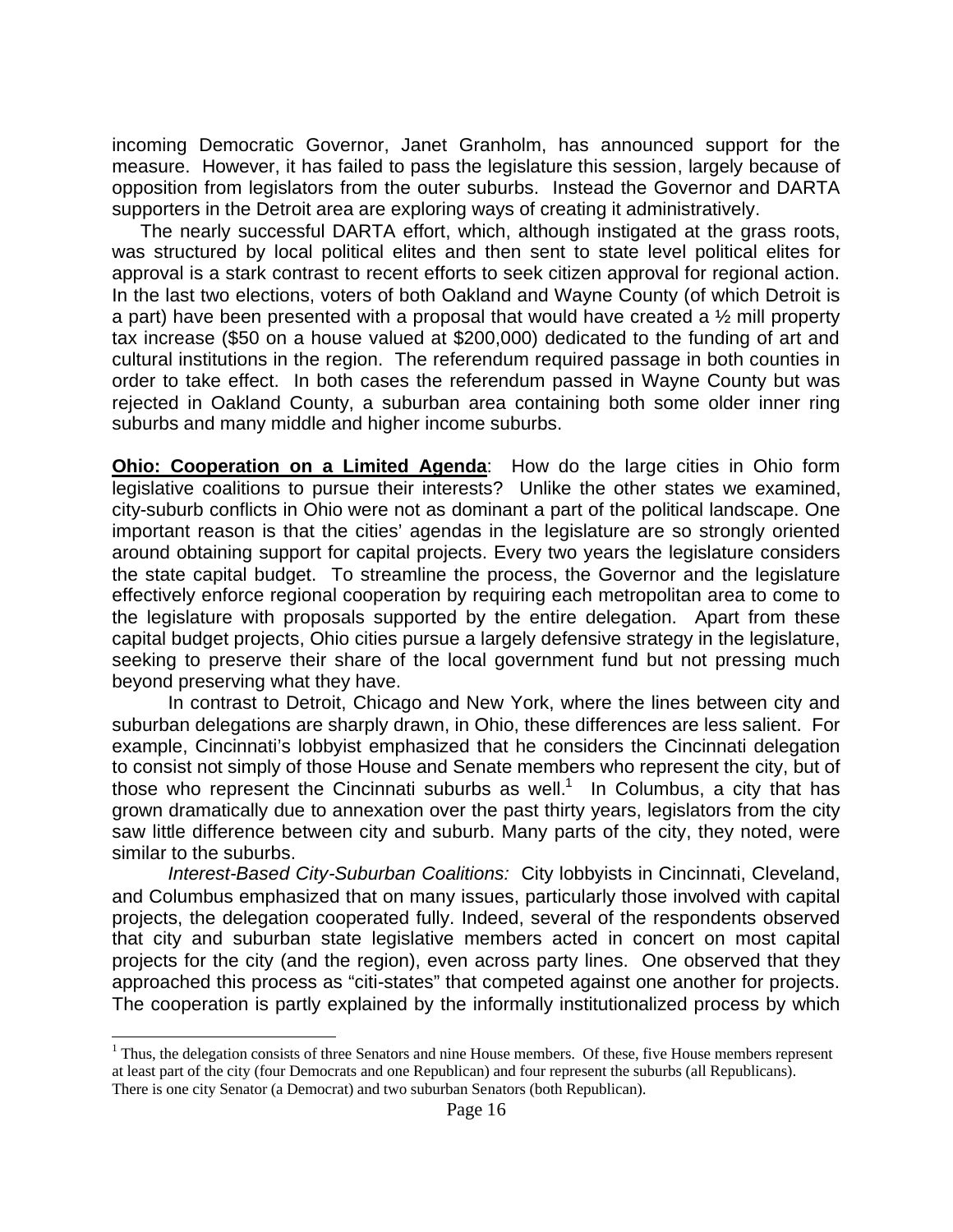incoming Democratic Governor, Janet Granholm, has announced support for the measure. However, it has failed to pass the legislature this session, largely because of opposition from legislators from the outer suburbs. Instead the Governor and DARTA supporters in the Detroit area are exploring ways of creating it administratively.

The nearly successful DARTA effort, which, although instigated at the grass roots, was structured by local political elites and then sent to state level political elites for approval is a stark contrast to recent efforts to seek citizen approval for regional action. In the last two elections, voters of both Oakland and Wayne County (of which Detroit is a part) have been presented with a proposal that would have created a ½ mill property tax increase ($50 on a house valued at $200,000) dedicated to the funding of art and cultural institutions in the region. The referendum required passage in both counties in order to take effect. In both cases the referendum passed in Wayne County but was rejected in Oakland County, a suburban area containing both some older inner ring suburbs and many middle and higher income suburbs.

**Ohio: Cooperation on a Limited Agenda**: How do the large cities in Ohio form legislative coalitions to pursue their interests? Unlike the other states we examined, city-suburb conflicts in Ohio were not as dominant a part of the political landscape. One important reason is that the cities' agendas in the legislature are so strongly oriented around obtaining support for capital projects. Every two years the legislature considers the state capital budget. To streamline the process, the Governor and the legislature effectively enforce regional cooperation by requiring each metropolitan area to come to the legislature with proposals supported by the entire delegation. Apart from these capital budget projects, Ohio cities pursue a largely defensive strategy in the legislature, seeking to preserve their share of the local government fund but not pressing much beyond preserving what they have.

In contrast to Detroit, Chicago and New York, where the lines between city and suburban delegations are sharply drawn, in Ohio, these differences are less salient. For example, Cincinnati's lobbyist emphasized that he considers the Cincinnati delegation to consist not simply of those House and Senate members who represent the city, but of those who represent the Cincinnati suburbs as well.[1] In Columbus, a city that has grown dramatically due to annexation over the past thirty years, legislators from the city saw little difference between city and suburb. Many parts of the city, they noted, were similar to the suburbs.

*Interest-Based City-Suburban Coalitions:* City lobbyists in Cincinnati, Cleveland, and Columbus emphasized that on many issues, particularly those involved with capital projects, the delegation cooperated fully. Indeed, several of the respondents observed that city and suburban state legislative members acted in concert on most capital projects for the city (and the region), even across party lines. One observed that they approached this process as "citi-states" that competed against one another for projects. The cooperation is partly explained by the informally institutionalized process by which

[1] Thus, the delegation consists of three Senators and nine House members. Of these, five House members represent at least part of the city (four Democrats and one Republican) and four represent the suburbs (all Republicans). There is one city Senator (a Democrat) and two suburban Senators (both Republican).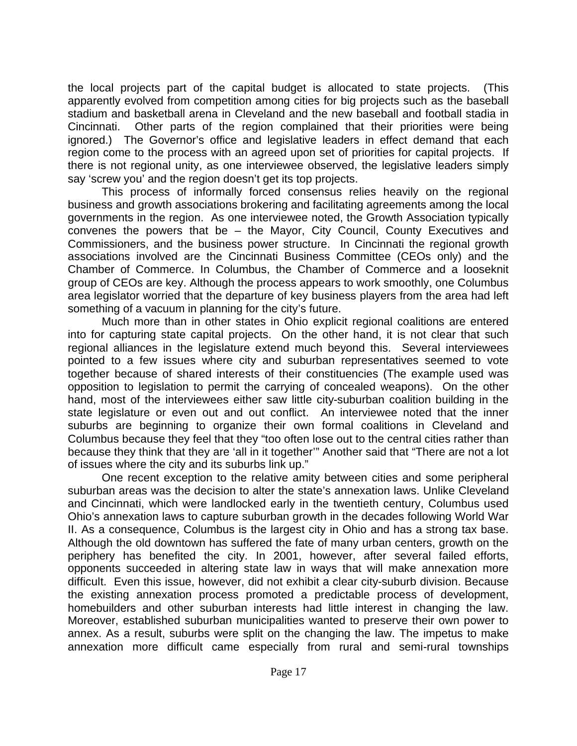the local projects part of the capital budget is allocated to state projects. (This apparently evolved from competition among cities for big projects such as the baseball stadium and basketball arena in Cleveland and the new baseball and football stadia in Cincinnati. Other parts of the region complained that their priorities were being ignored.) The Governor's office and legislative leaders in effect demand that each region come to the process with an agreed upon set of priorities for capital projects. If there is not regional unity, as one interviewee observed, the legislative leaders simply say 'screw you' and the region doesn't get its top projects.

This process of informally forced consensus relies heavily on the regional business and growth associations brokering and facilitating agreements among the local governments in the region. As one interviewee noted, the Growth Association typically convenes the powers that be – the Mayor, City Council, County Executives and Commissioners, and the business power structure. In Cincinnati the regional growth associations involved are the Cincinnati Business Committee (CEOs only) and the Chamber of Commerce. In Columbus, the Chamber of Commerce and a looseknit group of CEOs are key. Although the process appears to work smoothly, one Columbus area legislator worried that the departure of key business players from the area had left something of a vacuum in planning for the city's future.

Much more than in other states in Ohio explicit regional coalitions are entered into for capturing state capital projects. On the other hand, it is not clear that such regional alliances in the legislature extend much beyond this. Several interviewees pointed to a few issues where city and suburban representatives seemed to vote together because of shared interests of their constituencies (The example used was opposition to legislation to permit the carrying of concealed weapons). On the other hand, most of the interviewees either saw little city-suburban coalition building in the state legislature or even out and out conflict. An interviewee noted that the inner suburbs are beginning to organize their own formal coalitions in Cleveland and Columbus because they feel that they "too often lose out to the central cities rather than because they think that they are 'all in it together'" Another said that "There are not a lot of issues where the city and its suburbs link up."

One recent exception to the relative amity between cities and some peripheral suburban areas was the decision to alter the state's annexation laws. Unlike Cleveland and Cincinnati, which were landlocked early in the twentieth century, Columbus used Ohio's annexation laws to capture suburban growth in the decades following World War II. As a consequence, Columbus is the largest city in Ohio and has a strong tax base. Although the old downtown has suffered the fate of many urban centers, growth on the periphery has benefited the city. In 2001, however, after several failed efforts, opponents succeeded in altering state law in ways that will make annexation more difficult. Even this issue, however, did not exhibit a clear city-suburb division. Because the existing annexation process promoted a predictable process of development, homebuilders and other suburban interests had little interest in changing the law. Moreover, established suburban municipalities wanted to preserve their own power to annex. As a result, suburbs were split on the changing the law. The impetus to make annexation more difficult came especially from rural and semi-rural townships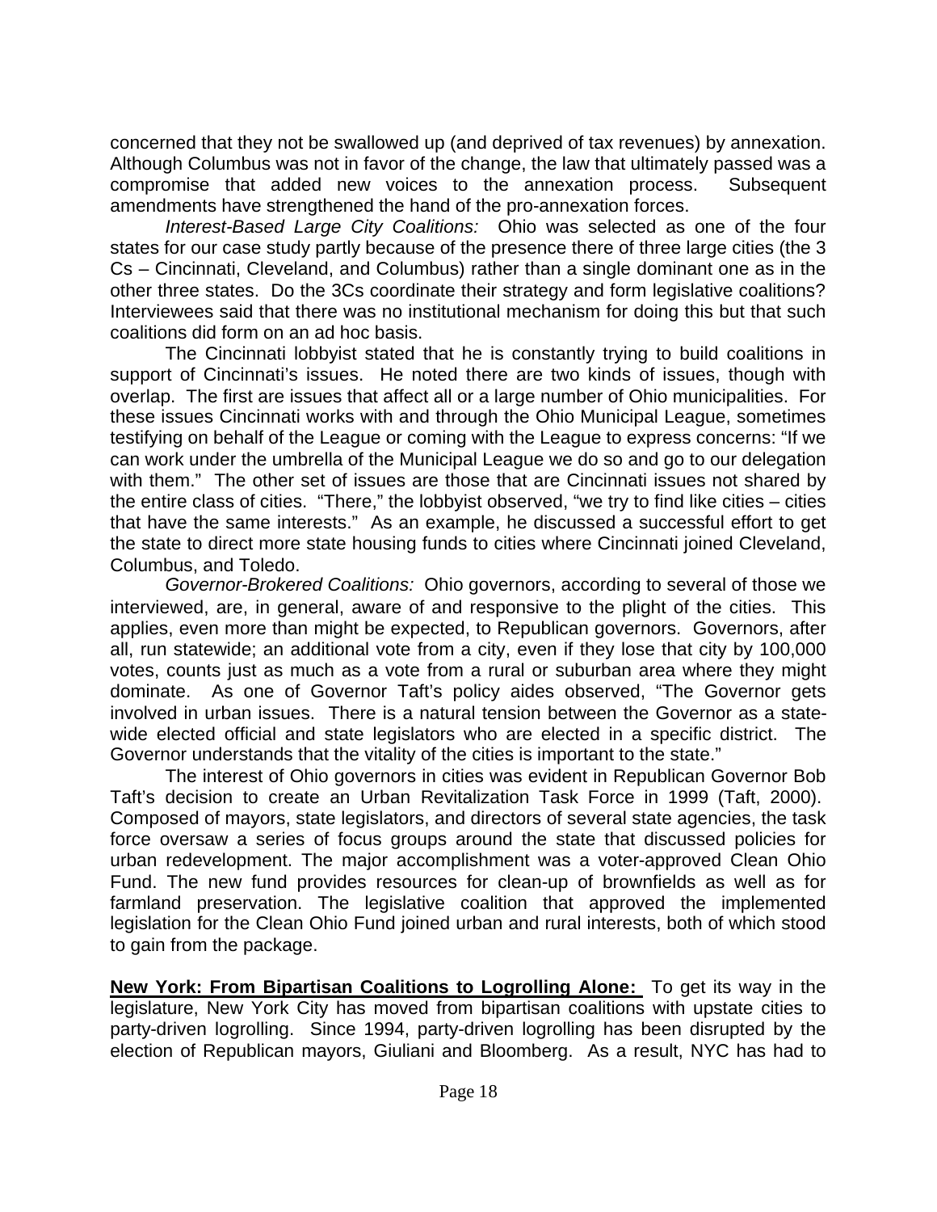concerned that they not be swallowed up (and deprived of tax revenues) by annexation. Although Columbus was not in favor of the change, the law that ultimately passed was a compromise that added new voices to the annexation process. Subsequent amendments have strengthened the hand of the pro-annexation forces.

*Interest-Based Large City Coalitions:* Ohio was selected as one of the four states for our case study partly because of the presence there of three large cities (the 3 Cs – Cincinnati, Cleveland, and Columbus) rather than a single dominant one as in the other three states. Do the 3Cs coordinate their strategy and form legislative coalitions? Interviewees said that there was no institutional mechanism for doing this but that such coalitions did form on an ad hoc basis.

The Cincinnati lobbyist stated that he is constantly trying to build coalitions in support of Cincinnati's issues. He noted there are two kinds of issues, though with overlap. The first are issues that affect all or a large number of Ohio municipalities. For these issues Cincinnati works with and through the Ohio Municipal League, sometimes testifying on behalf of the League or coming with the League to express concerns: "If we can work under the umbrella of the Municipal League we do so and go to our delegation with them." The other set of issues are those that are Cincinnati issues not shared by the entire class of cities. "There," the lobbyist observed, "we try to find like cities – cities that have the same interests." As an example, he discussed a successful effort to get the state to direct more state housing funds to cities where Cincinnati joined Cleveland, Columbus, and Toledo.

*Governor-Brokered Coalitions:* Ohio governors, according to several of those we interviewed, are, in general, aware of and responsive to the plight of the cities. This applies, even more than might be expected, to Republican governors. Governors, after all, run statewide; an additional vote from a city, even if they lose that city by 100,000 votes, counts just as much as a vote from a rural or suburban area where they might dominate. As one of Governor Taft's policy aides observed, "The Governor gets involved in urban issues. There is a natural tension between the Governor as a state-wide elected official and state legislators who are elected in a specific district. The Governor understands that the vitality of the cities is important to the state."

The interest of Ohio governors in cities was evident in Republican Governor Bob Taft's decision to create an Urban Revitalization Task Force in 1999 (Taft, 2000). Composed of mayors, state legislators, and directors of several state agencies, the task force oversaw a series of focus groups around the state that discussed policies for urban redevelopment. The major accomplishment was a voter-approved Clean Ohio Fund. The new fund provides resources for clean-up of brownfields as well as for farmland preservation. The legislative coalition that approved the implemented legislation for the Clean Ohio Fund joined urban and rural interests, both of which stood to gain from the package.

**New York: From Bipartisan Coalitions to Logrolling Alone:** To get its way in the legislature, New York City has moved from bipartisan coalitions with upstate cities to party-driven logrolling. Since 1994, party-driven logrolling has been disrupted by the election of Republican mayors, Giuliani and Bloomberg. As a result, NYC has had to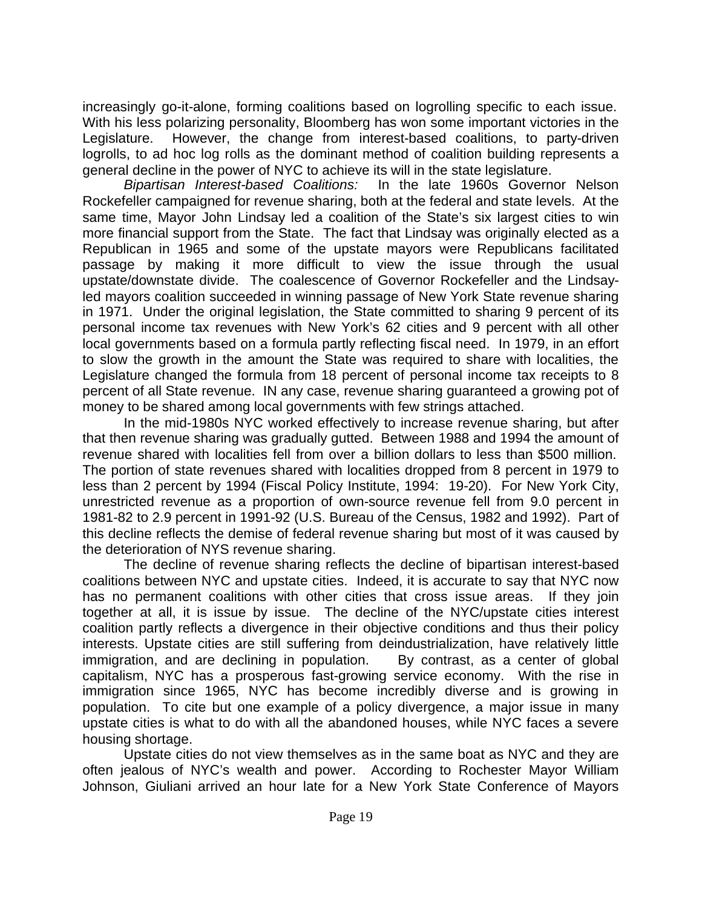increasingly go-it-alone, forming coalitions based on logrolling specific to each issue. With his less polarizing personality, Bloomberg has won some important victories in the Legislature. However, the change from interest-based coalitions, to party-driven logrolls, to ad hoc log rolls as the dominant method of coalition building represents a general decline in the power of NYC to achieve its will in the state legislature.

*Bipartisan Interest-based Coalitions:* In the late 1960s Governor Nelson Rockefeller campaigned for revenue sharing, both at the federal and state levels. At the same time, Mayor John Lindsay led a coalition of the State's six largest cities to win more financial support from the State. The fact that Lindsay was originally elected as a Republican in 1965 and some of the upstate mayors were Republicans facilitated passage by making it more difficult to view the issue through the usual upstate/downstate divide. The coalescence of Governor Rockefeller and the Lindsay-led mayors coalition succeeded in winning passage of New York State revenue sharing in 1971. Under the original legislation, the State committed to sharing 9 percent of its personal income tax revenues with New York's 62 cities and 9 percent with all other local governments based on a formula partly reflecting fiscal need. In 1979, in an effort to slow the growth in the amount the State was required to share with localities, the Legislature changed the formula from 18 percent of personal income tax receipts to 8 percent of all State revenue. IN any case, revenue sharing guaranteed a growing pot of money to be shared among local governments with few strings attached.

In the mid-1980s NYC worked effectively to increase revenue sharing, but after that then revenue sharing was gradually gutted. Between 1988 and 1994 the amount of revenue shared with localities fell from over a billion dollars to less than $500 million. The portion of state revenues shared with localities dropped from 8 percent in 1979 to less than 2 percent by 1994 (Fiscal Policy Institute, 1994: 19-20). For New York City, unrestricted revenue as a proportion of own-source revenue fell from 9.0 percent in 1981-82 to 2.9 percent in 1991-92 (U.S. Bureau of the Census, 1982 and 1992). Part of this decline reflects the demise of federal revenue sharing but most of it was caused by the deterioration of NYS revenue sharing.

The decline of revenue sharing reflects the decline of bipartisan interest-based coalitions between NYC and upstate cities. Indeed, it is accurate to say that NYC now has no permanent coalitions with other cities that cross issue areas. If they join together at all, it is issue by issue. The decline of the NYC/upstate cities interest coalition partly reflects a divergence in their objective conditions and thus their policy interests. Upstate cities are still suffering from deindustrialization, have relatively little immigration, and are declining in population. By contrast, as a center of global capitalism, NYC has a prosperous fast-growing service economy. With the rise in immigration since 1965, NYC has become incredibly diverse and is growing in population. To cite but one example of a policy divergence, a major issue in many upstate cities is what to do with all the abandoned houses, while NYC faces a severe housing shortage.

Upstate cities do not view themselves as in the same boat as NYC and they are often jealous of NYC's wealth and power. According to Rochester Mayor William Johnson, Giuliani arrived an hour late for a New York State Conference of Mayors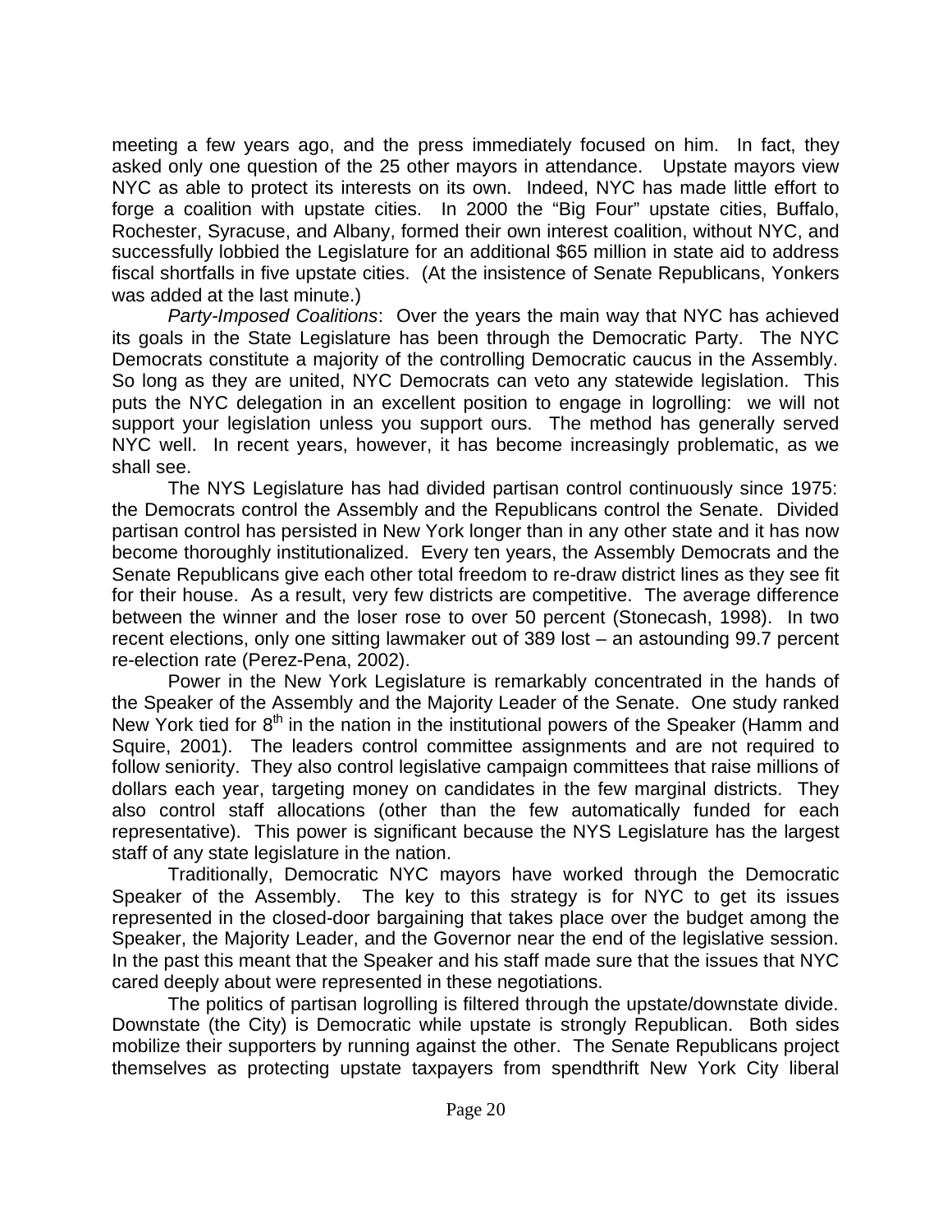meeting a few years ago, and the press immediately focused on him. In fact, they asked only one question of the 25 other mayors in attendance. Upstate mayors view NYC as able to protect its interests on its own. Indeed, NYC has made little effort to forge a coalition with upstate cities. In 2000 the "Big Four" upstate cities, Buffalo, Rochester, Syracuse, and Albany, formed their own interest coalition, without NYC, and successfully lobbied the Legislature for an additional $65 million in state aid to address fiscal shortfalls in five upstate cities. (At the insistence of Senate Republicans, Yonkers was added at the last minute.)

*Party-Imposed Coalitions*: Over the years the main way that NYC has achieved its goals in the State Legislature has been through the Democratic Party. The NYC Democrats constitute a majority of the controlling Democratic caucus in the Assembly. So long as they are united, NYC Democrats can veto any statewide legislation. This puts the NYC delegation in an excellent position to engage in logrolling: we will not support your legislation unless you support ours. The method has generally served NYC well. In recent years, however, it has become increasingly problematic, as we shall see.

The NYS Legislature has had divided partisan control continuously since 1975: the Democrats control the Assembly and the Republicans control the Senate. Divided partisan control has persisted in New York longer than in any other state and it has now become thoroughly institutionalized. Every ten years, the Assembly Democrats and the Senate Republicans give each other total freedom to re-draw district lines as they see fit for their house. As a result, very few districts are competitive. The average difference between the winner and the loser rose to over 50 percent (Stonecash, 1998). In two recent elections, only one sitting lawmaker out of 389 lost – an astounding 99.7 percent re-election rate (Perez-Pena, 2002).

Power in the New York Legislature is remarkably concentrated in the hands of the Speaker of the Assembly and the Majority Leader of the Senate. One study ranked New York tied for 8th in the nation in the institutional powers of the Speaker (Hamm and Squire, 2001). The leaders control committee assignments and are not required to follow seniority. They also control legislative campaign committees that raise millions of dollars each year, targeting money on candidates in the few marginal districts. They also control staff allocations (other than the few automatically funded for each representative). This power is significant because the NYS Legislature has the largest staff of any state legislature in the nation.

Traditionally, Democratic NYC mayors have worked through the Democratic Speaker of the Assembly. The key to this strategy is for NYC to get its issues represented in the closed-door bargaining that takes place over the budget among the Speaker, the Majority Leader, and the Governor near the end of the legislative session. In the past this meant that the Speaker and his staff made sure that the issues that NYC cared deeply about were represented in these negotiations.

The politics of partisan logrolling is filtered through the upstate/downstate divide. Downstate (the City) is Democratic while upstate is strongly Republican. Both sides mobilize their supporters by running against the other. The Senate Republicans project themselves as protecting upstate taxpayers from spendthrift New York City liberal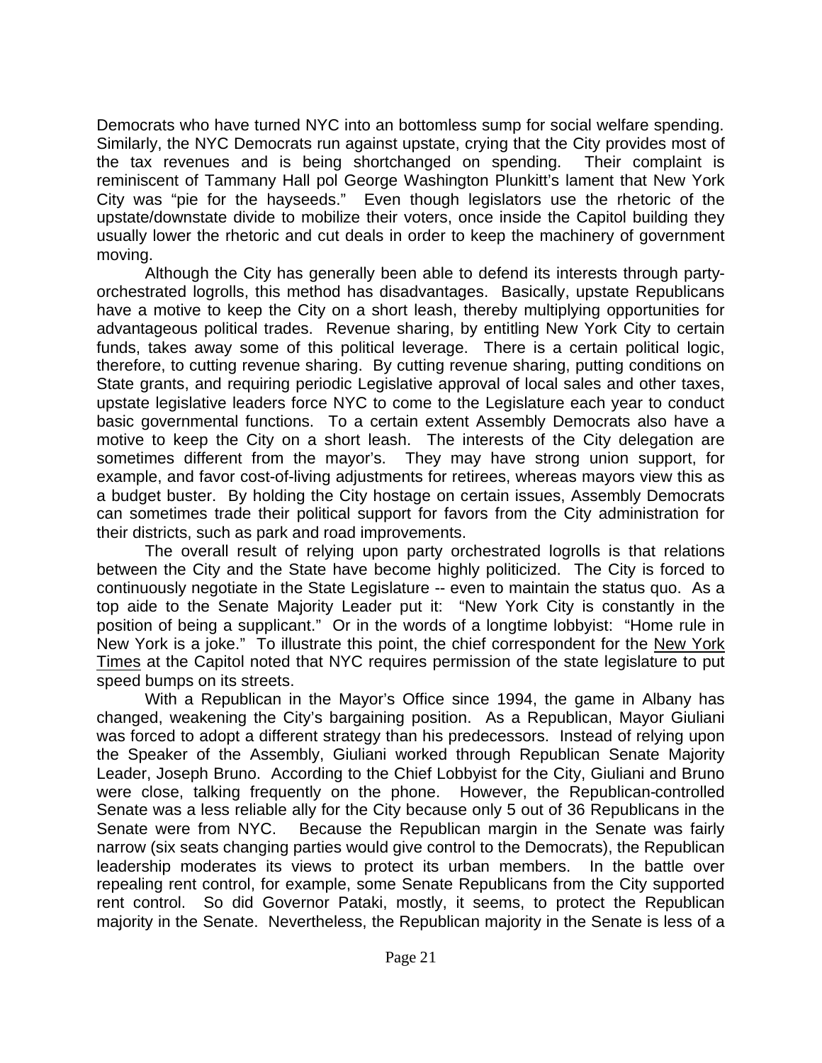Democrats who have turned NYC into an bottomless sump for social welfare spending. Similarly, the NYC Democrats run against upstate, crying that the City provides most of the tax revenues and is being shortchanged on spending. Their complaint is reminiscent of Tammany Hall pol George Washington Plunkitt's lament that New York City was "pie for the hayseeds." Even though legislators use the rhetoric of the upstate/downstate divide to mobilize their voters, once inside the Capitol building they usually lower the rhetoric and cut deals in order to keep the machinery of government moving.

Although the City has generally been able to defend its interests through party-orchestrated logrolls, this method has disadvantages. Basically, upstate Republicans have a motive to keep the City on a short leash, thereby multiplying opportunities for advantageous political trades. Revenue sharing, by entitling New York City to certain funds, takes away some of this political leverage. There is a certain political logic, therefore, to cutting revenue sharing. By cutting revenue sharing, putting conditions on State grants, and requiring periodic Legislative approval of local sales and other taxes, upstate legislative leaders force NYC to come to the Legislature each year to conduct basic governmental functions. To a certain extent Assembly Democrats also have a motive to keep the City on a short leash. The interests of the City delegation are sometimes different from the mayor's. They may have strong union support, for example, and favor cost-of-living adjustments for retirees, whereas mayors view this as a budget buster. By holding the City hostage on certain issues, Assembly Democrats can sometimes trade their political support for favors from the City administration for their districts, such as park and road improvements.

The overall result of relying upon party orchestrated logrolls is that relations between the City and the State have become highly politicized. The City is forced to continuously negotiate in the State Legislature -- even to maintain the status quo. As a top aide to the Senate Majority Leader put it: "New York City is constantly in the position of being a supplicant." Or in the words of a longtime lobbyist: "Home rule in New York is a joke." To illustrate this point, the chief correspondent for the New York Times at the Capitol noted that NYC requires permission of the state legislature to put speed bumps on its streets.

With a Republican in the Mayor's Office since 1994, the game in Albany has changed, weakening the City's bargaining position. As a Republican, Mayor Giuliani was forced to adopt a different strategy than his predecessors. Instead of relying upon the Speaker of the Assembly, Giuliani worked through Republican Senate Majority Leader, Joseph Bruno. According to the Chief Lobbyist for the City, Giuliani and Bruno were close, talking frequently on the phone. However, the Republican-controlled Senate was a less reliable ally for the City because only 5 out of 36 Republicans in the Senate were from NYC. Because the Republican margin in the Senate was fairly narrow (six seats changing parties would give control to the Democrats), the Republican leadership moderates its views to protect its urban members. In the battle over repealing rent control, for example, some Senate Republicans from the City supported rent control. So did Governor Pataki, mostly, it seems, to protect the Republican majority in the Senate. Nevertheless, the Republican majority in the Senate is less of a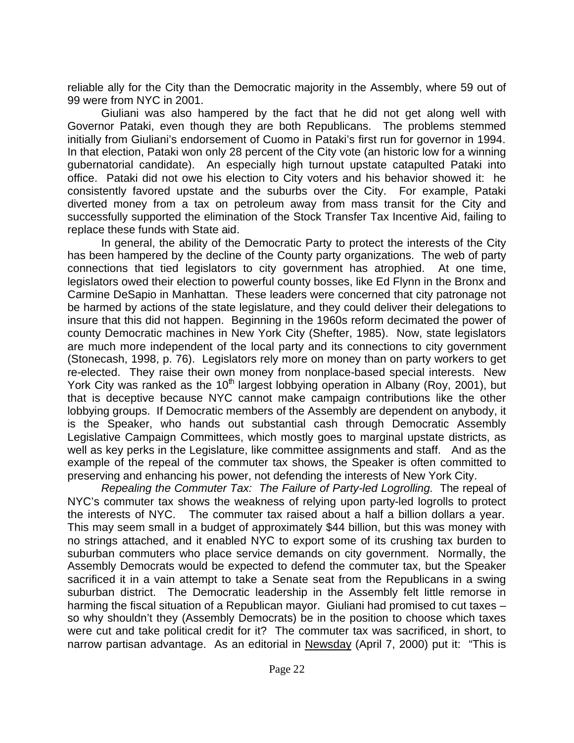reliable ally for the City than the Democratic majority in the Assembly, where 59 out of 99 were from NYC in 2001.

Giuliani was also hampered by the fact that he did not get along well with Governor Pataki, even though they are both Republicans. The problems stemmed initially from Giuliani's endorsement of Cuomo in Pataki's first run for governor in 1994. In that election, Pataki won only 28 percent of the City vote (an historic low for a winning gubernatorial candidate). An especially high turnout upstate catapulted Pataki into office. Pataki did not owe his election to City voters and his behavior showed it: he consistently favored upstate and the suburbs over the City. For example, Pataki diverted money from a tax on petroleum away from mass transit for the City and successfully supported the elimination of the Stock Transfer Tax Incentive Aid, failing to replace these funds with State aid.

In general, the ability of the Democratic Party to protect the interests of the City has been hampered by the decline of the County party organizations. The web of party connections that tied legislators to city government has atrophied. At one time, legislators owed their election to powerful county bosses, like Ed Flynn in the Bronx and Carmine DeSapio in Manhattan. These leaders were concerned that city patronage not be harmed by actions of the state legislature, and they could deliver their delegations to insure that this did not happen. Beginning in the 1960s reform decimated the power of county Democratic machines in New York City (Shefter, 1985). Now, state legislators are much more independent of the local party and its connections to city government (Stonecash, 1998, p. 76). Legislators rely more on money than on party workers to get re-elected. They raise their own money from nonplace-based special interests. New York City was ranked as the 10th largest lobbying operation in Albany (Roy, 2001), but that is deceptive because NYC cannot make campaign contributions like the other lobbying groups. If Democratic members of the Assembly are dependent on anybody, it is the Speaker, who hands out substantial cash through Democratic Assembly Legislative Campaign Committees, which mostly goes to marginal upstate districts, as well as key perks in the Legislature, like committee assignments and staff. And as the example of the repeal of the commuter tax shows, the Speaker is often committed to preserving and enhancing his power, not defending the interests of New York City.

*Repealing the Commuter Tax: The Failure of Party-led Logrolling.* The repeal of NYC's commuter tax shows the weakness of relying upon party-led logrolls to protect the interests of NYC. The commuter tax raised about a half a billion dollars a year. This may seem small in a budget of approximately $44 billion, but this was money with no strings attached, and it enabled NYC to export some of its crushing tax burden to suburban commuters who place service demands on city government. Normally, the Assembly Democrats would be expected to defend the commuter tax, but the Speaker sacrificed it in a vain attempt to take a Senate seat from the Republicans in a swing suburban district. The Democratic leadership in the Assembly felt little remorse in harming the fiscal situation of a Republican mayor. Giuliani had promised to cut taxes – so why shouldn't they (Assembly Democrats) be in the position to choose which taxes were cut and take political credit for it? The commuter tax was sacrificed, in short, to narrow partisan advantage. As an editorial in Newsday (April 7, 2000) put it: "This is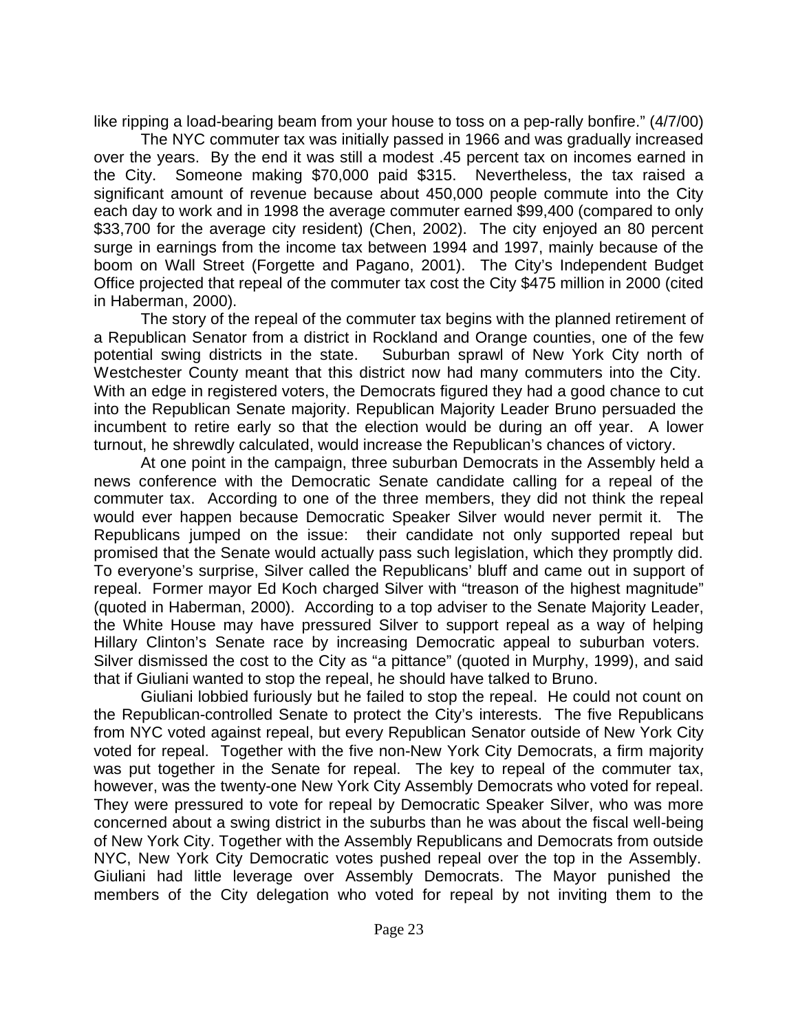like ripping a load-bearing beam from your house to toss on a pep-rally bonfire." (4/7/00)

The NYC commuter tax was initially passed in 1966 and was gradually increased over the years. By the end it was still a modest .45 percent tax on incomes earned in the City. Someone making $70,000 paid $315. Nevertheless, the tax raised a significant amount of revenue because about 450,000 people commute into the City each day to work and in 1998 the average commuter earned $99,400 (compared to only $33,700 for the average city resident) (Chen, 2002). The city enjoyed an 80 percent surge in earnings from the income tax between 1994 and 1997, mainly because of the boom on Wall Street (Forgette and Pagano, 2001). The City's Independent Budget Office projected that repeal of the commuter tax cost the City $475 million in 2000 (cited in Haberman, 2000).

The story of the repeal of the commuter tax begins with the planned retirement of a Republican Senator from a district in Rockland and Orange counties, one of the few potential swing districts in the state. Suburban sprawl of New York City north of Westchester County meant that this district now had many commuters into the City. With an edge in registered voters, the Democrats figured they had a good chance to cut into the Republican Senate majority. Republican Majority Leader Bruno persuaded the incumbent to retire early so that the election would be during an off year. A lower turnout, he shrewdly calculated, would increase the Republican's chances of victory.

At one point in the campaign, three suburban Democrats in the Assembly held a news conference with the Democratic Senate candidate calling for a repeal of the commuter tax. According to one of the three members, they did not think the repeal would ever happen because Democratic Speaker Silver would never permit it. The Republicans jumped on the issue: their candidate not only supported repeal but promised that the Senate would actually pass such legislation, which they promptly did. To everyone's surprise, Silver called the Republicans' bluff and came out in support of repeal. Former mayor Ed Koch charged Silver with "treason of the highest magnitude" (quoted in Haberman, 2000). According to a top adviser to the Senate Majority Leader, the White House may have pressured Silver to support repeal as a way of helping Hillary Clinton's Senate race by increasing Democratic appeal to suburban voters. Silver dismissed the cost to the City as "a pittance" (quoted in Murphy, 1999), and said that if Giuliani wanted to stop the repeal, he should have talked to Bruno.

Giuliani lobbied furiously but he failed to stop the repeal. He could not count on the Republican-controlled Senate to protect the City's interests. The five Republicans from NYC voted against repeal, but every Republican Senator outside of New York City voted for repeal. Together with the five non-New York City Democrats, a firm majority was put together in the Senate for repeal. The key to repeal of the commuter tax, however, was the twenty-one New York City Assembly Democrats who voted for repeal. They were pressured to vote for repeal by Democratic Speaker Silver, who was more concerned about a swing district in the suburbs than he was about the fiscal well-being of New York City. Together with the Assembly Republicans and Democrats from outside NYC, New York City Democratic votes pushed repeal over the top in the Assembly. Giuliani had little leverage over Assembly Democrats. The Mayor punished the members of the City delegation who voted for repeal by not inviting them to the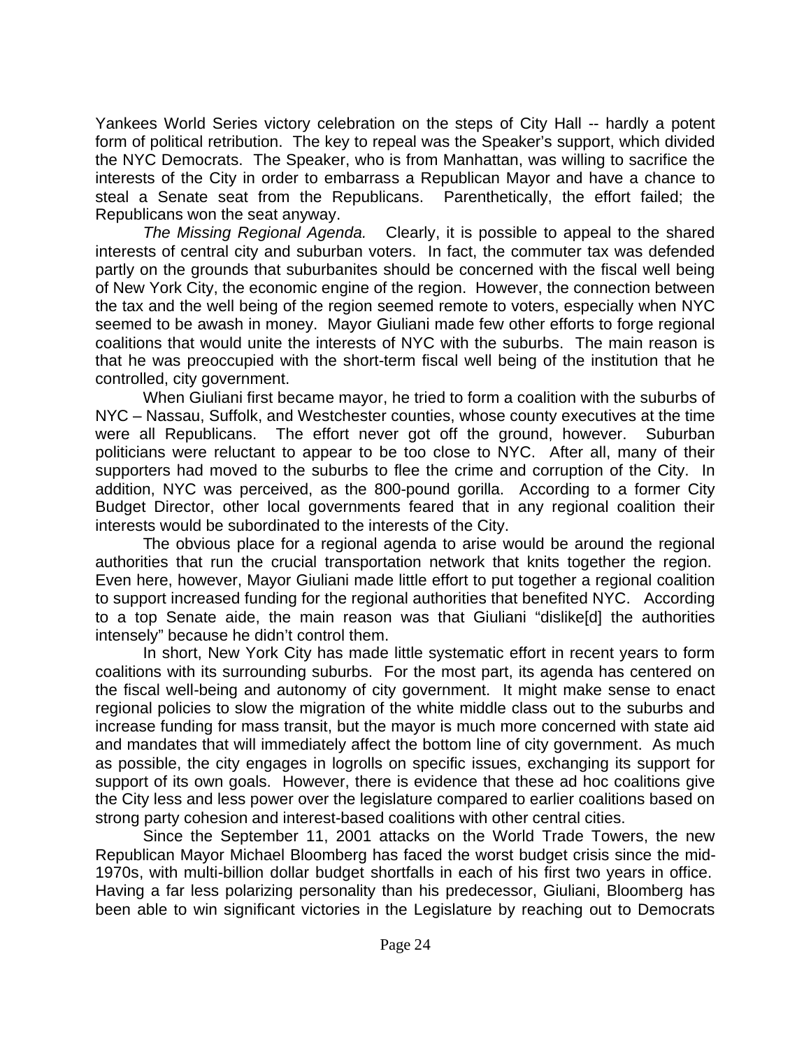Yankees World Series victory celebration on the steps of City Hall -- hardly a potent form of political retribution. The key to repeal was the Speaker's support, which divided the NYC Democrats. The Speaker, who is from Manhattan, was willing to sacrifice the interests of the City in order to embarrass a Republican Mayor and have a chance to steal a Senate seat from the Republicans. Parenthetically, the effort failed; the Republicans won the seat anyway.

*The Missing Regional Agenda.* Clearly, it is possible to appeal to the shared interests of central city and suburban voters. In fact, the commuter tax was defended partly on the grounds that suburbanites should be concerned with the fiscal well being of New York City, the economic engine of the region. However, the connection between the tax and the well being of the region seemed remote to voters, especially when NYC seemed to be awash in money. Mayor Giuliani made few other efforts to forge regional coalitions that would unite the interests of NYC with the suburbs. The main reason is that he was preoccupied with the short-term fiscal well being of the institution that he controlled, city government.

When Giuliani first became mayor, he tried to form a coalition with the suburbs of NYC – Nassau, Suffolk, and Westchester counties, whose county executives at the time were all Republicans. The effort never got off the ground, however. Suburban politicians were reluctant to appear to be too close to NYC. After all, many of their supporters had moved to the suburbs to flee the crime and corruption of the City. In addition, NYC was perceived, as the 800-pound gorilla. According to a former City Budget Director, other local governments feared that in any regional coalition their interests would be subordinated to the interests of the City.

The obvious place for a regional agenda to arise would be around the regional authorities that run the crucial transportation network that knits together the region. Even here, however, Mayor Giuliani made little effort to put together a regional coalition to support increased funding for the regional authorities that benefited NYC. According to a top Senate aide, the main reason was that Giuliani "dislike[d] the authorities intensely" because he didn't control them.

In short, New York City has made little systematic effort in recent years to form coalitions with its surrounding suburbs. For the most part, its agenda has centered on the fiscal well-being and autonomy of city government. It might make sense to enact regional policies to slow the migration of the white middle class out to the suburbs and increase funding for mass transit, but the mayor is much more concerned with state aid and mandates that will immediately affect the bottom line of city government. As much as possible, the city engages in logrolls on specific issues, exchanging its support for support of its own goals. However, there is evidence that these ad hoc coalitions give the City less and less power over the legislature compared to earlier coalitions based on strong party cohesion and interest-based coalitions with other central cities.

Since the September 11, 2001 attacks on the World Trade Towers, the new Republican Mayor Michael Bloomberg has faced the worst budget crisis since the mid-1970s, with multi-billion dollar budget shortfalls in each of his first two years in office. Having a far less polarizing personality than his predecessor, Giuliani, Bloomberg has been able to win significant victories in the Legislature by reaching out to Democrats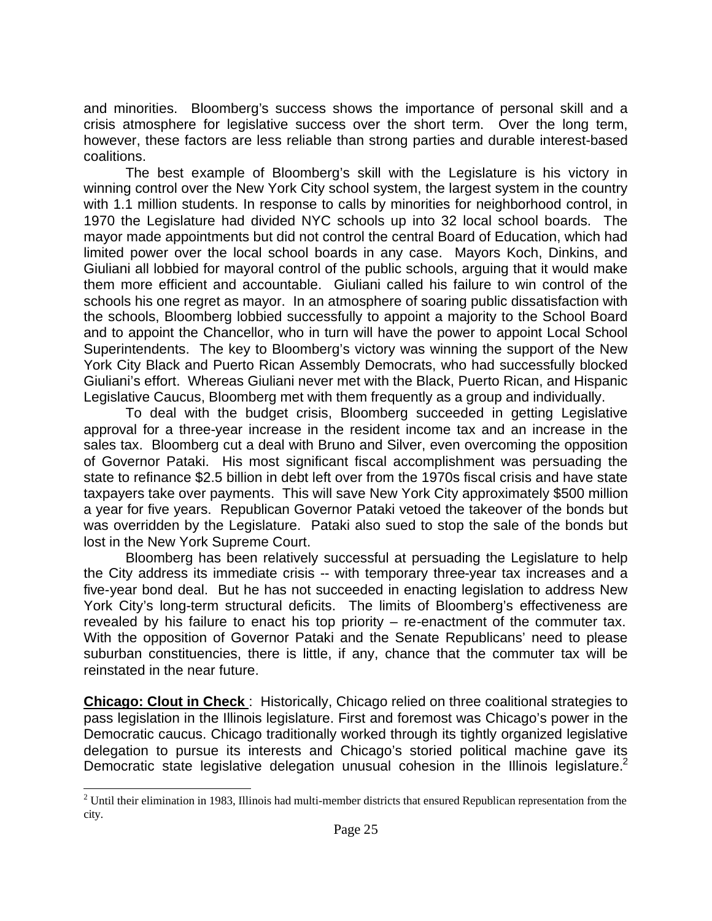and minorities. Bloomberg's success shows the importance of personal skill and a crisis atmosphere for legislative success over the short term. Over the long term, however, these factors are less reliable than strong parties and durable interest-based coalitions.

The best example of Bloomberg's skill with the Legislature is his victory in winning control over the New York City school system, the largest system in the country with 1.1 million students. In response to calls by minorities for neighborhood control, in 1970 the Legislature had divided NYC schools up into 32 local school boards. The mayor made appointments but did not control the central Board of Education, which had limited power over the local school boards in any case. Mayors Koch, Dinkins, and Giuliani all lobbied for mayoral control of the public schools, arguing that it would make them more efficient and accountable. Giuliani called his failure to win control of the schools his one regret as mayor. In an atmosphere of soaring public dissatisfaction with the schools, Bloomberg lobbied successfully to appoint a majority to the School Board and to appoint the Chancellor, who in turn will have the power to appoint Local School Superintendents. The key to Bloomberg's victory was winning the support of the New York City Black and Puerto Rican Assembly Democrats, who had successfully blocked Giuliani's effort. Whereas Giuliani never met with the Black, Puerto Rican, and Hispanic Legislative Caucus, Bloomberg met with them frequently as a group and individually.

To deal with the budget crisis, Bloomberg succeeded in getting Legislative approval for a three-year increase in the resident income tax and an increase in the sales tax. Bloomberg cut a deal with Bruno and Silver, even overcoming the opposition of Governor Pataki. His most significant fiscal accomplishment was persuading the state to refinance $2.5 billion in debt left over from the 1970s fiscal crisis and have state taxpayers take over payments. This will save New York City approximately $500 million a year for five years. Republican Governor Pataki vetoed the takeover of the bonds but was overridden by the Legislature. Pataki also sued to stop the sale of the bonds but lost in the New York Supreme Court.

Bloomberg has been relatively successful at persuading the Legislature to help the City address its immediate crisis -- with temporary three-year tax increases and a five-year bond deal. But he has not succeeded in enacting legislation to address New York City's long-term structural deficits. The limits of Bloomberg's effectiveness are revealed by his failure to enact his top priority – re-enactment of the commuter tax. With the opposition of Governor Pataki and the Senate Republicans' need to please suburban constituencies, there is little, if any, chance that the commuter tax will be reinstated in the near future.

**Chicago: Clout in Check** : Historically, Chicago relied on three coalitional strategies to pass legislation in the Illinois legislature. First and foremost was Chicago's power in the Democratic caucus. Chicago traditionally worked through its tightly organized legislative delegation to pursue its interests and Chicago's storied political machine gave its Democratic state legislative delegation unusual cohesion in the Illinois legislature.[2]

[2] Until their elimination in 1983, Illinois had multi-member districts that ensured Republican representation from the city.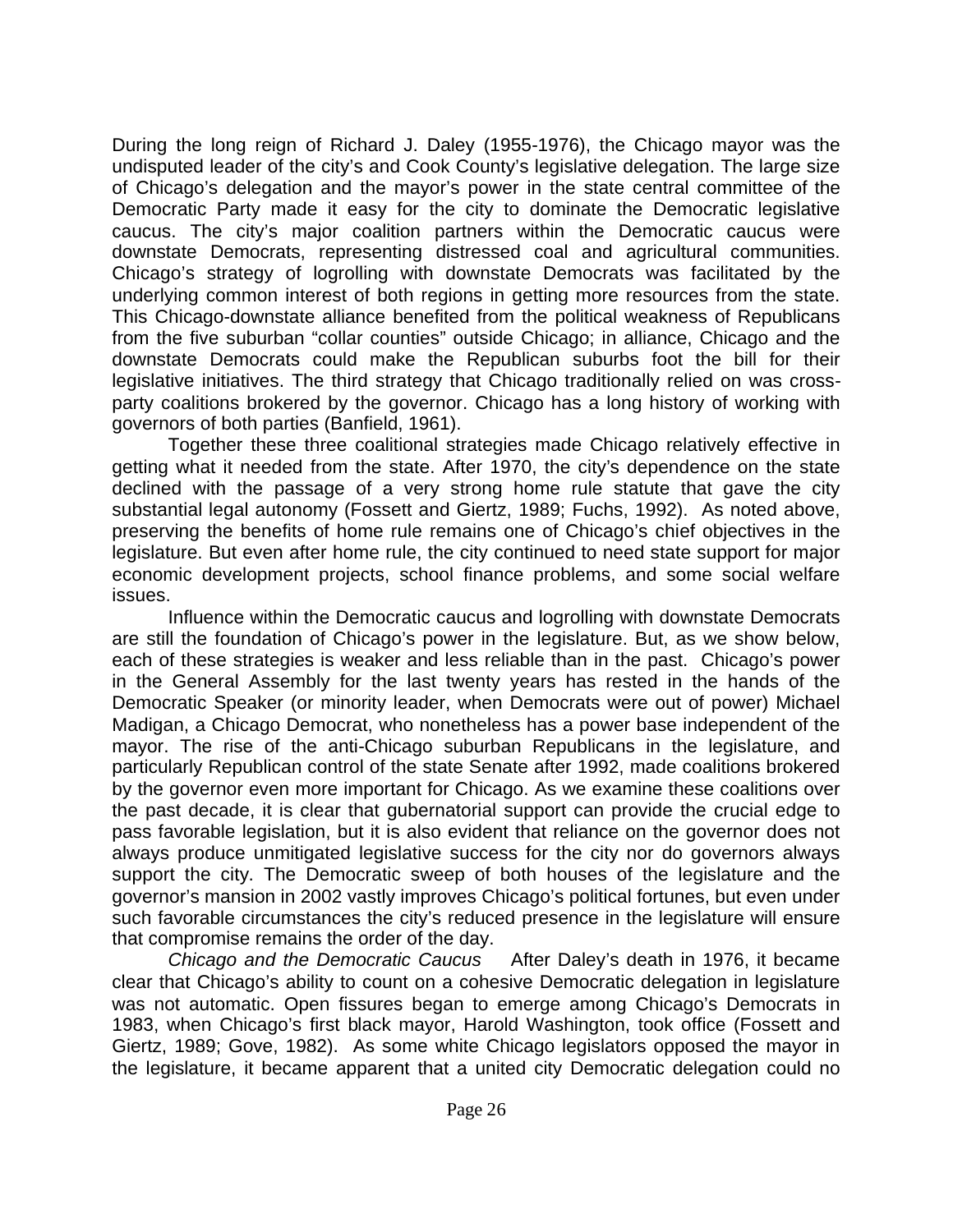During the long reign of Richard J. Daley (1955-1976), the Chicago mayor was the undisputed leader of the city's and Cook County's legislative delegation. The large size of Chicago's delegation and the mayor's power in the state central committee of the Democratic Party made it easy for the city to dominate the Democratic legislative caucus. The city's major coalition partners within the Democratic caucus were downstate Democrats, representing distressed coal and agricultural communities. Chicago's strategy of logrolling with downstate Democrats was facilitated by the underlying common interest of both regions in getting more resources from the state. This Chicago-downstate alliance benefited from the political weakness of Republicans from the five suburban "collar counties" outside Chicago; in alliance, Chicago and the downstate Democrats could make the Republican suburbs foot the bill for their legislative initiatives. The third strategy that Chicago traditionally relied on was cross-party coalitions brokered by the governor. Chicago has a long history of working with governors of both parties (Banfield, 1961).

Together these three coalitional strategies made Chicago relatively effective in getting what it needed from the state. After 1970, the city's dependence on the state declined with the passage of a very strong home rule statute that gave the city substantial legal autonomy (Fossett and Giertz, 1989; Fuchs, 1992). As noted above, preserving the benefits of home rule remains one of Chicago's chief objectives in the legislature. But even after home rule, the city continued to need state support for major economic development projects, school finance problems, and some social welfare issues.

Influence within the Democratic caucus and logrolling with downstate Democrats are still the foundation of Chicago's power in the legislature. But, as we show below, each of these strategies is weaker and less reliable than in the past. Chicago's power in the General Assembly for the last twenty years has rested in the hands of the Democratic Speaker (or minority leader, when Democrats were out of power) Michael Madigan, a Chicago Democrat, who nonetheless has a power base independent of the mayor. The rise of the anti-Chicago suburban Republicans in the legislature, and particularly Republican control of the state Senate after 1992, made coalitions brokered by the governor even more important for Chicago. As we examine these coalitions over the past decade, it is clear that gubernatorial support can provide the crucial edge to pass favorable legislation, but it is also evident that reliance on the governor does not always produce unmitigated legislative success for the city nor do governors always support the city. The Democratic sweep of both houses of the legislature and the governor's mansion in 2002 vastly improves Chicago's political fortunes, but even under such favorable circumstances the city's reduced presence in the legislature will ensure that compromise remains the order of the day.

*Chicago and the Democratic Caucus* After Daley's death in 1976, it became clear that Chicago's ability to count on a cohesive Democratic delegation in legislature was not automatic. Open fissures began to emerge among Chicago's Democrats in 1983, when Chicago's first black mayor, Harold Washington, took office (Fossett and Giertz, 1989; Gove, 1982). As some white Chicago legislators opposed the mayor in the legislature, it became apparent that a united city Democratic delegation could no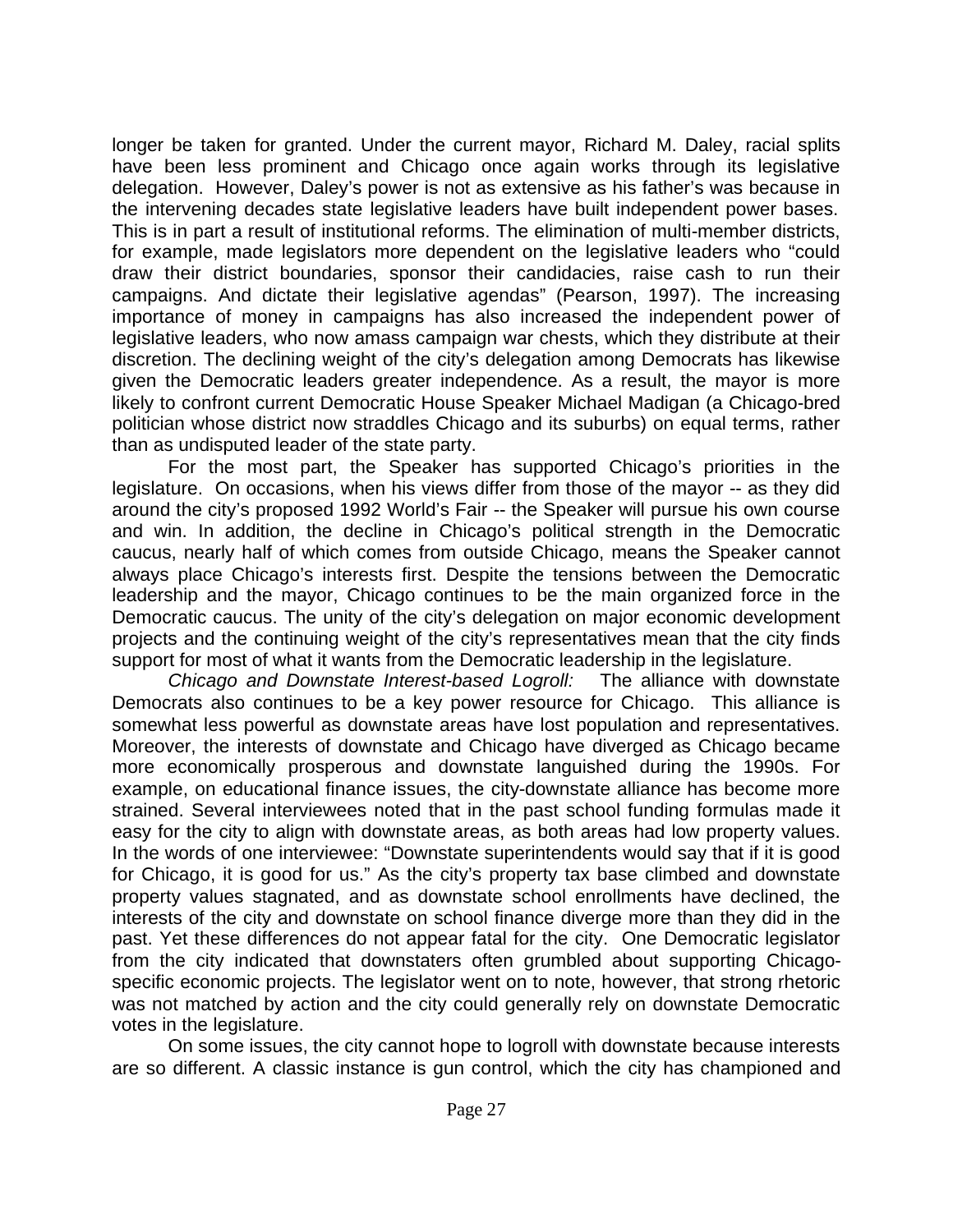longer be taken for granted. Under the current mayor, Richard M. Daley, racial splits have been less prominent and Chicago once again works through its legislative delegation. However, Daley's power is not as extensive as his father's was because in the intervening decades state legislative leaders have built independent power bases. This is in part a result of institutional reforms. The elimination of multi-member districts, for example, made legislators more dependent on the legislative leaders who "could draw their district boundaries, sponsor their candidacies, raise cash to run their campaigns. And dictate their legislative agendas" (Pearson, 1997). The increasing importance of money in campaigns has also increased the independent power of legislative leaders, who now amass campaign war chests, which they distribute at their discretion. The declining weight of the city's delegation among Democrats has likewise given the Democratic leaders greater independence. As a result, the mayor is more likely to confront current Democratic House Speaker Michael Madigan (a Chicago-bred politician whose district now straddles Chicago and its suburbs) on equal terms, rather than as undisputed leader of the state party.

For the most part, the Speaker has supported Chicago's priorities in the legislature. On occasions, when his views differ from those of the mayor -- as they did around the city's proposed 1992 World's Fair -- the Speaker will pursue his own course and win. In addition, the decline in Chicago's political strength in the Democratic caucus, nearly half of which comes from outside Chicago, means the Speaker cannot always place Chicago's interests first. Despite the tensions between the Democratic leadership and the mayor, Chicago continues to be the main organized force in the Democratic caucus. The unity of the city's delegation on major economic development projects and the continuing weight of the city's representatives mean that the city finds support for most of what it wants from the Democratic leadership in the legislature.

*Chicago and Downstate Interest-based Logroll:* The alliance with downstate Democrats also continues to be a key power resource for Chicago. This alliance is somewhat less powerful as downstate areas have lost population and representatives. Moreover, the interests of downstate and Chicago have diverged as Chicago became more economically prosperous and downstate languished during the 1990s. For example, on educational finance issues, the city-downstate alliance has become made more strained. Several interviewees noted that in the past school funding formulas made it easy for the city to align with downstate areas, as both areas had low property values. In the words of one interviewee: "Downstate superintendents would say that if it is good for Chicago, it is good for us." As the city's property tax base climbed and downstate property values stagnated, and as downstate school enrollments have declined, the interests of the city and downstate on school finance diverge more than they did in the past. Yet these differences do not appear fatal for the city. One Democratic legislator from the city indicated that downstaters often grumbled about supporting Chicago-specific economic projects. The legislator went on to note, however, that strong rhetoric was not matched by action and the city could generally rely on downstate Democratic votes in the legislature.

On some issues, the city cannot hope to logroll with downstate because interests are so different. A classic instance is gun control, which the city has championed and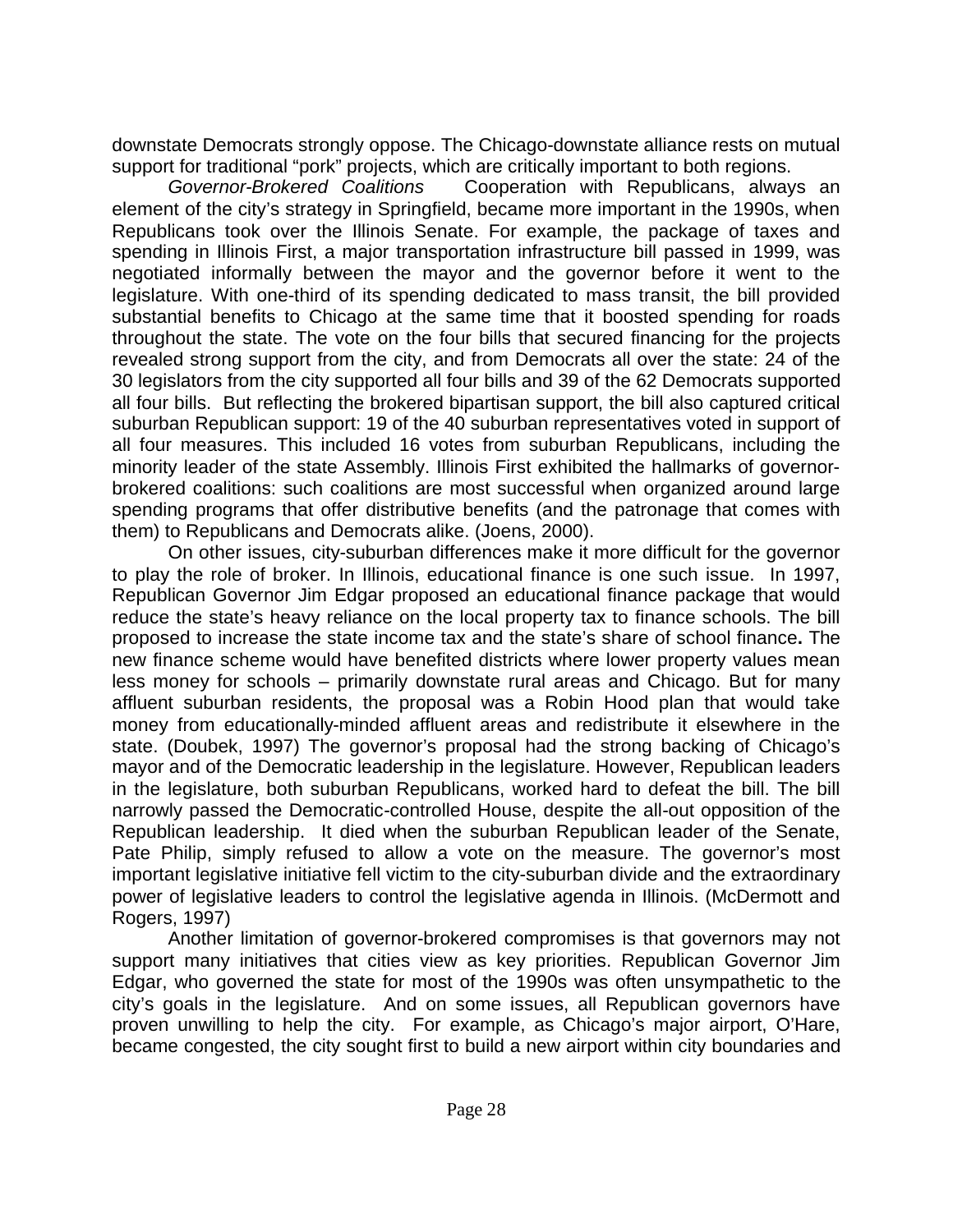downstate Democrats strongly oppose. The Chicago-downstate alliance rests on mutual support for traditional "pork" projects, which are critically important to both regions.

*Governor-Brokered Coalitions* Cooperation with Republicans, always an element of the city's strategy in Springfield, became more important in the 1990s, when Republicans took over the Illinois Senate. For example, the package of taxes and spending in Illinois First, a major transportation infrastructure bill passed in 1999, was negotiated informally between the mayor and the governor before it went to the legislature. With one-third of its spending dedicated to mass transit, the bill provided substantial benefits to Chicago at the same time that it boosted spending for roads throughout the state. The vote on the four bills that secured financing for the projects revealed strong support from the city, and from Democrats all over the state: 24 of the 30 legislators from the city supported all four bills and 39 of the 62 Democrats supported all four bills. But reflecting the brokered bipartisan support, the bill also captured critical suburban Republican support: 19 of the 40 suburban representatives voted in support of all four measures. This included 16 votes from suburban Republicans, including the minority leader of the state Assembly. Illinois First exhibited the hallmarks of governor-brokered coalitions: such coalitions are most successful when organized around large spending programs that offer distributive benefits (and the patronage that comes with them) to Republicans and Democrats alike. (Joens, 2000).

On other issues, city-suburban differences make it more difficult for the governor to play the role of broker. In Illinois, educational finance is one such issue. In 1997, Republican Governor Jim Edgar proposed an educational finance package that would reduce the state's heavy reliance on the local property tax to finance schools. The bill proposed to increase the state income tax and the state's share of school finance**.** The new finance scheme would have benefited districts where lower property values mean less money for schools – primarily downstate rural areas and Chicago. But for many affluent suburban residents, the proposal was a Robin Hood plan that would take money from educationally-minded affluent areas and redistribute it elsewhere in the state. (Doubek, 1997) The governor's proposal had the strong backing of Chicago's mayor and of the Democratic leadership in the legislature. However, Republican leaders in the legislature, both suburban Republicans, worked hard to defeat the bill. The bill narrowly passed the Democratic-controlled House, despite the all-out opposition of the Republican leadership. It died when the suburban Republican leader of the Senate, Pate Philip, simply refused to allow a vote on the measure. The governor's most important legislative initiative fell victim to the city-suburban divide and the extraordinary power of legislative leaders to control the legislative agenda in Illinois. (McDermott and Rogers, 1997)

Another limitation of governor-brokered compromises is that governors may not support many initiatives that cities view as key priorities. Republican Governor Jim Edgar, who governed the state for most of the 1990s was often unsympathetic to the city's goals in the legislature. And on some issues, all Republican governors have proven unwilling to help the city. For example, as Chicago's major airport, O'Hare, became congested, the city sought first to build a new airport within city boundaries and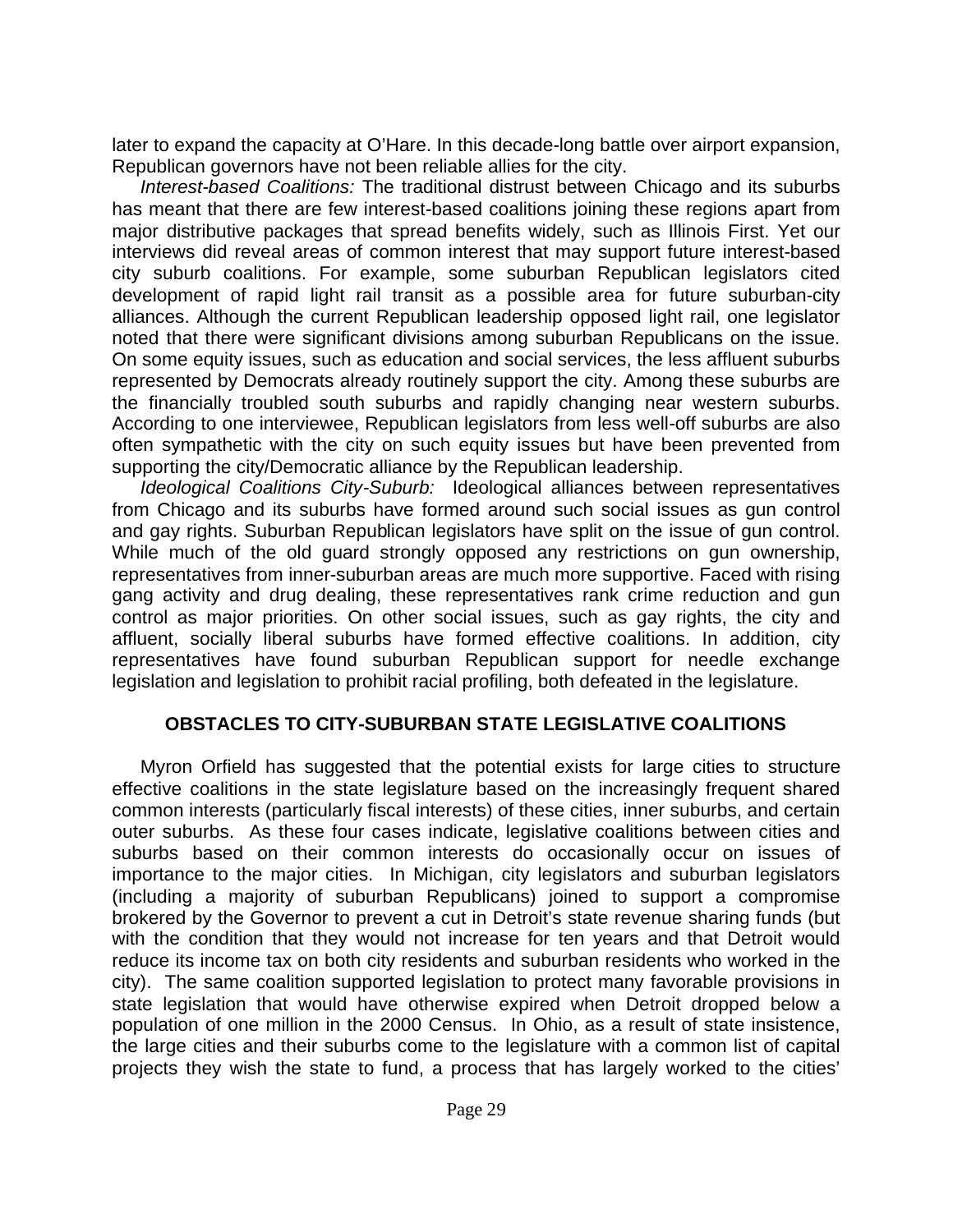later to expand the capacity at O'Hare. In this decade-long battle over airport expansion, Republican governors have not been reliable allies for the city.

*Interest-based Coalitions:* The traditional distrust between Chicago and its suburbs has meant that there are few interest-based coalitions joining these regions apart from major distributive packages that spread benefits widely, such as Illinois First. Yet our interviews did reveal areas of common interest that may support future interest-based city suburb coalitions. For example, some suburban Republican legislators cited development of rapid light rail transit as a possible area for future suburban-city alliances. Although the current Republican leadership opposed light rail, one legislator noted that there were significant divisions among suburban Republicans on the issue. On some equity issues, such as education and social services, the less affluent suburbs represented by Democrats already routinely support the city. Among these suburbs are the financially troubled south suburbs and rapidly changing near western suburbs. According to one interviewee, Republican legislators from less well-off suburbs are also often sympathetic with the city on such equity issues but have been prevented from supporting the city/Democratic alliance by the Republican leadership.

*Ideological Coalitions City-Suburb:* Ideological alliances between representatives from Chicago and its suburbs have formed around such social issues as gun control and gay rights. Suburban Republican legislators have split on the issue of gun control. While much of the old guard strongly opposed any restrictions on gun ownership, representatives from inner-suburban areas are much more supportive. Faced with rising gang activity and drug dealing, these representatives rank crime reduction and gun control as major priorities. On other social issues, such as gay rights, the city and affluent, socially liberal suburbs have formed effective coalitions. In addition, city representatives have found suburban Republican support for needle exchange legislation and legislation to prohibit racial profiling, both defeated in the legislature.

## OBSTACLES TO CITY-SUBURBAN STATE LEGISLATIVE COALITIONS

Myron Orfield has suggested that the potential exists for large cities to structure effective coalitions in the state legislature based on the increasingly frequent shared common interests (particularly fiscal interests) of these cities, inner suburbs, and certain outer suburbs. As these four cases indicate, legislative coalitions between cities and suburbs based on their common interests do occasionally occur on issues of importance to the major cities. In Michigan, city legislators and suburban legislators (including a majority of suburban Republicans) joined to support a compromise brokered by the Governor to prevent a cut in Detroit's state revenue sharing funds (but with the condition that they would not increase for ten years and that Detroit would reduce its income tax on both city residents and suburban residents who worked in the city). The same coalition supported legislation to protect many favorable provisions in state legislation that would have otherwise expired when Detroit dropped below a population of one million in the 2000 Census. In Ohio, as a result of state insistence, the large cities and their suburbs come to the legislature with a common list of capital projects they wish the state to fund, a process that has largely worked to the cities'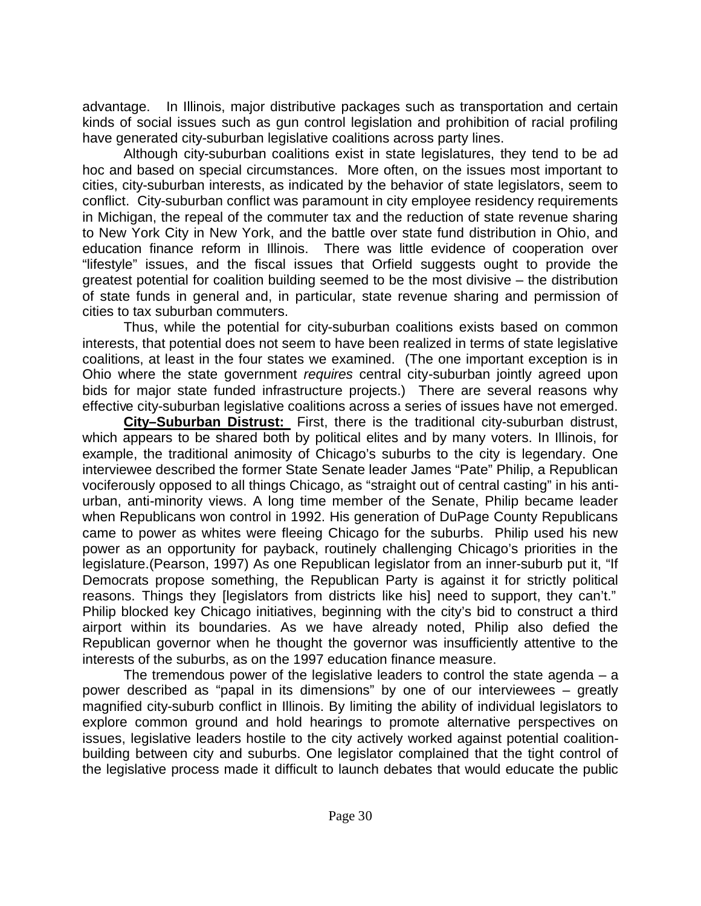advantage. In Illinois, major distributive packages such as transportation and certain kinds of social issues such as gun control legislation and prohibition of racial profiling have generated city-suburban legislative coalitions across party lines.

Although city-suburban coalitions exist in state legislatures, they tend to be ad hoc and based on special circumstances. More often, on the issues most important to cities, city-suburban interests, as indicated by the behavior of state legislators, seem to conflict. City-suburban conflict was paramount in city employee residency requirements in Michigan, the repeal of the commuter tax and the reduction of state revenue sharing to New York City in New York, and the battle over state fund distribution in Ohio, and education finance reform in Illinois. There was little evidence of cooperation over "lifestyle" issues, and the fiscal issues that Orfield suggests ought to provide the greatest potential for coalition building seemed to be the most divisive – the distribution of state funds in general and, in particular, state revenue sharing and permission of cities to tax suburban commuters.

Thus, while the potential for city-suburban coalitions exists based on common interests, that potential does not seem to have been realized in terms of state legislative coalitions, at least in the four states we examined. (The one important exception is in Ohio where the state government *requires* central city-suburban jointly agreed upon bids for major state funded infrastructure projects.) There are several reasons why effective city-suburban legislative coalitions across a series of issues have not emerged.

**City–Suburban Distrust:** First, there is the traditional city-suburban distrust, which appears to be shared both by political elites and by many voters. In Illinois, for example, the traditional animosity of Chicago's suburbs to the city is legendary. One interviewee described the former State Senate leader James "Pate" Philip, a Republican vociferously opposed to all things Chicago, as "straight out of central casting" in his anti-urban, anti-minority views. A long time member of the Senate, Philip became leader when Republicans won control in 1992. His generation of DuPage County Republicans came to power as whites were fleeing Chicago for the suburbs. Philip used his new power as an opportunity for payback, routinely challenging Chicago's priorities in the legislature.(Pearson, 1997) As one Republican legislator from an inner-suburb put it, "If Democrats propose something, the Republican Party is against it for strictly political reasons. Things they [legislators from districts like his] need to support, they can't." Philip blocked key Chicago initiatives, beginning with the city's bid to construct a third airport within its boundaries. As we have already noted, Philip also defied the Republican governor when he thought the governor was insufficiently attentive to the interests of the suburbs, as on the 1997 education finance measure.

The tremendous power of the legislative leaders to control the state agenda – a power described as "papal in its dimensions" by one of our interviewees – greatly magnified city-suburb conflict in Illinois. By limiting the ability of individual legislators to explore common ground and hold hearings to promote alternative perspectives on issues, legislative leaders hostile to the city actively worked against potential coalition-building between city and suburbs. One legislator complained that the tight control of the legislative process made it difficult to launch debates that would educate the public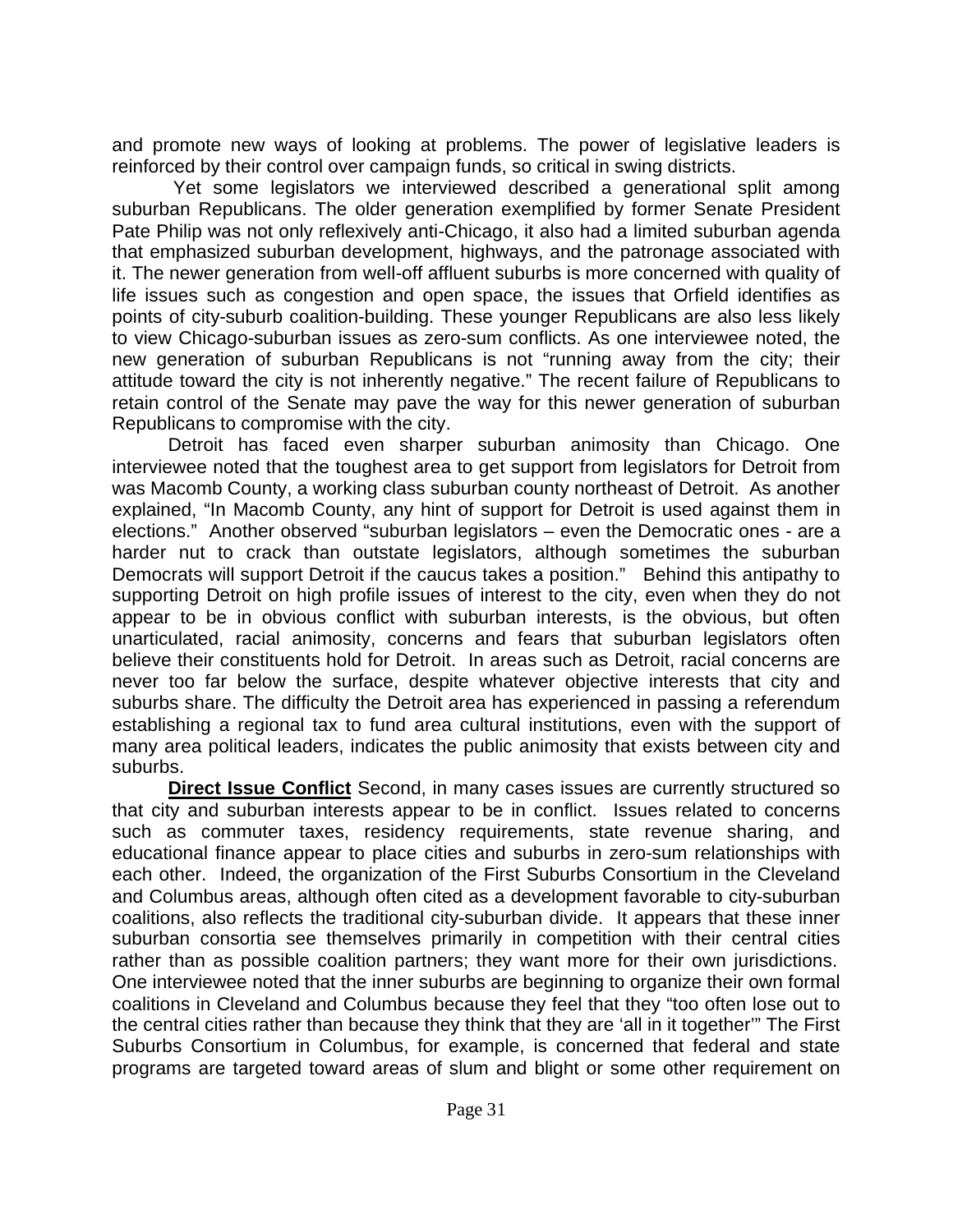and promote new ways of looking at problems. The power of legislative leaders is reinforced by their control over campaign funds, so critical in swing districts.

Yet some legislators we interviewed described a generational split among suburban Republicans. The older generation exemplified by former Senate President Pate Philip was not only reflexively anti-Chicago, it also had a limited suburban agenda that emphasized suburban development, highways, and the patronage associated with it. The newer generation from well-off affluent suburbs is more concerned with quality of life issues such as congestion and open space, the issues that Orfield identifies as points of city-suburb coalition-building. These younger Republicans are also less likely to view Chicago-suburban issues as zero-sum conflicts. As one interviewee noted, the new generation of suburban Republicans is not "running away from the city; their attitude toward the city is not inherently negative." The recent failure of Republicans to retain control of the Senate may pave the way for this newer generation of suburban Republicans to compromise with the city.

Detroit has faced even sharper suburban animosity than Chicago. One interviewee noted that the toughest area to get support from legislators for Detroit from was Macomb County, a working class suburban county northeast of Detroit. As another explained, "In Macomb County, any hint of support for Detroit is used against them in elections." Another observed "suburban legislators – even the Democratic ones - are a harder nut to crack than outstate legislators, although sometimes the suburban Democrats will support Detroit if the caucus takes a position." Behind this antipathy to supporting Detroit on high profile issues of interest to the city, even when they do not appear to be in obvious conflict with suburban interests, is the obvious, but often unarticulated, racial animosity, concerns and fears that suburban legislators often believe their constituents hold for Detroit. In areas such as Detroit, racial concerns are never too far below the surface, despite whatever objective interests that city and suburbs share. The difficulty the Detroit area has experienced in passing a referendum establishing a regional tax to fund area cultural institutions, even with the support of many area political leaders, indicates the public animosity that exists between city and suburbs.

**Direct Issue Conflict** Second, in many cases issues are currently structured so that city and suburban interests appear to be in conflict. Issues related to concerns such as commuter taxes, residency requirements, state revenue sharing, and educational finance appear to place cities and suburbs in zero-sum relationships with each other. Indeed, the organization of the First Suburbs Consortium in the Cleveland and Columbus areas, although often cited as a development favorable to city-suburban coalitions, also reflects the traditional city-suburban divide. It appears that these inner suburban consortia see themselves primarily in competition with their central cities rather than as possible coalition partners; they want more for their own jurisdictions. One interviewee noted that the inner suburbs are beginning to organize their own formal coalitions in Cleveland and Columbus because they feel that they "too often lose out to the central cities rather than because they think that they are 'all in it together'" The First Suburbs Consortium in Columbus, for example, is concerned that federal and state programs are targeted toward areas of slum and blight or some other requirement on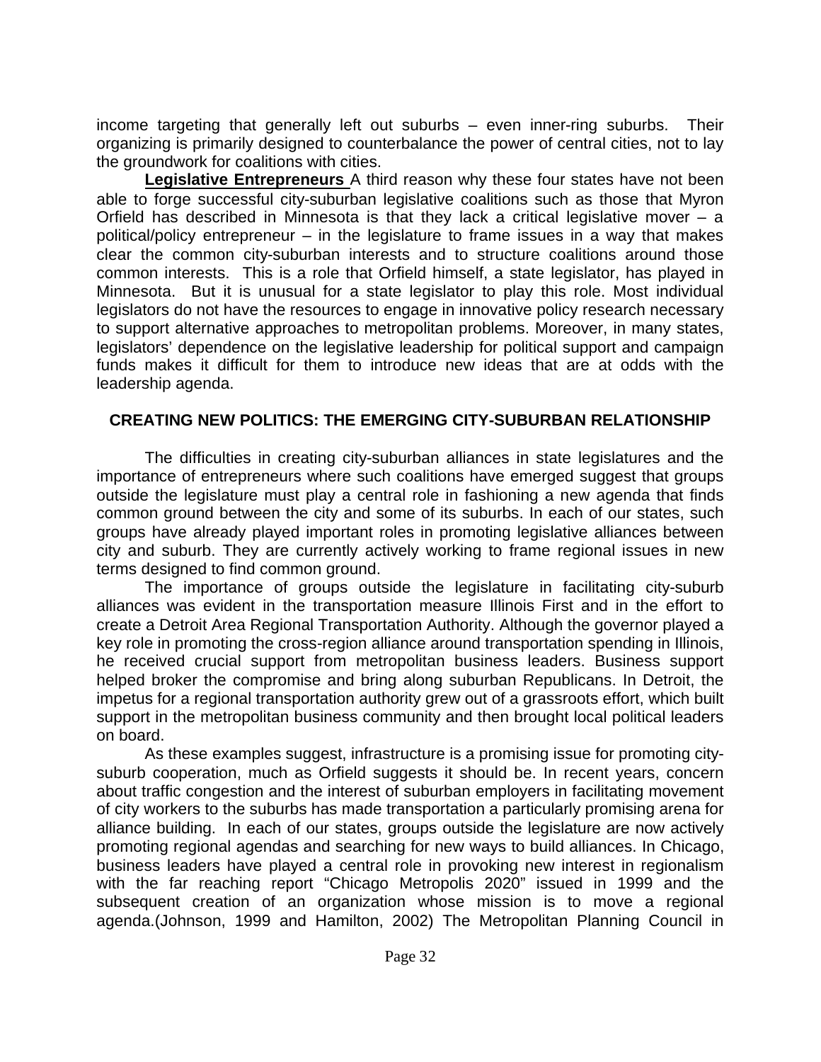income targeting that generally left out suburbs – even inner-ring suburbs. Their organizing is primarily designed to counterbalance the power of central cities, not to lay the groundwork for coalitions with cities.

**Legislative Entrepreneurs** A third reason why these four states have not been able to forge successful city-suburban legislative coalitions such as those that Myron Orfield has described in Minnesota is that they lack a critical legislative mover – a political/policy entrepreneur – in the legislature to frame issues in a way that makes clear the common city-suburban interests and to structure coalitions around those common interests. This is a role that Orfield himself, a state legislator, has played in Minnesota. But it is unusual for a state legislator to play this role. Most individual legislators do not have the resources to engage in innovative policy research necessary to support alternative approaches to metropolitan problems. Moreover, in many states, legislators' dependence on the legislative leadership for political support and campaign funds makes it difficult for them to introduce new ideas that are at odds with the leadership agenda.

## CREATING NEW POLITICS: THE EMERGING CITY-SUBURBAN RELATIONSHIP

The difficulties in creating city-suburban alliances in state legislatures and the importance of entrepreneurs where such coalitions have emerged suggest that groups outside the legislature must play a central role in fashioning a new agenda that finds common ground between the city and some of its suburbs. In each of our states, such groups have already played important roles in promoting legislative alliances between city and suburb. They are currently actively working to frame regional issues in new terms designed to find common ground.

The importance of groups outside the legislature in facilitating city-suburb alliances was evident in the transportation measure Illinois First and in the effort to create a Detroit Area Regional Transportation Authority. Although the governor played a key role in promoting the cross-region alliance around transportation spending in Illinois, he received crucial support from metropolitan business leaders. Business support helped broker the compromise and bring along suburban Republicans. In Detroit, the impetus for a regional transportation authority grew out of a grassroots effort, which built support in the metropolitan business community and then brought local political leaders on board.

As these examples suggest, infrastructure is a promising issue for promoting city-suburb cooperation, much as Orfield suggests it should be. In recent years, concern about traffic congestion and the interest of suburban employers in facilitating movement of city workers to the suburbs has made transportation a particularly promising arena for alliance building. In each of our states, groups outside the legislature are now actively promoting regional agendas and searching for new ways to build alliances. In Chicago, business leaders have played a central role in provoking new interest in regionalism with the far reaching report "Chicago Metropolis 2020" issued in 1999 and the subsequent creation of an organization whose mission is to move a regional agenda.(Johnson, 1999 and Hamilton, 2002) The Metropolitan Planning Council in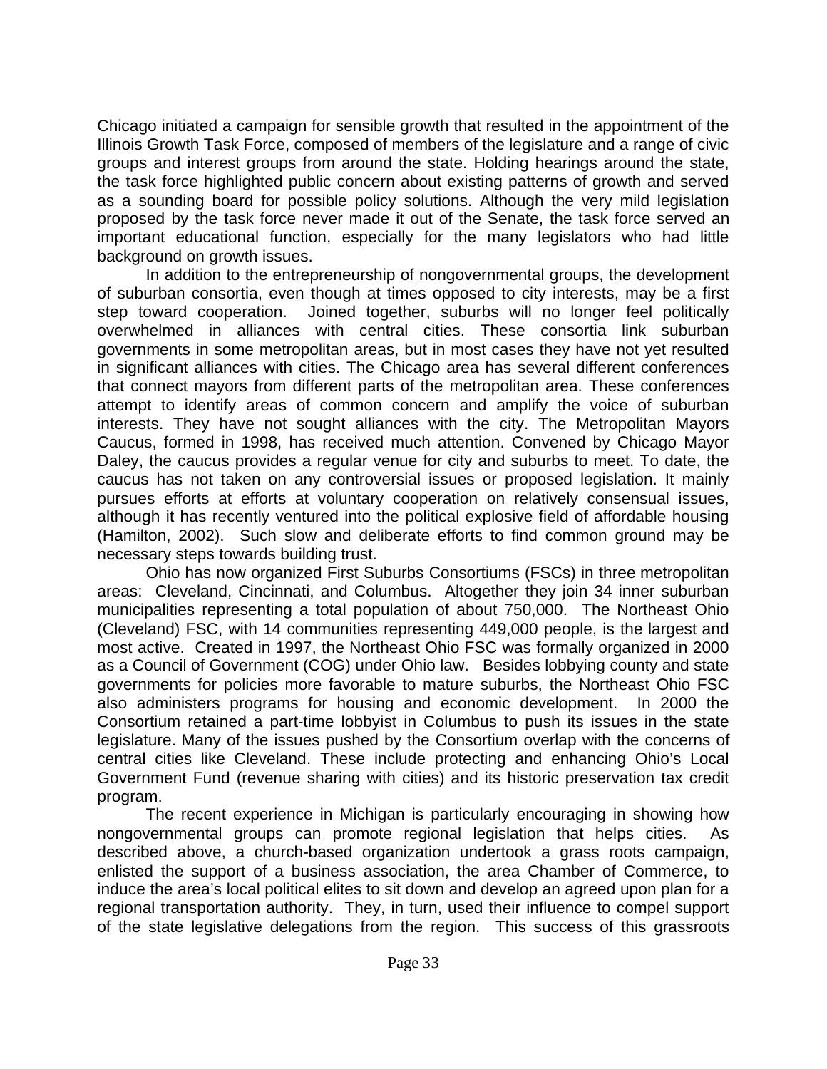Chicago initiated a campaign for sensible growth that resulted in the appointment of the Illinois Growth Task Force, composed of members of the legislature and a range of civic groups and interest groups from around the state. Holding hearings around the state, the task force highlighted public concern about existing patterns of growth and served as a sounding board for possible policy solutions. Although the very mild legislation proposed by the task force never made it out of the Senate, the task force served an important educational function, especially for the many legislators who had little background on growth issues.

In addition to the entrepreneurship of nongovernmental groups, the development of suburban consortia, even though at times opposed to city interests, may be a first step toward cooperation. Joined together, suburbs will no longer feel politically overwhelmed in alliances with central cities. These consortia link suburban governments in some metropolitan areas, but in most cases they have not yet resulted in significant alliances with cities. The Chicago area has several different conferences that connect mayors from different parts of the metropolitan area. These conferences attempt to identify areas of common concern and amplify the voice of suburban interests. They have not sought alliances with the city. The Metropolitan Mayors Caucus, formed in 1998, has received much attention. Convened by Chicago Mayor Daley, the caucus provides a regular venue for city and suburbs to meet. To date, the caucus has not taken on any controversial issues or proposed legislation. It mainly pursues efforts at efforts at voluntary cooperation on relatively consensual issues, although it has recently ventured into the political explosive field of affordable housing (Hamilton, 2002). Such slow and deliberate efforts to find common ground may be necessary steps towards building trust.

Ohio has now organized First Suburbs Consortiums (FSCs) in three metropolitan areas: Cleveland, Cincinnati, and Columbus. Altogether they join 34 inner suburban municipalities representing a total population of about 750,000. The Northeast Ohio (Cleveland) FSC, with 14 communities representing 449,000 people, is the largest and most active. Created in 1997, the Northeast Ohio FSC was formally organized in 2000 as a Council of Government (COG) under Ohio law. Besides lobbying county and state governments for policies more favorable to mature suburbs, the Northeast Ohio FSC also administers programs for housing and economic development. In 2000 the Consortium retained a part-time lobbyist in Columbus to push its issues in the state legislature. Many of the issues pushed by the Consortium overlap with the concerns of central cities like Cleveland. These include protecting and enhancing Ohio's Local Government Fund (revenue sharing with cities) and its historic preservation tax credit program.

The recent experience in Michigan is particularly encouraging in showing how nongovernmental groups can promote regional legislation that helps cities. As described above, a church-based organization undertook a grass roots campaign, enlisted the support of a business association, the area Chamber of Commerce, to induce the area's local political elites to sit down and develop an agreed upon plan for a regional transportation authority. They, in turn, used their influence to compel support of the state legislative delegations from the region. This success of this grassroots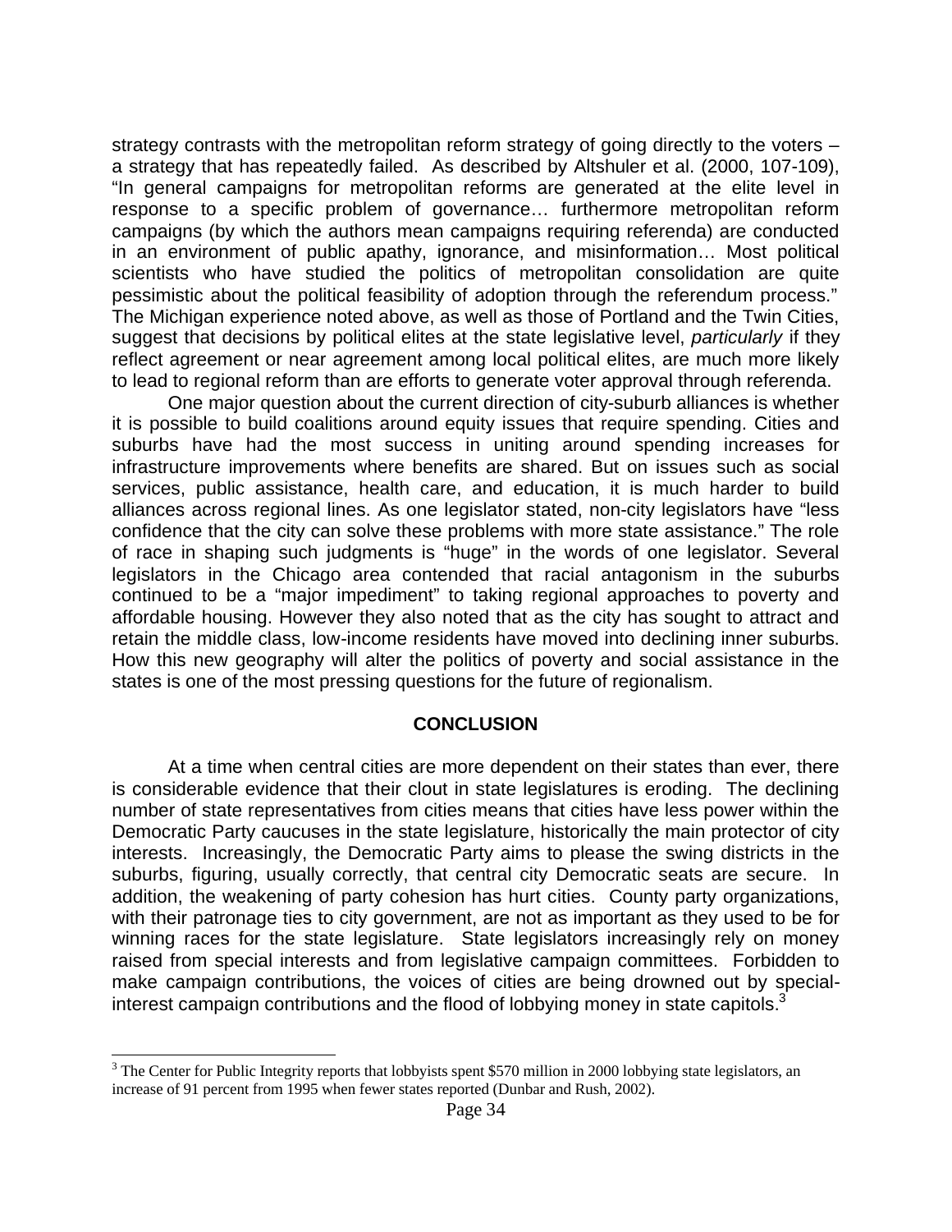strategy contrasts with the metropolitan reform strategy of going directly to the voters – a strategy that has repeatedly failed. As described by Altshuler et al. (2000, 107-109), "In general campaigns for metropolitan reforms are generated at the elite level in response to a specific problem of governance… furthermore metropolitan reform campaigns (by which the authors mean campaigns requiring referenda) are conducted in an environment of public apathy, ignorance, and misinformation… Most political scientists who have studied the politics of metropolitan consolidation are quite pessimistic about the political feasibility of adoption through the referendum process." The Michigan experience noted above, as well as those of Portland and the Twin Cities, suggest that decisions by political elites at the state legislative level, *particularly* if they reflect agreement or near agreement among local political elites, are much more likely to lead to regional reform than are efforts to generate voter approval through referenda.

One major question about the current direction of city-suburb alliances is whether it is possible to build coalitions around equity issues that require spending. Cities and suburbs have had the most success in uniting around spending increases for infrastructure improvements where benefits are shared. But on issues such as social services, public assistance, health care, and education, it is much harder to build alliances across regional lines. As one legislator stated, non-city legislators have "less confidence that the city can solve these problems with more state assistance." The role of race in shaping such judgments is "huge" in the words of one legislator. Several legislators in the Chicago area contended that racial antagonism in the suburbs continued to be a "major impediment" to taking regional approaches to poverty and affordable housing. However they also noted that as the city has sought to attract and retain the middle class, low-income residents have moved into declining inner suburbs. How this new geography will alter the politics of poverty and social assistance in the states is one of the most pressing questions for the future of regionalism.

## CONCLUSION

At a time when central cities are more dependent on their states than ever, there is considerable evidence that their clout in state legislatures is eroding. The declining number of state representatives from cities means that cities have less power within the Democratic Party caucuses in the state legislature, historically the main protector of city interests. Increasingly, the Democratic Party aims to please the swing districts in the suburbs, figuring, usually correctly, that central city Democratic seats are secure. In addition, the weakening of party cohesion has hurt cities. County party organizations, with their patronage ties to city government, are not as important as they used to be for winning races for the state legislature. State legislators increasingly rely on money raised from special interests and from legislative campaign committees. Forbidden to make campaign contributions, the voices of cities are being drowned out by special-interest campaign contributions and the flood of lobbying money in state capitols.[3]

[3] The Center for Public Integrity reports that lobbyists spent $570 million in 2000 lobbying state legislators, an increase of 91 percent from 1995 when fewer states reported (Dunbar and Rush, 2002).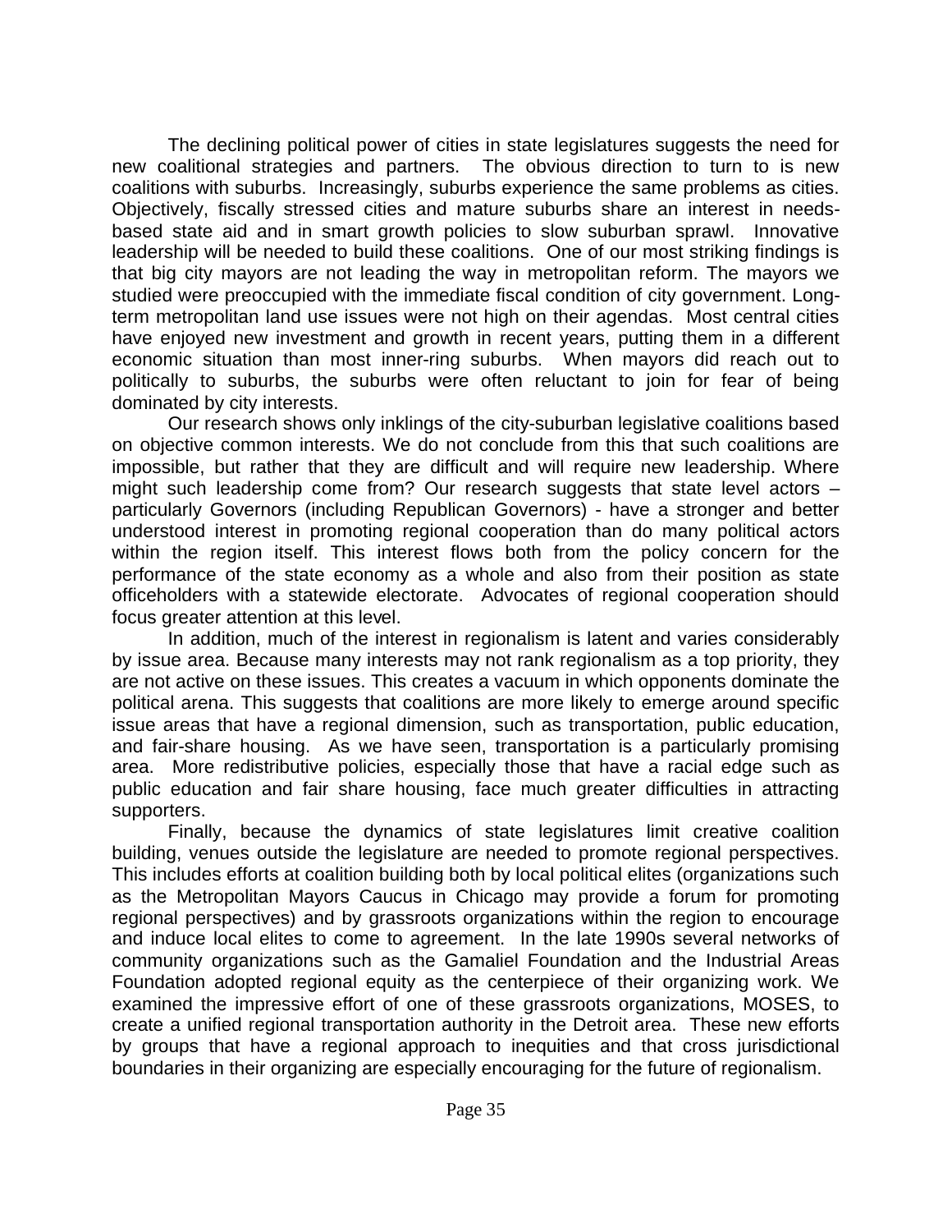The declining political power of cities in state legislatures suggests the need for new coalitional strategies and partners. The obvious direction to turn to is new coalitions with suburbs. Increasingly, suburbs experience the same problems as cities. Objectively, fiscally stressed cities and mature suburbs share an interest in needs-based state aid and in smart growth policies to slow suburban sprawl. Innovative leadership will be needed to build these coalitions. One of our most striking findings is that big city mayors are not leading the way in metropolitan reform. The mayors we studied were preoccupied with the immediate fiscal condition of city government. Long-term metropolitan land use issues were not high on their agendas. Most central cities have enjoyed new investment and growth in recent years, putting them in a different economic situation than most inner-ring suburbs. When mayors did reach out to politically to suburbs, the suburbs were often reluctant to join for fear of being dominated by city interests.

Our research shows only inklings of the city-suburban legislative coalitions based on objective common interests. We do not conclude from this that such coalitions are impossible, but rather that they are difficult and will require new leadership. Where might such leadership come from? Our research suggests that state level actors – particularly Governors (including Republican Governors) - have a stronger and better understood interest in promoting regional cooperation than do many political actors within the region itself. This interest flows both from the policy concern for the performance of the state economy as a whole and also from their position as state officeholders with a statewide electorate. Advocates of regional cooperation should focus greater attention at this level.

In addition, much of the interest in regionalism is latent and varies considerably by issue area. Because many interests may not rank regionalism as a top priority, they are not active on these issues. This creates a vacuum in which opponents dominate the political arena. This suggests that coalitions are more likely to emerge around specific issue areas that have a regional dimension, such as transportation, public education, and fair-share housing. As we have seen, transportation is a particularly promising area. More redistributive policies, especially those that have a racial edge such as public education and fair share housing, face much greater difficulties in attracting supporters.

Finally, because the dynamics of state legislatures limit creative coalition building, venues outside the legislature are needed to promote regional perspectives. This includes efforts at coalition building both by local political elites (organizations such as the Metropolitan Mayors Caucus in Chicago may provide a forum for promoting regional perspectives) and by grassroots organizations within the region to encourage and induce local elites to come to agreement. In the late 1990s several networks of community organizations such as the Gamaliel Foundation and the Industrial Areas Foundation adopted regional equity as the centerpiece of their organizing work. We examined the impressive effort of one of these grassroots organizations, MOSES, to create a unified regional transportation authority in the Detroit area. These new efforts by groups that have a regional approach to inequities and that cross jurisdictional boundaries in their organizing are especially encouraging for the future of regionalism.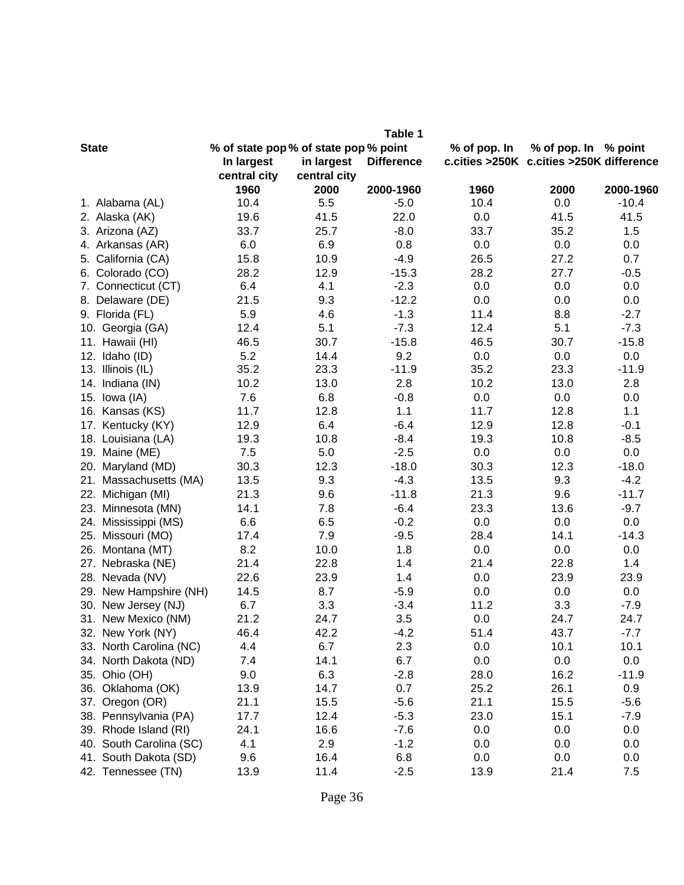**Table 1**

| State | % of state pop In largest central city 1960 | % of state pop in largest central city 2000 | % point Difference 2000-1960 | % of pop. In c.cities >250K 1960 | % of pop. In c.cities >250K 2000 | % point difference 2000-1960 |
|---|---|---|---|---|---|---|
| 1. Alabama (AL) | 10.4 | 5.5 | -5.0 | 10.4 | 0.0 | -10.4 |
| 2. Alaska (AK) | 19.6 | 41.5 | 22.0 | 0.0 | 41.5 | 41.5 |
| 3. Arizona (AZ) | 33.7 | 25.7 | -8.0 | 33.7 | 35.2 | 1.5 |
| 4. Arkansas (AR) | 6.0 | 6.9 | 0.8 | 0.0 | 0.0 | 0.0 |
| 5. California (CA) | 15.8 | 10.9 | -4.9 | 26.5 | 27.2 | 0.7 |
| 6. Colorado (CO) | 28.2 | 12.9 | -15.3 | 28.2 | 27.7 | -0.5 |
| 7. Connecticut (CT) | 6.4 | 4.1 | -2.3 | 0.0 | 0.0 | 0.0 |
| 8. Delaware (DE) | 21.5 | 9.3 | -12.2 | 0.0 | 0.0 | 0.0 |
| 9. Florida (FL) | 5.9 | 4.6 | -1.3 | 11.4 | 8.8 | -2.7 |
| 10. Georgia (GA) | 12.4 | 5.1 | -7.3 | 12.4 | 5.1 | -7.3 |
| 11. Hawaii (HI) | 46.5 | 30.7 | -15.8 | 46.5 | 30.7 | -15.8 |
| 12. Idaho (ID) | 5.2 | 14.4 | 9.2 | 0.0 | 0.0 | 0.0 |
| 13. Illinois (IL) | 35.2 | 23.3 | -11.9 | 35.2 | 23.3 | -11.9 |
| 14. Indiana (IN) | 10.2 | 13.0 | 2.8 | 10.2 | 13.0 | 2.8 |
| 15. Iowa (IA) | 7.6 | 6.8 | -0.8 | 0.0 | 0.0 | 0.0 |
| 16. Kansas (KS) | 11.7 | 12.8 | 1.1 | 11.7 | 12.8 | 1.1 |
| 17. Kentucky (KY) | 12.9 | 6.4 | -6.4 | 12.9 | 12.8 | -0.1 |
| 18. Louisiana (LA) | 19.3 | 10.8 | -8.4 | 19.3 | 10.8 | -8.5 |
| 19. Maine (ME) | 7.5 | 5.0 | -2.5 | 0.0 | 0.0 | 0.0 |
| 20. Maryland (MD) | 30.3 | 12.3 | -18.0 | 30.3 | 12.3 | -18.0 |
| 21. Massachusetts (MA) | 13.5 | 9.3 | -4.3 | 13.5 | 9.3 | -4.2 |
| 22. Michigan (MI) | 21.3 | 9.6 | -11.8 | 21.3 | 9.6 | -11.7 |
| 23. Minnesota (MN) | 14.1 | 7.8 | -6.4 | 23.3 | 13.6 | -9.7 |
| 24. Mississippi (MS) | 6.6 | 6.5 | -0.2 | 0.0 | 0.0 | 0.0 |
| 25. Missouri (MO) | 17.4 | 7.9 | -9.5 | 28.4 | 14.1 | -14.3 |
| 26. Montana (MT) | 8.2 | 10.0 | 1.8 | 0.0 | 0.0 | 0.0 |
| 27. Nebraska (NE) | 21.4 | 22.8 | 1.4 | 21.4 | 22.8 | 1.4 |
| 28. Nevada (NV) | 22.6 | 23.9 | 1.4 | 0.0 | 23.9 | 23.9 |
| 29. New Hampshire (NH) | 14.5 | 8.7 | -5.9 | 0.0 | 0.0 | 0.0 |
| 30. New Jersey (NJ) | 6.7 | 3.3 | -3.4 | 11.2 | 3.3 | -7.9 |
| 31. New Mexico (NM) | 21.2 | 24.7 | 3.5 | 0.0 | 24.7 | 24.7 |
| 32. New York (NY) | 46.4 | 42.2 | -4.2 | 51.4 | 43.7 | -7.7 |
| 33. North Carolina (NC) | 4.4 | 6.7 | 2.3 | 0.0 | 10.1 | 10.1 |
| 34. North Dakota (ND) | 7.4 | 14.1 | 6.7 | 0.0 | 0.0 | 0.0 |
| 35. Ohio (OH) | 9.0 | 6.3 | -2.8 | 28.0 | 16.2 | -11.9 |
| 36. Oklahoma (OK) | 13.9 | 14.7 | 0.7 | 25.2 | 26.1 | 0.9 |
| 37. Oregon (OR) | 21.1 | 15.5 | -5.6 | 21.1 | 15.5 | -5.6 |
| 38. Pennsylvania (PA) | 17.7 | 12.4 | -5.3 | 23.0 | 15.1 | -7.9 |
| 39. Rhode Island (RI) | 24.1 | 16.6 | -7.6 | 0.0 | 0.0 | 0.0 |
| 40. South Carolina (SC) | 4.1 | 2.9 | -1.2 | 0.0 | 0.0 | 0.0 |
| 41. South Dakota (SD) | 9.6 | 16.4 | 6.8 | 0.0 | 0.0 | 0.0 |
| 42. Tennessee (TN) | 13.9 | 11.4 | -2.5 | 13.9 | 21.4 | 7.5 |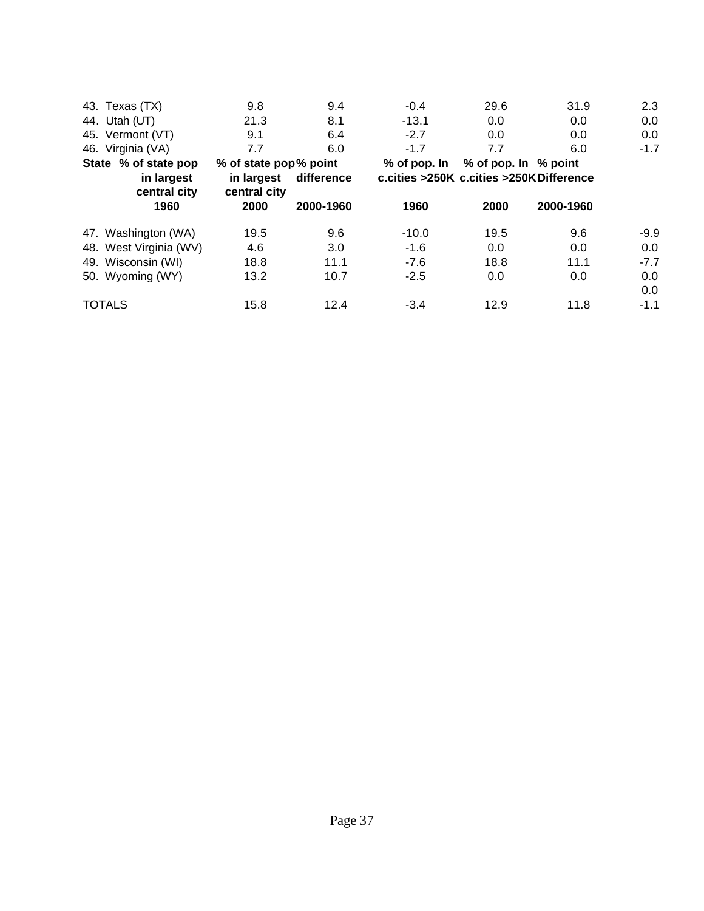| State | % of state pop in largest central city 1960 | % of state pop in largest central city 2000 | % point difference 2000-1960 | % of pop. In c.cities >250K 1960 | % of pop. In c.cities >250K 2000 | % point Difference 2000-1960 |
|---|---|---|---|---|---|---|
| 43. Texas (TX) | 9.8 | 9.4 | -0.4 | 29.6 | 31.9 | 2.3 |
| 44. Utah (UT) | 21.3 | 8.1 | -13.1 | 0.0 | 0.0 | 0.0 |
| 45. Vermont (VT) | 9.1 | 6.4 | -2.7 | 0.0 | 0.0 | 0.0 |
| 46. Virginia (VA) | 7.7 | 6.0 | -1.7 | 7.7 | 6.0 | -1.7 |
| 47. Washington (WA) | 19.5 | 9.6 | -10.0 | 19.5 | 9.6 | -9.9 |
| 48. West Virginia (WV) | 4.6 | 3.0 | -1.6 | 0.0 | 0.0 | 0.0 |
| 49. Wisconsin (WI) | 18.8 | 11.1 | -7.6 | 18.8 | 11.1 | -7.7 |
| 50. Wyoming (WY) | 13.2 | 10.7 | -2.5 | 0.0 | 0.0 | 0.0 |
| | | | | | | 0.0 |
| TOTALS | 15.8 | 12.4 | -3.4 | 12.9 | 11.8 | -1.1 |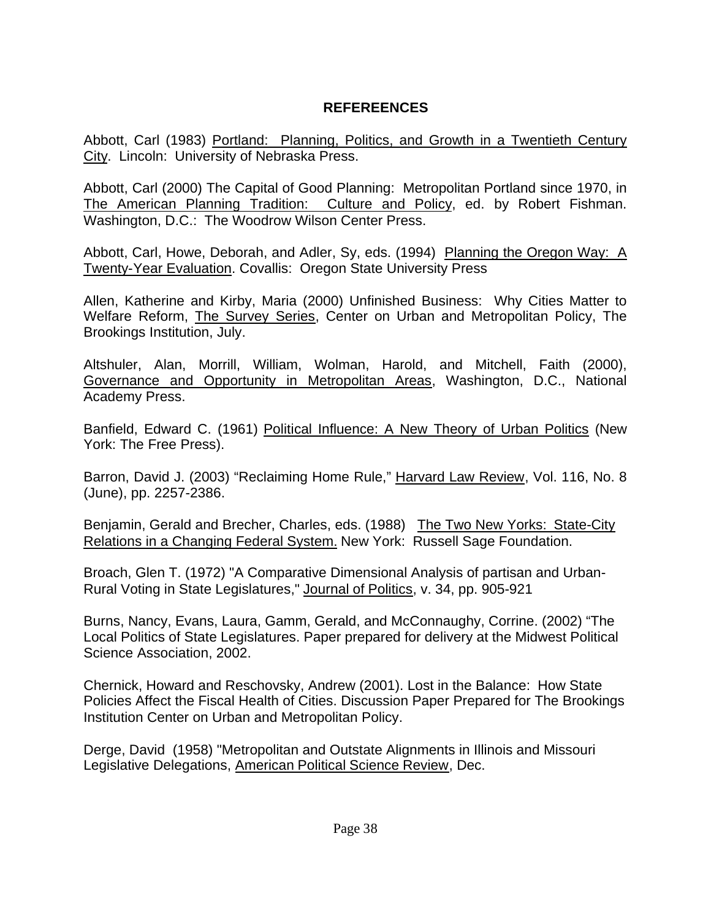# REFEREENCES

Abbott, Carl (1983) Portland: Planning, Politics, and Growth in a Twentieth Century City. Lincoln: University of Nebraska Press.

Abbott, Carl (2000) The Capital of Good Planning: Metropolitan Portland since 1970, in The American Planning Tradition: Culture and Policy, ed. by Robert Fishman. Washington, D.C.: The Woodrow Wilson Center Press.

Abbott, Carl, Howe, Deborah, and Adler, Sy, eds. (1994) Planning the Oregon Way: A Twenty-Year Evaluation. Covallis: Oregon State University Press

Allen, Katherine and Kirby, Maria (2000) Unfinished Business: Why Cities Matter to Welfare Reform, The Survey Series, Center on Urban and Metropolitan Policy, The Brookings Institution, July.

Altshuler, Alan, Morrill, William, Wolman, Harold, and Mitchell, Faith (2000), Governance and Opportunity in Metropolitan Areas, Washington, D.C., National Academy Press.

Banfield, Edward C. (1961) Political Influence: A New Theory of Urban Politics (New York: The Free Press).

Barron, David J. (2003) "Reclaiming Home Rule," Harvard Law Review, Vol. 116, No. 8 (June), pp. 2257-2386.

Benjamin, Gerald and Brecher, Charles, eds. (1988) The Two New Yorks: State-City Relations in a Changing Federal System. New York: Russell Sage Foundation.

Broach, Glen T. (1972) "A Comparative Dimensional Analysis of partisan and Urban-Rural Voting in State Legislatures," Journal of Politics, v. 34, pp. 905-921

Burns, Nancy, Evans, Laura, Gamm, Gerald, and McConnaughy, Corrine. (2002) "The Local Politics of State Legislatures. Paper prepared for delivery at the Midwest Political Science Association, 2002.

Chernick, Howard and Reschovsky, Andrew (2001). Lost in the Balance: How State Policies Affect the Fiscal Health of Cities. Discussion Paper Prepared for The Brookings Institution Center on Urban and Metropolitan Policy.

Derge, David (1958) "Metropolitan and Outstate Alignments in Illinois and Missouri Legislative Delegations, American Political Science Review, Dec.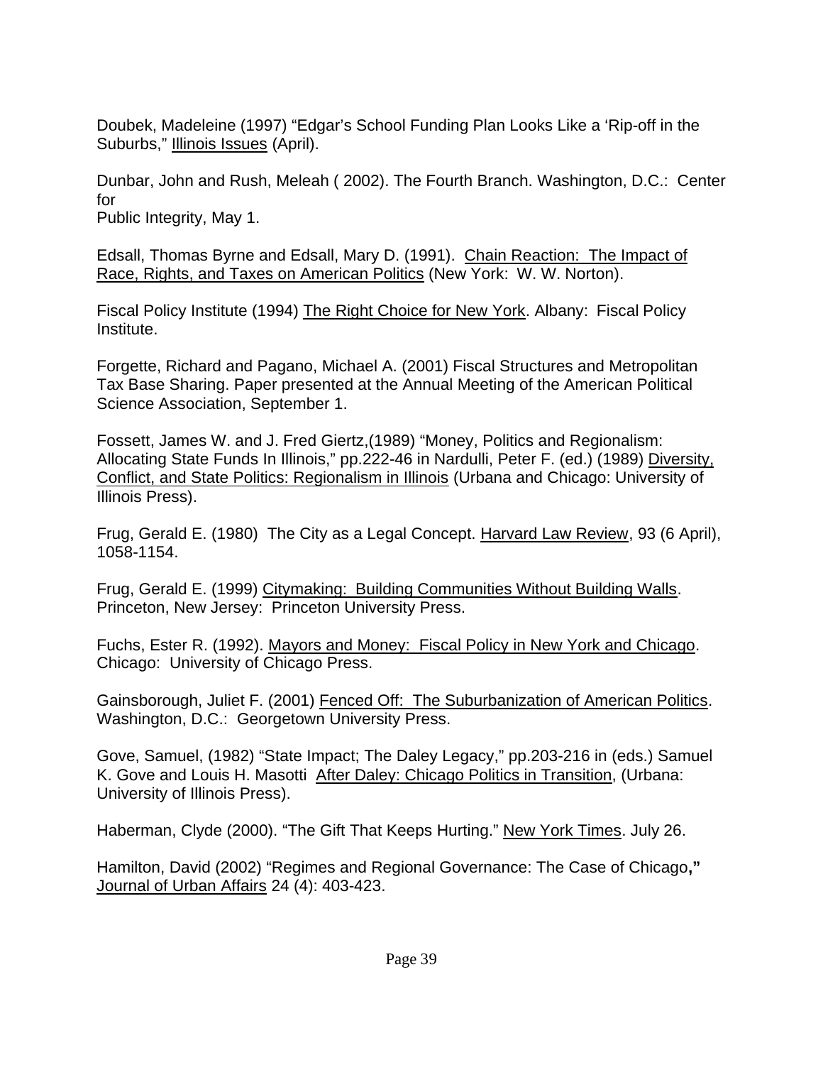Doubek, Madeleine (1997) "Edgar's School Funding Plan Looks Like a 'Rip-off in the Suburbs," Illinois Issues (April).

Dunbar, John and Rush, Meleah ( 2002). The Fourth Branch. Washington, D.C.: Center for
Public Integrity, May 1.

Edsall, Thomas Byrne and Edsall, Mary D. (1991). Chain Reaction: The Impact of Race, Rights, and Taxes on American Politics (New York: W. W. Norton).

Fiscal Policy Institute (1994) The Right Choice for New York. Albany: Fiscal Policy Institute.

Forgette, Richard and Pagano, Michael A. (2001) Fiscal Structures and Metropolitan Tax Base Sharing. Paper presented at the Annual Meeting of the American Political Science Association, September 1.

Fossett, James W. and J. Fred Giertz,(1989) "Money, Politics and Regionalism: Allocating State Funds In Illinois," pp.222-46 in Nardulli, Peter F. (ed.) (1989) Diversity, Conflict, and State Politics: Regionalism in Illinois (Urbana and Chicago: University of Illinois Press).

Frug, Gerald E. (1980) The City as a Legal Concept. Harvard Law Review, 93 (6 April), 1058-1154.

Frug, Gerald E. (1999) Citymaking: Building Communities Without Building Walls. Princeton, New Jersey: Princeton University Press.

Fuchs, Ester R. (1992). Mayors and Money: Fiscal Policy in New York and Chicago. Chicago: University of Chicago Press.

Gainsborough, Juliet F. (2001) Fenced Off: The Suburbanization of American Politics. Washington, D.C.: Georgetown University Press.

Gove, Samuel, (1982) "State Impact; The Daley Legacy," pp.203-216 in (eds.) Samuel K. Gove and Louis H. Masotti After Daley: Chicago Politics in Transition, (Urbana: University of Illinois Press).

Haberman, Clyde (2000). "The Gift That Keeps Hurting." New York Times. July 26.

Hamilton, David (2002) "Regimes and Regional Governance: The Case of Chicago," Journal of Urban Affairs 24 (4): 403-423.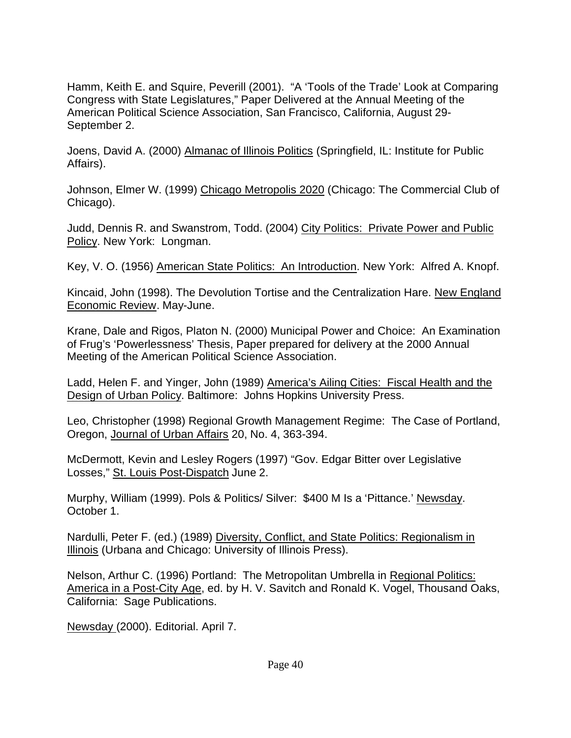Hamm, Keith E. and Squire, Peverill (2001). "A 'Tools of the Trade' Look at Comparing Congress with State Legislatures," Paper Delivered at the Annual Meeting of the American Political Science Association, San Francisco, California, August 29-September 2.

Joens, David A. (2000) Almanac of Illinois Politics (Springfield, IL: Institute for Public Affairs).

Johnson, Elmer W. (1999) Chicago Metropolis 2020 (Chicago: The Commercial Club of Chicago).

Judd, Dennis R. and Swanstrom, Todd. (2004) City Politics: Private Power and Public Policy. New York: Longman.

Key, V. O. (1956) American State Politics: An Introduction. New York: Alfred A. Knopf.

Kincaid, John (1998). The Devolution Tortise and the Centralization Hare. New England Economic Review. May-June.

Krane, Dale and Rigos, Platon N. (2000) Municipal Power and Choice: An Examination of Frug's 'Powerlessness' Thesis, Paper prepared for delivery at the 2000 Annual Meeting of the American Political Science Association.

Ladd, Helen F. and Yinger, John (1989) America's Ailing Cities: Fiscal Health and the Design of Urban Policy. Baltimore: Johns Hopkins University Press.

Leo, Christopher (1998) Regional Growth Management Regime: The Case of Portland, Oregon, Journal of Urban Affairs 20, No. 4, 363-394.

McDermott, Kevin and Lesley Rogers (1997) "Gov. Edgar Bitter over Legislative Losses," St. Louis Post-Dispatch June 2.

Murphy, William (1999). Pols & Politics/ Silver: $400 M Is a 'Pittance.' Newsday. October 1.

Nardulli, Peter F. (ed.) (1989) Diversity, Conflict, and State Politics: Regionalism in Illinois (Urbana and Chicago: University of Illinois Press).

Nelson, Arthur C. (1996) Portland: The Metropolitan Umbrella in Regional Politics: America in a Post-City Age, ed. by H. V. Savitch and Ronald K. Vogel, Thousand Oaks, California: Sage Publications.

Newsday (2000). Editorial. April 7.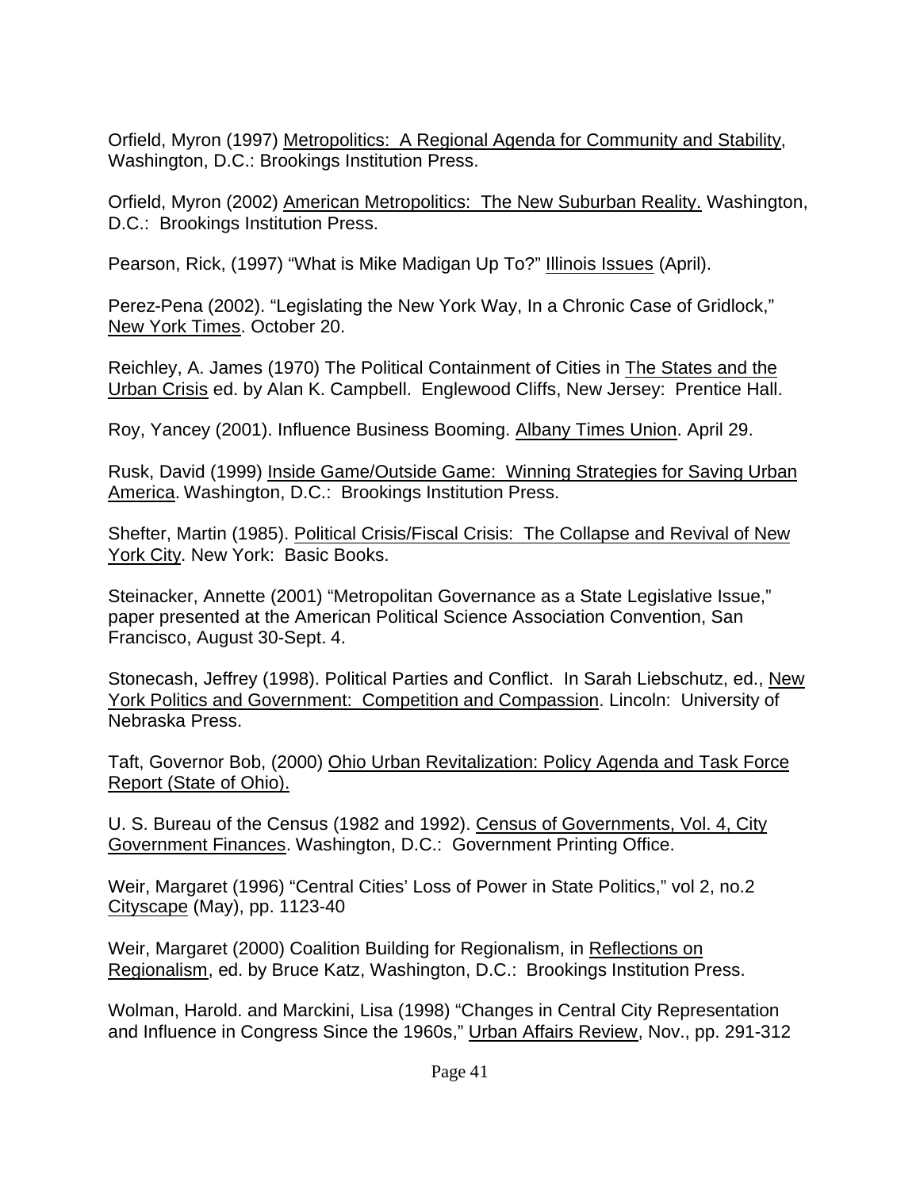Orfield, Myron (1997) Metropolitics: A Regional Agenda for Community and Stability, Washington, D.C.: Brookings Institution Press.

Orfield, Myron (2002) American Metropolitics: The New Suburban Reality. Washington, D.C.: Brookings Institution Press.

Pearson, Rick, (1997) "What is Mike Madigan Up To?" Illinois Issues (April).

Perez-Pena (2002). "Legislating the New York Way, In a Chronic Case of Gridlock," New York Times. October 20.

Reichley, A. James (1970) The Political Containment of Cities in The States and the Urban Crisis ed. by Alan K. Campbell. Englewood Cliffs, New Jersey: Prentice Hall.

Roy, Yancey (2001). Influence Business Booming. Albany Times Union. April 29.

Rusk, David (1999) Inside Game/Outside Game: Winning Strategies for Saving Urban America. Washington, D.C.: Brookings Institution Press.

Shefter, Martin (1985). Political Crisis/Fiscal Crisis: The Collapse and Revival of New York City. New York: Basic Books.

Steinacker, Annette (2001) "Metropolitan Governance as a State Legislative Issue," paper presented at the American Political Science Association Convention, San Francisco, August 30-Sept. 4.

Stonecash, Jeffrey (1998). Political Parties and Conflict. In Sarah Liebschutz, ed., New York Politics and Government: Competition and Compassion. Lincoln: University of Nebraska Press.

Taft, Governor Bob, (2000) Ohio Urban Revitalization: Policy Agenda and Task Force Report (State of Ohio).

U. S. Bureau of the Census (1982 and 1992). Census of Governments, Vol. 4, City Government Finances. Washington, D.C.: Government Printing Office.

Weir, Margaret (1996) "Central Cities' Loss of Power in State Politics," vol 2, no.2 Cityscape (May), pp. 1123-40

Weir, Margaret (2000) Coalition Building for Regionalism, in Reflections on Regionalism, ed. by Bruce Katz, Washington, D.C.: Brookings Institution Press.

Wolman, Harold. and Marckini, Lisa (1998) "Changes in Central City Representation and Influence in Congress Since the 1960s," Urban Affairs Review, Nov., pp. 291-312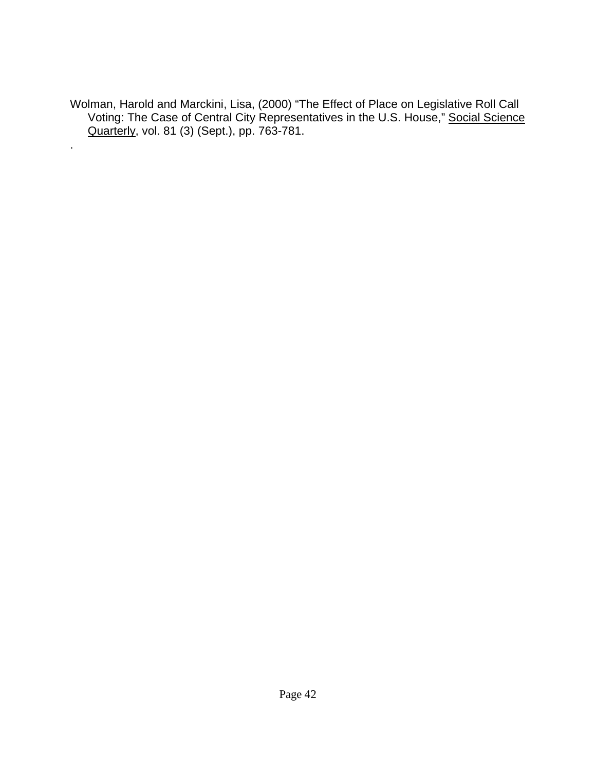Wolman, Harold and Marckini, Lisa, (2000) "The Effect of Place on Legislative Roll Call Voting: The Case of Central City Representatives in the U.S. House," Social Science Quarterly, vol. 81 (3) (Sept.), pp. 763-781.

.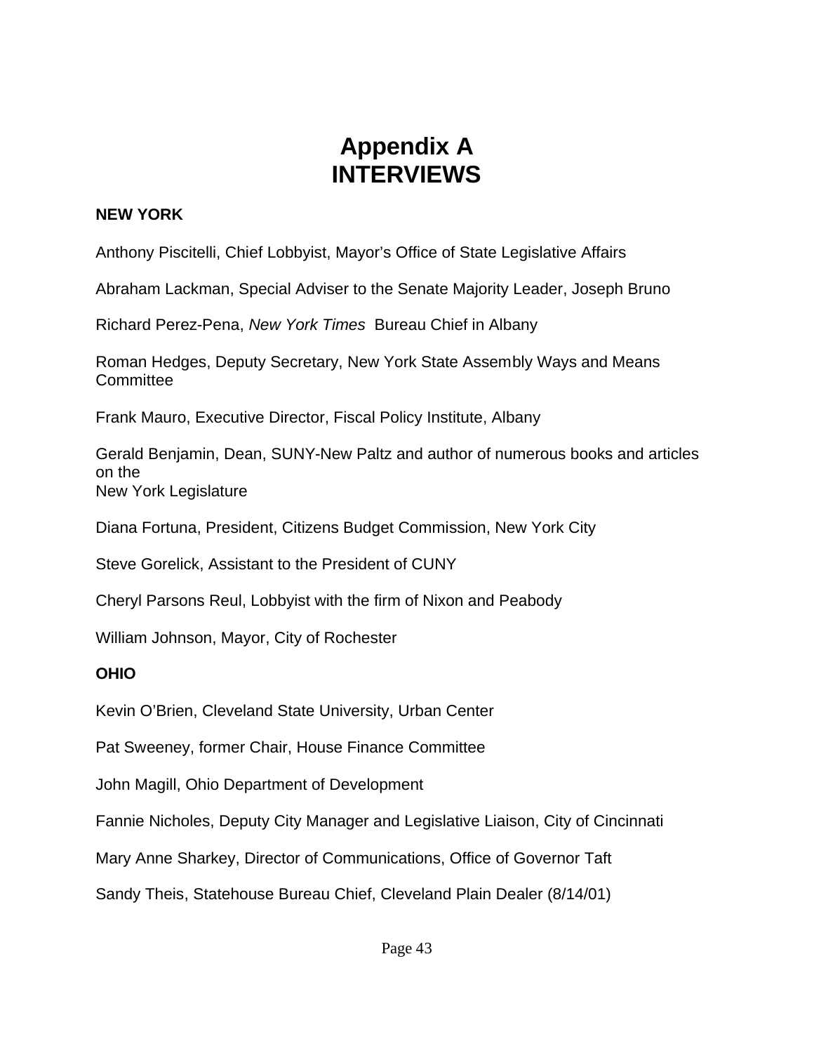# Appendix A
# INTERVIEWS

**NEW YORK**

Anthony Piscitelli, Chief Lobbyist, Mayor's Office of State Legislative Affairs

Abraham Lackman, Special Adviser to the Senate Majority Leader, Joseph Bruno

Richard Perez-Pena, *New York Times* Bureau Chief in Albany

Roman Hedges, Deputy Secretary, New York State Assembly Ways and Means Committee

Frank Mauro, Executive Director, Fiscal Policy Institute, Albany

Gerald Benjamin, Dean, SUNY-New Paltz and author of numerous books and articles on the New York Legislature

Diana Fortuna, President, Citizens Budget Commission, New York City

Steve Gorelick, Assistant to the President of CUNY

Cheryl Parsons Reul, Lobbyist with the firm of Nixon and Peabody

William Johnson, Mayor, City of Rochester

**OHIO**

Kevin O'Brien, Cleveland State University, Urban Center

Pat Sweeney, former Chair, House Finance Committee

John Magill, Ohio Department of Development

Fannie Nicholes, Deputy City Manager and Legislative Liaison, City of Cincinnati

Mary Anne Sharkey, Director of Communications, Office of Governor Taft

Sandy Theis, Statehouse Bureau Chief, Cleveland Plain Dealer (8/14/01)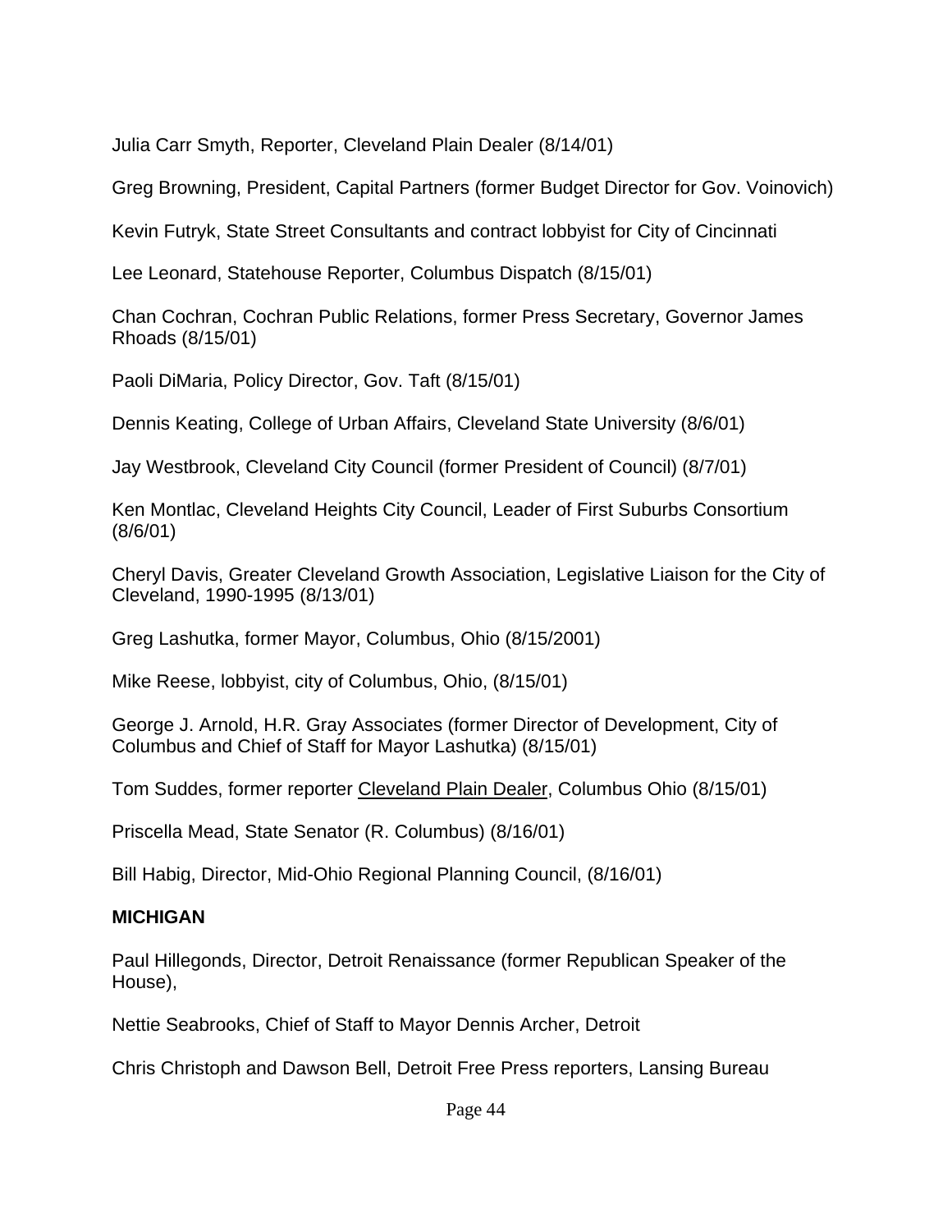Julia Carr Smyth, Reporter, Cleveland Plain Dealer (8/14/01)

Greg Browning, President, Capital Partners (former Budget Director for Gov. Voinovich)

Kevin Futryk, State Street Consultants and contract lobbyist for City of Cincinnati

Lee Leonard, Statehouse Reporter, Columbus Dispatch (8/15/01)

Chan Cochran, Cochran Public Relations, former Press Secretary, Governor James Rhoads (8/15/01)

Paoli DiMaria, Policy Director, Gov. Taft (8/15/01)

Dennis Keating, College of Urban Affairs, Cleveland State University (8/6/01)

Jay Westbrook, Cleveland City Council (former President of Council) (8/7/01)

Ken Montlac, Cleveland Heights City Council, Leader of First Suburbs Consortium (8/6/01)

Cheryl Davis, Greater Cleveland Growth Association, Legislative Liaison for the City of Cleveland, 1990-1995 (8/13/01)

Greg Lashutka, former Mayor, Columbus, Ohio (8/15/2001)

Mike Reese, lobbyist, city of Columbus, Ohio, (8/15/01)

George J. Arnold, H.R. Gray Associates (former Director of Development, City of Columbus and Chief of Staff for Mayor Lashutka) (8/15/01)

Tom Suddes, former reporter Cleveland Plain Dealer, Columbus Ohio (8/15/01)

Priscella Mead, State Senator (R. Columbus) (8/16/01)

Bill Habig, Director, Mid-Ohio Regional Planning Council, (8/16/01)

**MICHIGAN**

Paul Hillegonds, Director, Detroit Renaissance (former Republican Speaker of the House),

Nettie Seabrooks, Chief of Staff to Mayor Dennis Archer, Detroit

Chris Christoph and Dawson Bell, Detroit Free Press reporters, Lansing Bureau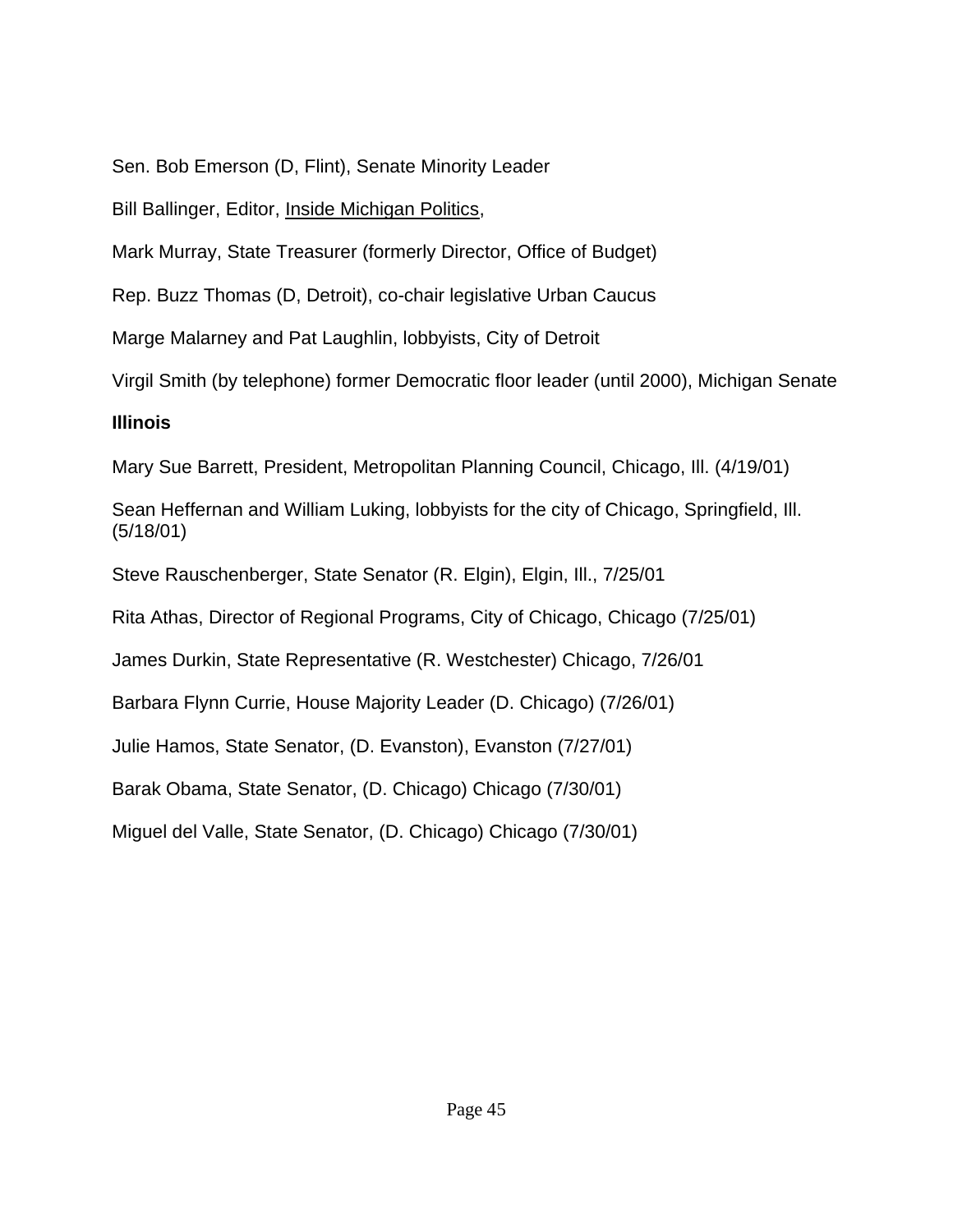Sen. Bob Emerson (D, Flint), Senate Minority Leader

Bill Ballinger, Editor, Inside Michigan Politics,

Mark Murray, State Treasurer (formerly Director, Office of Budget)

Rep. Buzz Thomas (D, Detroit), co-chair legislative Urban Caucus

Marge Malarney and Pat Laughlin, lobbyists, City of Detroit

Virgil Smith (by telephone) former Democratic floor leader (until 2000), Michigan Senate

**Illinois**

Mary Sue Barrett, President, Metropolitan Planning Council, Chicago, Ill. (4/19/01)

Sean Heffernan and William Luking, lobbyists for the city of Chicago, Springfield, Ill. (5/18/01)

Steve Rauschenberger, State Senator (R. Elgin), Elgin, Ill., 7/25/01

Rita Athas, Director of Regional Programs, City of Chicago, Chicago (7/25/01)

James Durkin, State Representative (R. Westchester) Chicago, 7/26/01

Barbara Flynn Currie, House Majority Leader (D. Chicago) (7/26/01)

Julie Hamos, State Senator, (D. Evanston), Evanston (7/27/01)

Barak Obama, State Senator, (D. Chicago) Chicago (7/30/01)

Miguel del Valle, State Senator, (D. Chicago) Chicago (7/30/01)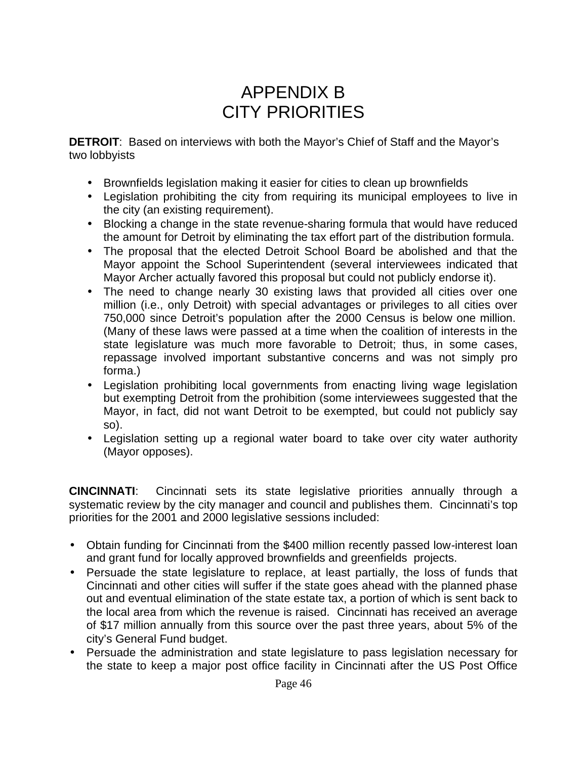# APPENDIX B
# CITY PRIORITIES

**DETROIT**: Based on interviews with both the Mayor's Chief of Staff and the Mayor's two lobbyists

- Brownfields legislation making it easier for cities to clean up brownfields
- Legislation prohibiting the city from requiring its municipal employees to live in the city (an existing requirement).
- Blocking a change in the state revenue-sharing formula that would have reduced the amount for Detroit by eliminating the tax effort part of the distribution formula.
- The proposal that the elected Detroit School Board be abolished and that the Mayor appoint the School Superintendent (several interviewees indicated that Mayor Archer actually favored this proposal but could not publicly endorse it).
- The need to change nearly 30 existing laws that provided all cities over one million (i.e., only Detroit) with special advantages or privileges to all cities over 750,000 since Detroit's population after the 2000 Census is below one million. (Many of these laws were passed at a time when the coalition of interests in the state legislature was much more favorable to Detroit; thus, in some cases, repassage involved important substantive concerns and was not simply pro forma.)
- Legislation prohibiting local governments from enacting living wage legislation but exempting Detroit from the prohibition (some interviewees suggested that the Mayor, in fact, did not want Detroit to be exempted, but could not publicly say so).
- Legislation setting up a regional water board to take over city water authority (Mayor opposes).

**CINCINNATI**: Cincinnati sets its state legislative priorities annually through a systematic review by the city manager and council and publishes them. Cincinnati's top priorities for the 2001 and 2000 legislative sessions included:

- Obtain funding for Cincinnati from the $400 million recently passed low-interest loan and grant fund for locally approved brownfields and greenfields projects.
- Persuade the state legislature to replace, at least partially, the loss of funds that Cincinnati and other cities will suffer if the state goes ahead with the planned phase out and eventual elimination of the state estate tax, a portion of which is sent back to the local area from which the revenue is raised. Cincinnati has received an average of $17 million annually from this source over the past three years, about 5% of the city's General Fund budget.
- Persuade the administration and state legislature to pass legislation necessary for the state to keep a major post office facility in Cincinnati after the US Post Office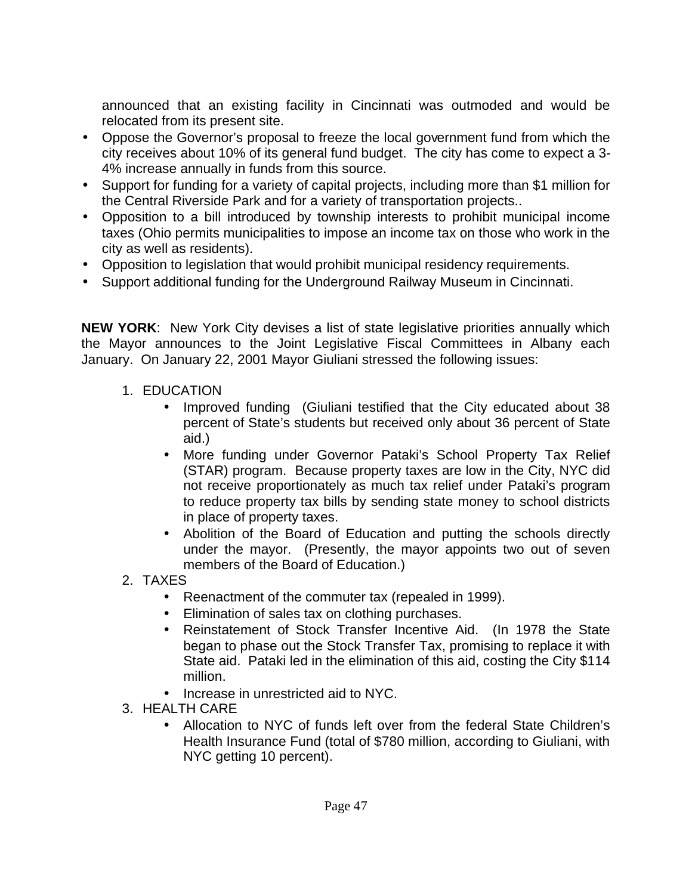announced that an existing facility in Cincinnati was outmoded and would be relocated from its present site.

- Oppose the Governor's proposal to freeze the local government fund from which the city receives about 10% of its general fund budget. The city has come to expect a 3-4% increase annually in funds from this source.
- Support for funding for a variety of capital projects, including more than $1 million for the Central Riverside Park and for a variety of transportation projects..
- Opposition to a bill introduced by township interests to prohibit municipal income taxes (Ohio permits municipalities to impose an income tax on those who work in the city as well as residents).
- Opposition to legislation that would prohibit municipal residency requirements.
- Support additional funding for the Underground Railway Museum in Cincinnati.

**NEW YORK**: New York City devises a list of state legislative priorities annually which the Mayor announces to the Joint Legislative Fiscal Committees in Albany each January. On January 22, 2001 Mayor Giuliani stressed the following issues:

1. EDUCATION
   - Improved funding (Giuliani testified that the City educated about 38 percent of State's students but received only about 36 percent of State aid.)
   - More funding under Governor Pataki's School Property Tax Relief (STAR) program. Because property taxes are low in the City, NYC did not receive proportionately as much tax relief under Pataki's program to reduce property tax bills by sending state money to school districts in place of property taxes.
   - Abolition of the Board of Education and putting the schools directly under the mayor. (Presently, the mayor appoints two out of seven members of the Board of Education.)
2. TAXES
   - Reenactment of the commuter tax (repealed in 1999).
   - Elimination of sales tax on clothing purchases.
   - Reinstatement of Stock Transfer Incentive Aid. (In 1978 the State began to phase out the Stock Transfer Tax, promising to replace it with State aid. Pataki led in the elimination of this aid, costing the City $114 million.
   - Increase in unrestricted aid to NYC.
3. HEALTH CARE
   - Allocation to NYC of funds left over from the federal State Children's Health Insurance Fund (total of $780 million, according to Giuliani, with NYC getting 10 percent).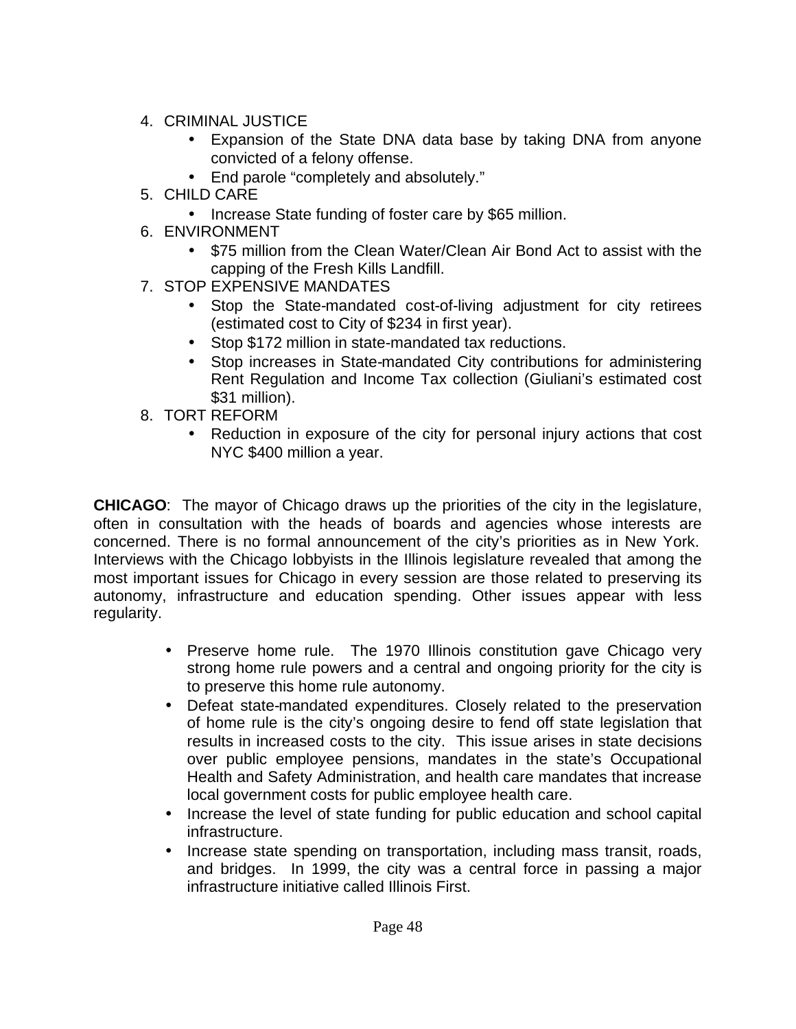4. CRIMINAL JUSTICE
    - Expansion of the State DNA data base by taking DNA from anyone convicted of a felony offense.
    - End parole "completely and absolutely."
5. CHILD CARE
    - Increase State funding of foster care by $65 million.
6. ENVIRONMENT
    - $75 million from the Clean Water/Clean Air Bond Act to assist with the capping of the Fresh Kills Landfill.
7. STOP EXPENSIVE MANDATES
    - Stop the State-mandated cost-of-living adjustment for city retirees (estimated cost to City of $234 in first year).
    - Stop $172 million in state-mandated tax reductions.
    - Stop increases in State-mandated City contributions for administering Rent Regulation and Income Tax collection (Giuliani's estimated cost $31 million).
8. TORT REFORM
    - Reduction in exposure of the city for personal injury actions that cost NYC $400 million a year.

**CHICAGO**: The mayor of Chicago draws up the priorities of the city in the legislature, often in consultation with the heads of boards and agencies whose interests are concerned. There is no formal announcement of the city's priorities as in New York. Interviews with the Chicago lobbyists in the Illinois legislature revealed that among the most important issues for Chicago in every session are those related to preserving its autonomy, infrastructure and education spending. Other issues appear with less regularity.

- Preserve home rule. The 1970 Illinois constitution gave Chicago very strong home rule powers and a central and ongoing priority for the city is to preserve this home rule autonomy.
- Defeat state-mandated expenditures. Closely related to the preservation of home rule is the city's ongoing desire to fend off state legislation that results in increased costs to the city. This issue arises in state decisions over public employee pensions, mandates in the state's Occupational Health and Safety Administration, and health care mandates that increase local government costs for public employee health care.
- Increase the level of state funding for public education and school capital infrastructure.
- Increase state spending on transportation, including mass transit, roads, and bridges. In 1999, the city was a central force in passing a major infrastructure initiative called Illinois First.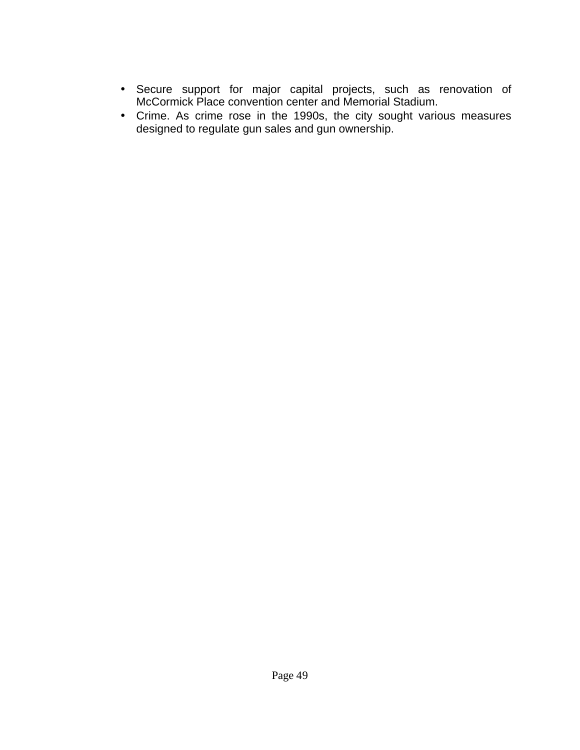- Secure support for major capital projects, such as renovation of McCormick Place convention center and Memorial Stadium.
- Crime. As crime rose in the 1990s, the city sought various measures designed to regulate gun sales and gun ownership.